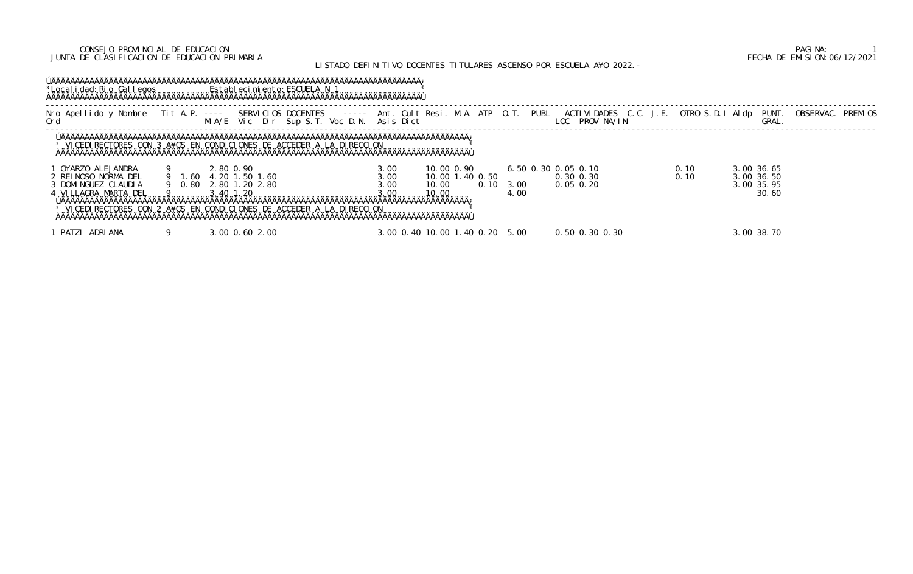CONSEJO PROVINCIAL DE EDUCACION
JUNTA DE CLASIFICACION DE EDUCACION PRIMARIA

FECHA DE EMISION: 06/12/2021

# LISTADO DEFINITIVO DOCENTES TITULARES ASCENSO POR ESCUELA A¥O 2022.-

Localidad: Rio Gallegos — Establecimiento: ESCUELA N 1

## VICEDIRECTORES CON 3 A¥OS EN CONDICIONES DE ACCEDER A LA DIRECCION

| Nro Ord | Apellido y Nombre | Tit | A.P. | M.A/E | Vic | Dir | Sup S.T. | Voc D.N. | Ant. Asis | Cult Dict | Resi. | M.A. | ATP | O.T. | PUBL | ACTIVIDADES LOC | PROV | NA/IN | C.C. | J.E. | OTRO | S.D.I | Aldp | PUNT. GRAL. | OBSERVAC. | PREMIOS |
|---|---|---|---|---|---|---|---|---|---|---|---|---|---|---|---|---|---|---|---|---|---|---|---|---|---|---|
| 1 | OYARZO ALEJANDRA | 9 | | 2.80 | 0.90 | | | | 3.00 | | 10.00 | 0.90 | | 6.50 | 0.30 | 0.05 | 0.10 | | | | 0.10 | | 3.00 | 36.65 | | |
| 2 | REINOSO NORMA DEL | 9 | 1.60 | 4.20 | 1.50 | 1.60 | | | 3.00 | | 10.00 | 1.40 | 0.50 | | | 0.30 | 0.30 | | | | 0.10 | | 3.00 | 36.50 | | |
| 3 | DOMINGUEZ CLAUDIA | 9 | 0.80 | 2.80 | 1.20 | 2.80 | | | 3.00 | | 10.00 | | 0.10 | 3.00 | | 0.05 | 0.20 | | | | | | 3.00 | 35.95 | | |
| 4 | VILLAGRA MARTA DEL | 9 | | 3.40 | 1.20 | | | | 3.00 | | 10.00 | | | 4.00 | | | | | | | | | | 30.60 | | |

## VICEDIRECTORES CON 2 A¥OS EN CONDICIONES DE ACCEDER A LA DIRECCION

| Nro Ord | Apellido y Nombre | Tit | A.P. | M.A/E | Vic | Dir | Sup S.T. | Voc D.N. | Ant. Asis | Cult Dict | Resi. | M.A. | ATP | O.T. | PUBL | ACTIVIDADES LOC | PROV | NA/IN | C.C. | J.E. | OTRO | S.D.I | Aldp | PUNT. GRAL. | OBSERVAC. | PREMIOS |
|---|---|---|---|---|---|---|---|---|---|---|---|---|---|---|---|---|---|---|---|---|---|---|---|---|---|---|
| 1 | PATZI ADRIANA | 9 | | 3.00 | 0.60 | 2.00 | | | 3.00 | 0.40 | 10.00 | 1.40 | 0.20 | 5.00 | | 0.50 | 0.30 | 0.30 | | | | | 3.00 | 38.70 | | |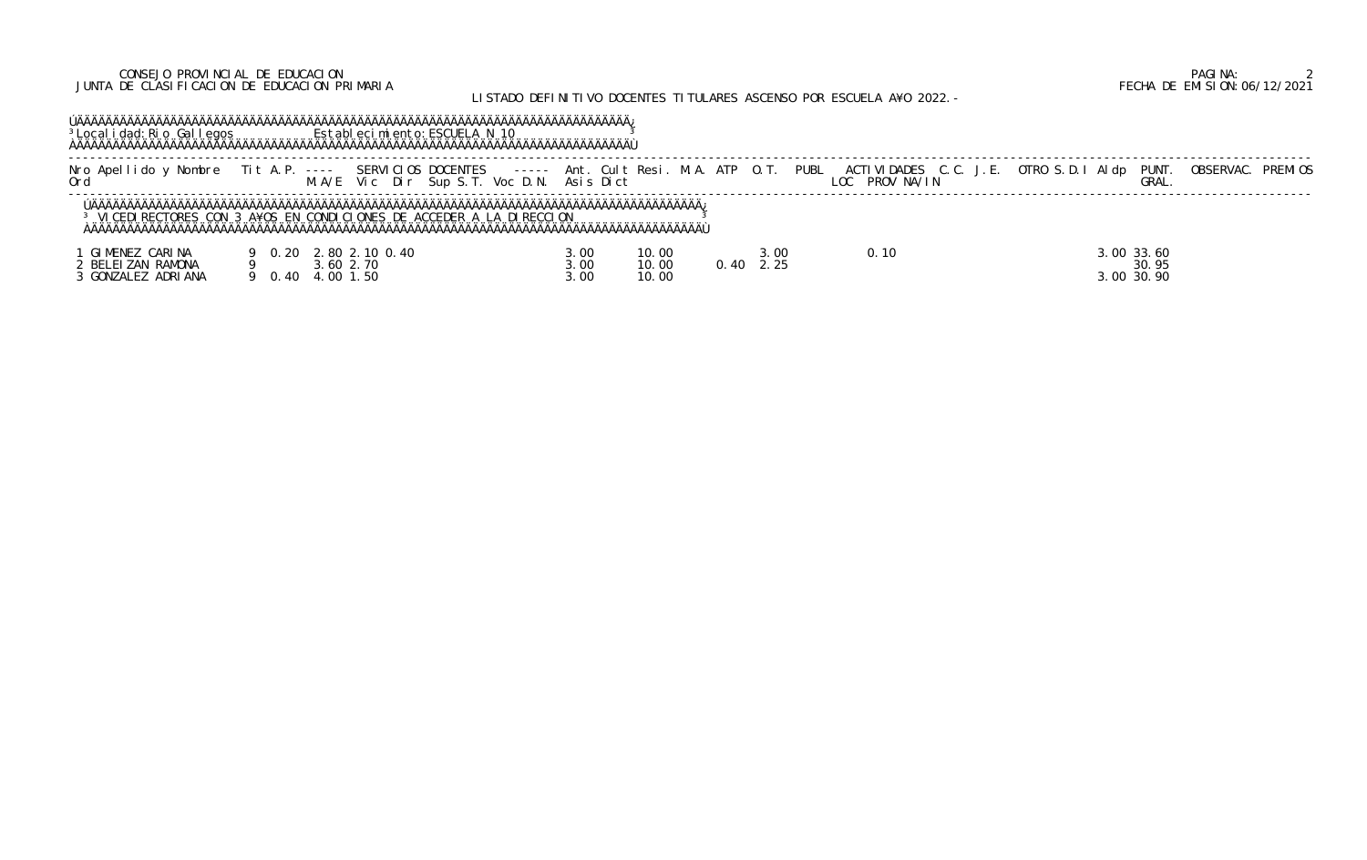CONSEJO PROVINCIAL DE EDUCACION
JUNTA DE CLASIFICACION DE EDUCACION PRIMARIA

LISTADO DEFINITIVO DOCENTES TITULARES ASCENSO POR ESCUELA AÑO 2022.-

FECHA DE EMISION: 06/12/2021

Localidad: Rio Gallegos    Establecimiento: ESCUELA N 10

VICEDIRECTORES CON 3 AÑOS EN CONDICIONES DE ACCEDER A LA DIRECCION

| Nro Ord | Apellido y Nombre | Tit | A.P. | M.A/E | Vic | Dir | Sup S.T. | Voc D.N. | Asis Dict | Ant. | Cult | Resi. | M.A. | ATP | O.T. | PUBL | ACTIVIDADES LOC | PROV NA/IN | C.C. | J.E. | OTRO S.D.I | Aldp | PUNT. GRAL. | OBSERVAC. | PREMIOS |
|---|---|---|---|---|---|---|---|---|---|---|---|---|---|---|---|---|---|---|---|---|---|---|---|---|---|
| 1 | GIMENEZ CARINA | 9 | 0.20 | 2.80 | 2.10 | 0.40 | | | 3.00 | 10.00 | | | | | 3.00 | | 0.10 | | | | | 3.00 | 33.60 | | |
| 2 | BELEIZAN RAMONA | 9 | | 3.60 | 2.70 | | | | 3.00 | 10.00 | | | 0.40 | | 2.25 | | | | | | | | 30.95 | | |
| 3 | GONZALEZ ADRIANA | 9 | 0.40 | 4.00 | 1.50 | | | | 3.00 | 10.00 | | | | | | | | | | | | 3.00 | 30.90 | | |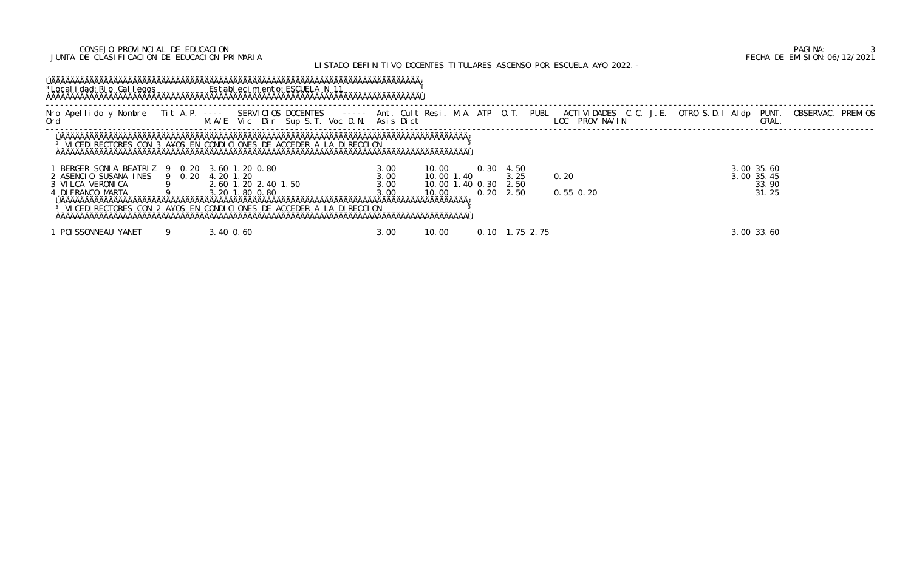CONSEJO PROVINCIAL DE EDUCACION
JUNTA DE CLASIFICACION DE EDUCACION PRIMARIA

LISTADO DEFINITIVO DOCENTES TITULARES ASCENSO POR ESCUELA A¥O 2022.-

FECHA DE EMISION:06/12/2021

Localidad: Rio Gallegos — Establecimiento: ESCUELA N 11

| Nro Ord | Apellido y Nombre | Tit | A.P. | M.A/E | Vic | Dir | Sup S.T. | Voc D.N. | Asis | Dict | Ant. | Cult | Resi. | M.A. | ATP | O.T. | PUBL | ACTIVIDADES LOC | PROV | NA/IN | C.C. | J.E. | OTRO S.D.I | Aldp | PUNT. GRAL. | OBSERVAC. | PREMIOS |
|---|---|---|---|---|---|---|---|---|---|---|---|---|---|---|---|---|---|---|---|---|---|---|---|---|---|---|---|
| **VICEDIRECTORES CON 3 A¥OS EN CONDICIONES DE ACCEDER A LA DIRECCION** | | | | | | | | | | | | | | | | | | | | | | | | | | | |
| 1 | BERGER SONIA BEATRIZ | 9 | 0.20 | 3.60 | 1.20 | 0.80 | | | | 3.00 | 10.00 | | | 0.30 | 4.50 | | | | | | | | | 3.00 | 35.60 | | |
| 2 | ASENCIO SUSANA INES | 9 | 0.20 | 4.20 | 1.20 | | | | | 3.00 | 10.00 | 1.40 | | | 3.25 | | | 0.20 | | | | | | 3.00 | 35.45 | | |
| 3 | VILCA VERONICA | 9 | | 2.60 | 1.20 | 2.40 | 1.50 | | | 3.00 | 10.00 | 1.40 | | 0.30 | 2.50 | | | | | | | | | | 33.90 | | |
| 4 | DI FRANCO MARTA | 9 | | 3.20 | 1.80 | 0.80 | | | | 3.00 | 10.00 | | | 0.20 | 2.50 | | | 0.55 | 0.20 | | | | | | 31.25 | | |
| **VICEDIRECTORES CON 2 A¥OS EN CONDICIONES DE ACCEDER A LA DIRECCION** | | | | | | | | | | | | | | | | | | | | | | | | | | | |
| 1 | POISSONNEAU YANET | 9 | | 3.40 | 0.60 | | | | | 3.00 | 10.00 | | | 0.10 | 1.75 | 2.75 | | | | | | | | 3.00 | 33.60 | | |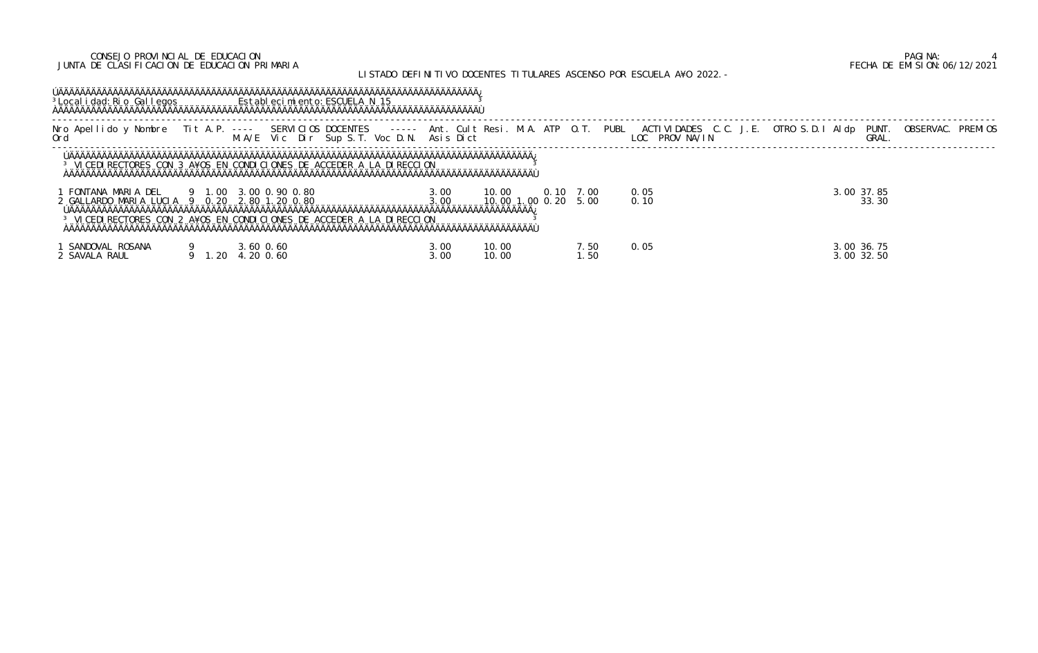CONSEJO PROVINCIAL DE EDUCACION
JUNTA DE CLASIFICACION DE EDUCACION PRIMARIA

LISTADO DEFINITIVO DOCENTES TITULARES ASCENSO POR ESCUELA A¥O 2022.-

FECHA DE EMISION: 06/12/2021

Localidad: Rio Gallegos    Establecimiento: ESCUELA N 15

| Nro Ord | Apellido y Nombre | Tit | A.P. | M.A/E | Vic | Dir | Sup S.T. | Voc D.N. | Ant. Asis | Cult Dict | Resi. | M.A. | ATP | O.T. | PUBL | ACTIVIDADES LOC | PROV | NA/IN | C.C. | J.E. | OTRO | S.D.I | Aldp | PUNT. GRAL. | OBSERVAC. | PREMIOS |
|---|---|---|---|---|---|---|---|---|---|---|---|---|---|---|---|---|---|---|---|---|---|---|---|---|---|---|
| **VICEDIRECTORES CON 3 A¥OS EN CONDICIONES DE ACCEDER A LA DIRECCION** | | | | | | | | | | | | | | | | | | | | | | | | | | |
| 1 | FONTANA MARIA DEL | 9 | 1.00 | 3.00 | 0.90 | 0.80 | | | 3.00 | | 10.00 | | 0.10 | 7.00 | | 0.05 | | | | | | | 3.00 | 37.85 | | |
| 2 | GALLARDO MARIA LUCIA | 9 | 0.20 | 2.80 | 1.20 | 0.80 | | | 3.00 | | 10.00 | 1.00 | 0.20 | 5.00 | | 0.10 | | | | | | | | 33.30 | | |
| **VICEDIRECTORES CON 2 A¥OS EN CONDICIONES DE ACCEDER A LA DIRECCION** | | | | | | | | | | | | | | | | | | | | | | | | | | |
| 1 | SANDOVAL ROSANA | 9 | | 3.60 | 0.60 | | | | 3.00 | | 10.00 | | | 7.50 | | 0.05 | | | | | | | 3.00 | 36.75 | | |
| 2 | SAVALA RAUL | 9 | 1.20 | 4.20 | 0.60 | | | | 3.00 | | 10.00 | | | 1.50 | | | | | | | | | 3.00 | 32.50 | | |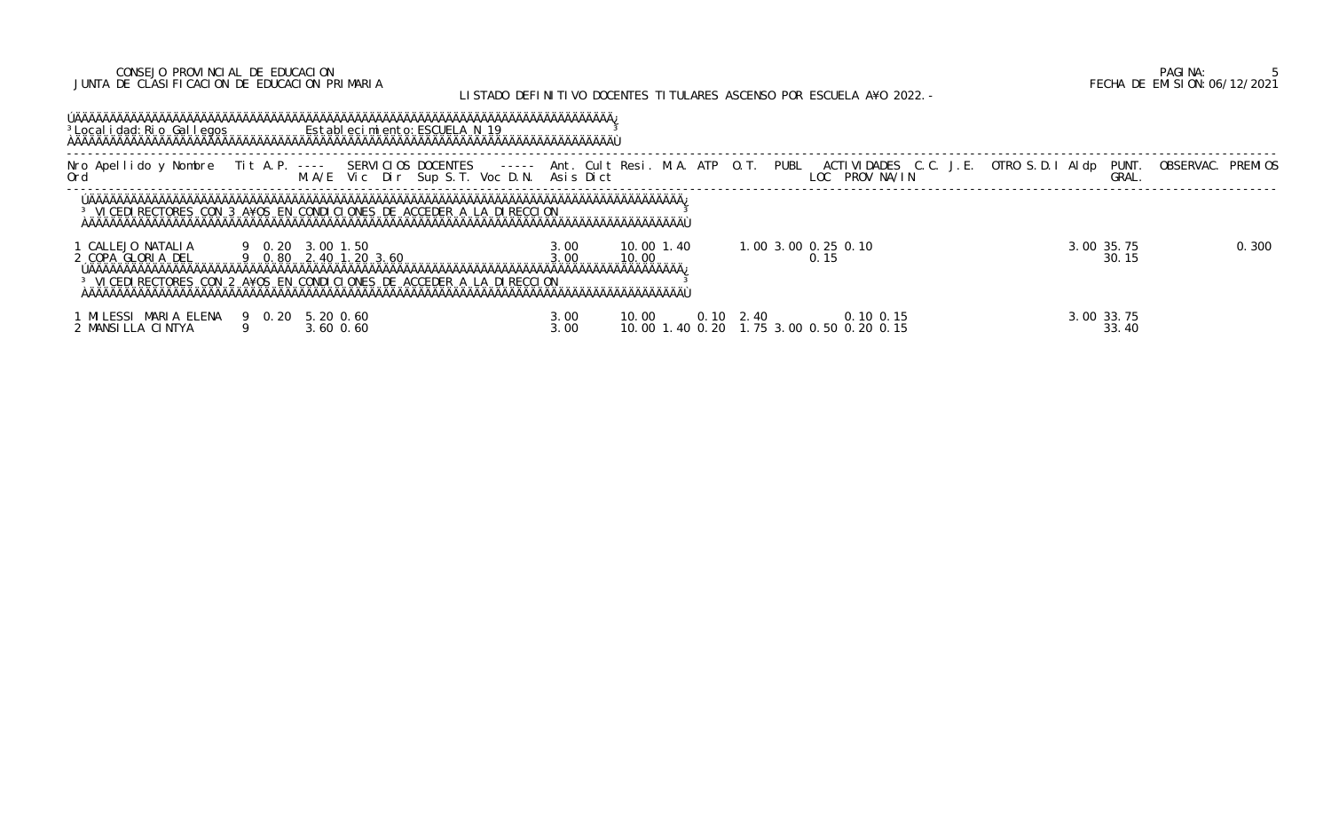CONSEJO PROVINCIAL DE EDUCACION
JUNTA DE CLASIFICACION DE EDUCACION PRIMARIA

FECHA DE EMISION:06/12/2021

LISTADO DEFINITIVO DOCENTES TITULARES ASCENSO POR ESCUELA A¥O 2022.-

Localidad: Rio Gallegos — Establecimiento: ESCUELA N 19

| Nro Ord | Apellido y Nombre | Tit | A.P. | M.A/E | Vic | Dir | Sup S.T. | Voc D.N. | Ant. Asis | Cult Dict | Resi. | M.A. | ATP | O.T. | PUBL | ACTIVIDADES LOC | PROV | NA/IN | C.C. | J.E. | OTRO | S.D.I | Aldp | PUNT. GRAL. | OBSERVAC. | PREMIOS |
|---|---|---|---|---|---|---|---|---|---|---|---|---|---|---|---|---|---|---|---|---|---|---|---|---|---|---|
| **VICEDIRECTORES CON 3 A¥OS EN CONDICIONES DE ACCEDER A LA DIRECCION** | | | | | | | | | | | | | | | | | | | | | | | | | | |
| 1 | CALLEJO NATALIA | 9 | 0.20 | 3.00 | 1.50 | | | | 3.00 | | 10.00 | 1.40 | | 1.00 | 3.00 | 0.25 | 0.10 | | | | | | 3.00 | 35.75 | | 0.300 |
| 2 | COPA GLORIA DEL | 9 | 0.80 | 2.40 | 1.20 | 3.60 | | | 3.00 | | 10.00 | | | | | | 0.15 | | | | | | | 30.15 | | |
| **VICEDIRECTORES CON 2 A¥OS EN CONDICIONES DE ACCEDER A LA DIRECCION** | | | | | | | | | | | | | | | | | | | | | | | | | | |
| 1 | MILESSI MARIA ELENA | 9 | 0.20 | 5.20 | 0.60 | | | | 3.00 | | 10.00 | | 0.10 | 2.40 | | | 0.10 | 0.15 | | | | | 3.00 | 33.75 | | |
| 2 | MANSILLA CINTYA | 9 | | 3.60 | 0.60 | | | | 3.00 | | 10.00 | 1.40 | 0.20 | 1.75 | 3.00 | 0.50 | 0.20 | 0.15 | | | | | | 33.40 | | |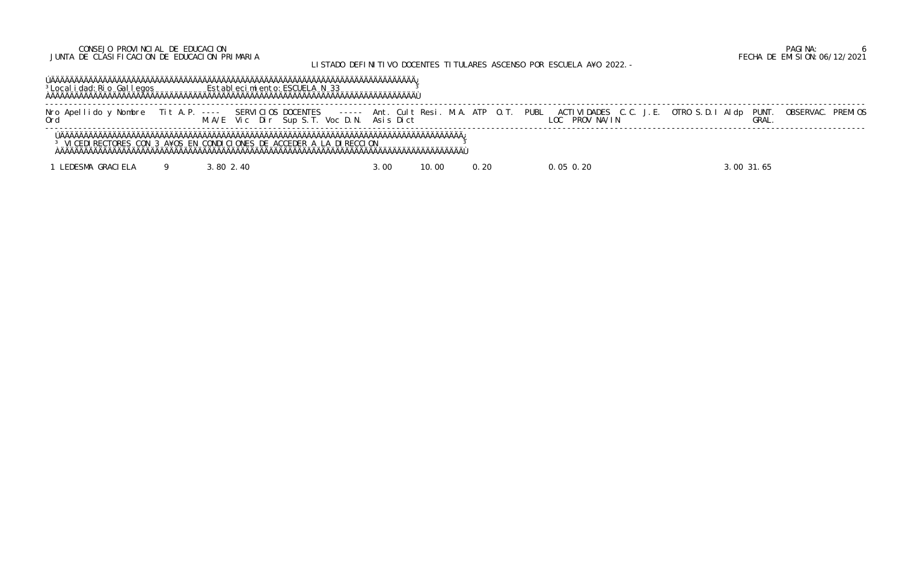CONSEJO PROVINCIAL DE EDUCACION
JUNTA DE CLASIFICACION DE EDUCACION PRIMARIA

FECHA DE EMISION: 06/12/2021

LISTADO DEFINITIVO DOCENTES TITULARES ASCENSO POR ESCUELA AÑO 2022.-

Localidad: Rio Gallegos — Establecimiento: ESCUELA N 33

| Nro Ord | Apellido y Nombre | Tit | A.P. | SERVICIOS DOCENTES M.A/E | Vic | Dir | Sup | S.T. | Voc | D.N. | Ant. Asis | Cult Dict | Resi. | M.A. | ATP | O.T. | PUBL | ACTIVIDADES LOC | PROV | NA/IN | C.C. | J.E. | OTRO | S.D.I | Aldp | PUNT. GRAL. | OBSERVAC. | PREMIOS |
|---|---|---|---|---|---|---|---|---|---|---|---|---|---|---|---|---|---|---|---|---|---|---|---|---|---|---|---|---|
| | **VICEDIRECTORES CON 3 AÑOS EN CONDICIONES DE ACCEDER A LA DIRECCION** | | | | | | | | | | | | | | | | | | | | | | | | | | | |
| 1 | LEDESMA GRACIELA | 9 | | 3.80 | 2.40 | | | | | | 3.00 | | 10.00 | | 0.20 | | | 0.05 | 0.20 | | | | | | 3.00 | 31.65 | | |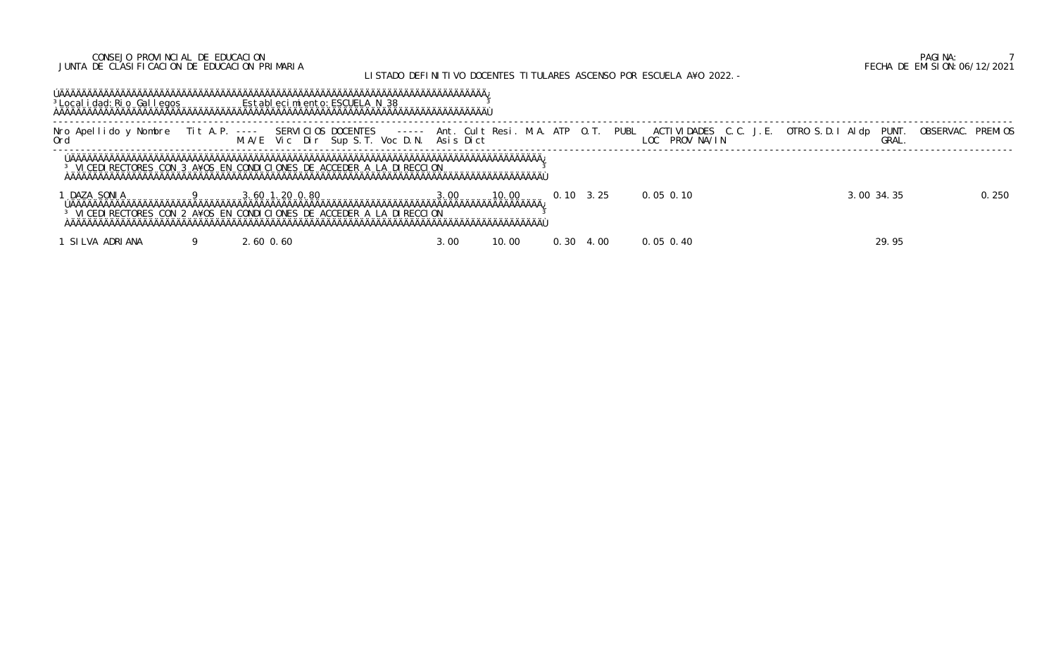CONSEJO PROVINCIAL DE EDUCACION
JUNTA DE CLASIFICACION DE EDUCACION PRIMARIA

LISTADO DEFINITIVO DOCENTES TITULARES ASCENSO POR ESCUELA AÑO 2022.-

FECHA DE EMISION: 06/12/2021

Localidad: Rio Gallegos — Establecimiento: ESCUELA N 38

| Nro Ord | Apellido y Nombre | Tit | A.P. | M.A/E | Vic | Dir | Sup | S.T. | Voc | D.N. | Asis | Dict | Ant. | Cult | Resi. | M.A. | ATP | O.T. | PUBL | ACTIVIDADES LOC | PROV | NA/IN | C.C. | J.E. | OTRO | S.D.I | Aldp | PUNT. GRAL. | OBSERVAC. | PREMIOS |
|---|---|---|---|---|---|---|---|---|---|---|---|---|---|---|---|---|---|---|---|---|---|---|---|---|---|---|---|---|---|---|
| **VICEDIRECTORES CON 3 AÑOS EN CONDICIONES DE ACCEDER A LA DIRECCION** | | | | | | | | | | | | | | | | | | | | | | | | | | | | | | |
| 1 | DAZA SONIA | 9 | | 3.60 | 1.20 | 0.80 | | | | | | | 3.00 | | 10.00 | | | 0.10 | 3.25 | 0.05 | 0.10 | | | | | | 3.00 | 34.35 | | 0.250 |
| **VICEDIRECTORES CON 2 AÑOS EN CONDICIONES DE ACCEDER A LA DIRECCION** | | | | | | | | | | | | | | | | | | | | | | | | | | | | | | |
| 1 | SILVA ADRIANA | 9 | | 2.60 | 0.60 | | | | | | | | 3.00 | | 10.00 | | | 0.30 | 4.00 | 0.05 | 0.40 | | | | | | | 29.95 | | |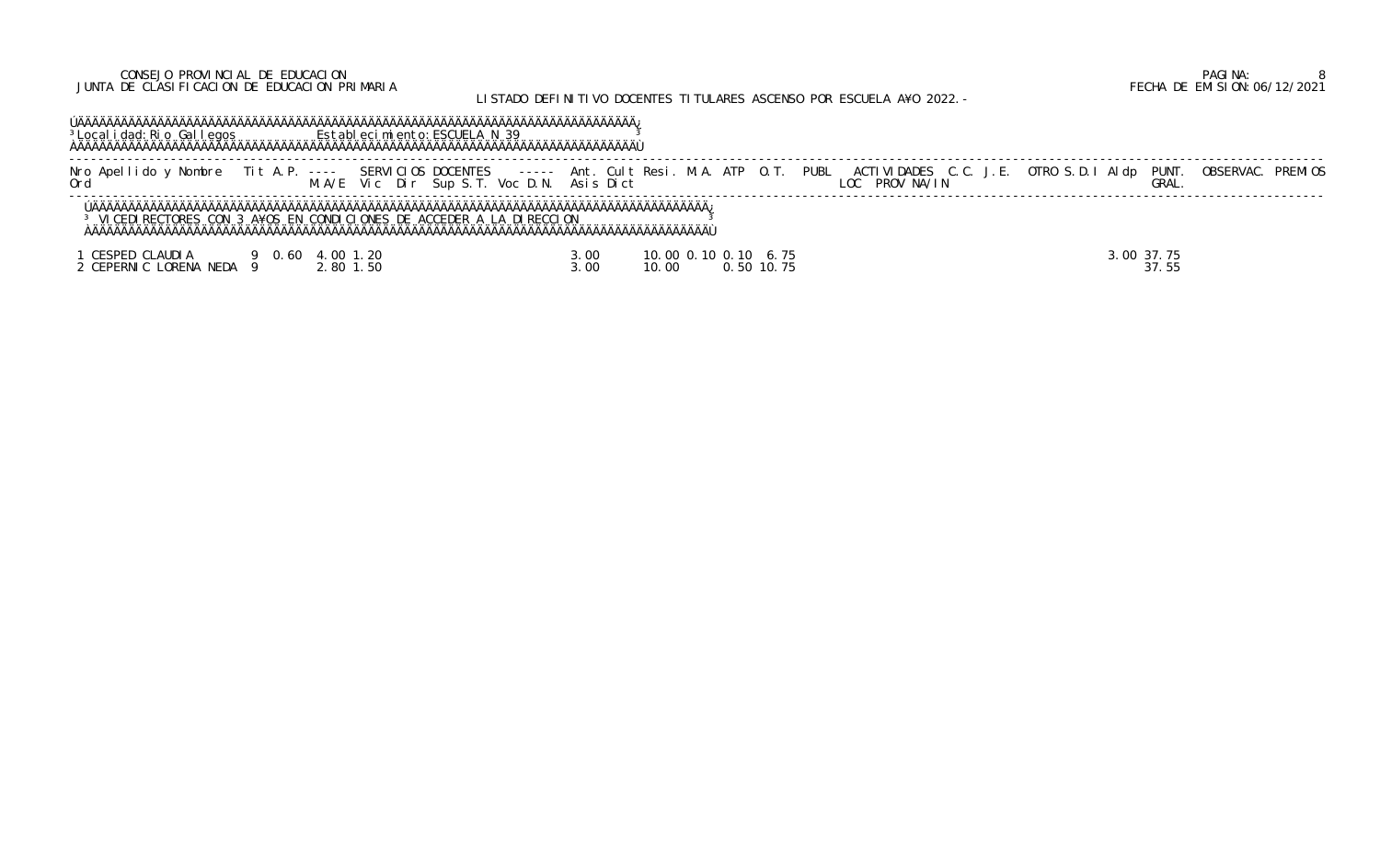CONSEJO PROVINCIAL DE EDUCACION
JUNTA DE CLASIFICACION DE EDUCACION PRIMARIA

LISTADO DEFINITIVO DOCENTES TITULARES ASCENSO POR ESCUELA AÑO 2022.-

FECHA DE EMISION: 06/12/2021

Localidad: Rio Gallegos    Establecimiento: ESCUELA N 39

VICEDIRECTORES CON 3 AÑOS EN CONDICIONES DE ACCEDER A LA DIRECCION

| Nro Ord | Apellido y Nombre | Tit | A.P. | M.A/E | Vic | Dir | Sup S.T. | Voc D.N. | Asis Dict | Ant. | Cult | Resi. | M.A. | ATP | O.T. | PUBL | ACTIVIDADES LOC | PROV | NA/IN | C.C. | J.E. | OTRO | S.D.I | Aldp | PUNT. GRAL. | OBSERVAC. | PREMIOS |
|---|---|---|---|---|---|---|---|---|---|---|---|---|---|---|---|---|---|---|---|---|---|---|---|---|---|---|---|
| 1 | CESPED CLAUDIA | 9 | 0.60 | 4.00 | 1.20 | | | | | 3.00 | | 10.00 | 0.10 | 0.10 | 6.75 | | | | | | | | | 3.00 | 37.75 | | |
| 2 | CEPERNIC LORENA NEDA | 9 | | 2.80 | 1.50 | | | | | 3.00 | | 10.00 | | 0.50 | 10.75 | | | | | | | | | | 37.55 | | |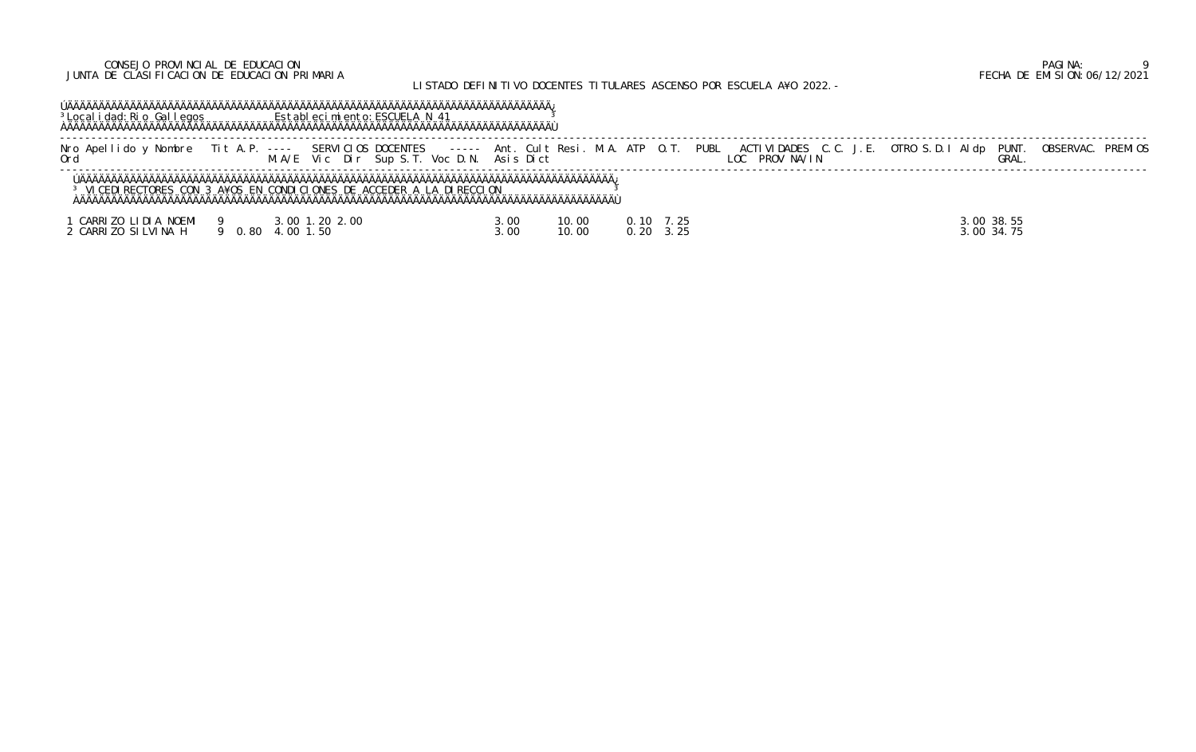CONSEJO PROVINCIAL DE EDUCACION
JUNTA DE CLASIFICACION DE EDUCACION PRIMARIA

LISTADO DEFINITIVO DOCENTES TITULARES ASCENSO POR ESCUELA AÑO 2022.-

Localidad: Rio Gallegos    Establecimiento: ESCUELA N 41

| Nro Ord | Apellido y Nombre | Tit | A.P. | M.A/E | Vic | Dir | Sup | S.T. | Voc | D.N. | Ant. Asis | Cult Dict | Resi. | M.A. | ATP | O.T. | PUBL | ACTIVIDADES LOC | PROV | NA/IN | C.C. | J.E. | OTRO | S.D.I | Aldp | PUNT. GRAL. | OBSERVAC. | PREMIOS |
|---|---|---|---|---|---|---|---|---|---|---|---|---|---|---|---|---|---|---|---|---|---|---|---|---|---|---|---|---|
| VICEDIRECTORES CON 3 AÑOS EN CONDICIONES DE ACCEDER A LA DIRECCION | | | | | | | | | | | | | | | | | | | | | | | | | | | | |
| 1 | CARRIZO LIDIA NOEMI | 9 | | 3.00 | 1.20 | 2.00 | | | | | 3.00 | | 10.00 | | 0.10 | 7.25 | | | | | | | | | 3.00 | 38.55 | | |
| 2 | CARRIZO SILVINA H | 9 | 0.80 | 4.00 | 1.50 | | | | | | 3.00 | | 10.00 | | 0.20 | 3.25 | | | | | | | | | 3.00 | 34.75 | | |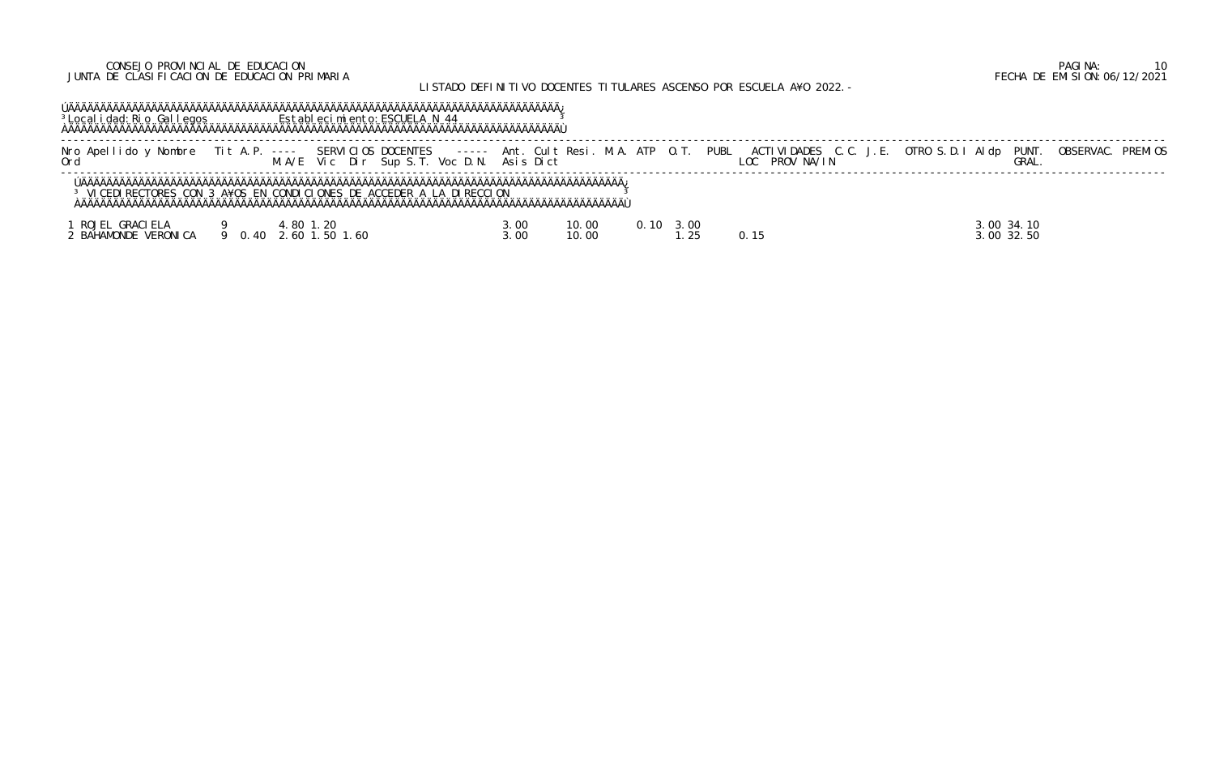CONSEJO PROVINCIAL DE EDUCACION
JUNTA DE CLASIFICACION DE EDUCACION PRIMARIA

LISTADO DEFINITIVO DOCENTES TITULARES ASCENSO POR ESCUELA AÑO 2022.-

PAGINA: 10
FECHA DE EMISION: 06/12/2021

Localidad: Rio Gallegos    Establecimiento: ESCUELA N 44

VICEDIRECTORES CON 3 AÑOS EN CONDICIONES DE ACCEDER A LA DIRECCION

| Nro Ord | Apellido y Nombre | Tit | A.P. | SERVICIOS DOCENTES M.A/E | Vic | Dir | Sup S.T. | Voc D.N. | Ant. Asis | Cult Dict | Resi. | M.A. | ATP | O.T. | PUBL | ACTIVIDADES LOC | PROV | NA/IN | C.C. | J.E. | OTRO | S.D.I | Aldp | PUNT. GRAL. | OBSERVAC. | PREMIOS |
|---|---|---|---|---|---|---|---|---|---|---|---|---|---|---|---|---|---|---|---|---|---|---|---|---|---|---|
| 1 | ROJEL GRACIELA | 9 | | 4.80 | 1.20 | | | | 3.00 | | 10.00 | | 0.10 | 3.00 | | | | | | | | | 3.00 | 34.10 | | |
| 2 | BAHAMONDE VERONICA | 9 | 0.40 | 2.60 | 1.50 | 1.60 | | | 3.00 | | 10.00 | | | 1.25 | | 0.15 | | | | | | | 3.00 | 32.50 | | |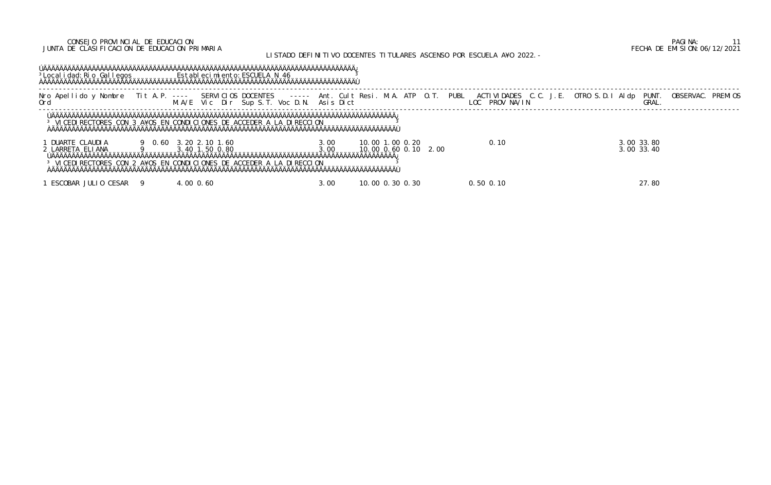CONSEJO PROVINCIAL DE EDUCACION
JUNTA DE CLASIFICACION DE EDUCACION PRIMARIA

LISTADO DEFINITIVO DOCENTES TITULARES ASCENSO POR ESCUELA A¥O 2022.-

FECHA DE EMISION:06/12/2021

Localidad: Rio Gallegos — Establecimiento: ESCUELA N 46

| Nro Ord | Apellido y Nombre | Tit | A.P. | M.A/E | Vic | Dir | Sup S.T. | Voc D.N. | Asis | Dict | Ant. | Cult | Resi. | M.A. | ATP | O.T. | PUBL | ACTIVIDADES LOC | PROV | NA/IN | C.C. | J.E. | OTRO S.D.I | Aldp | PUNT. GRAL. | OBSERVAC. | PREMIOS |
|---|---|---|---|---|---|---|---|---|---|---|---|---|---|---|---|---|---|---|---|---|---|---|---|---|---|---|---|
| **VICEDIRECTORES CON 3 A¥OS EN CONDICIONES DE ACCEDER A LA DIRECCION** | | | | | | | | | | | | | | | | | | | | | | | | | | | |
| 1 | DUARTE CLAUDIA | 9 | 0.60 | 3.20 | 2.10 | 1.60 | | | | 3.00 | 10.00 | 1.00 | 0.20 | | | | | 0.10 | | | | | | 3.00 | 33.80 | | |
| 2 | LARRETA ELIANA | 9 | | 3.40 | 1.50 | 0.80 | | | | 3.00 | 10.00 | 0.60 | 0.10 | 2.00 | | | | | | | | | | 3.00 | 33.40 | | |
| **VICEDIRECTORES CON 2 A¥OS EN CONDICIONES DE ACCEDER A LA DIRECCION** | | | | | | | | | | | | | | | | | | | | | | | | | | | |
| 1 | ESCOBAR JULIO CESAR | 9 | | 4.00 | 0.60 | | | | | 3.00 | 10.00 | 0.30 | 0.30 | | | | | 0.50 | 0.10 | | | | | | 27.80 | | |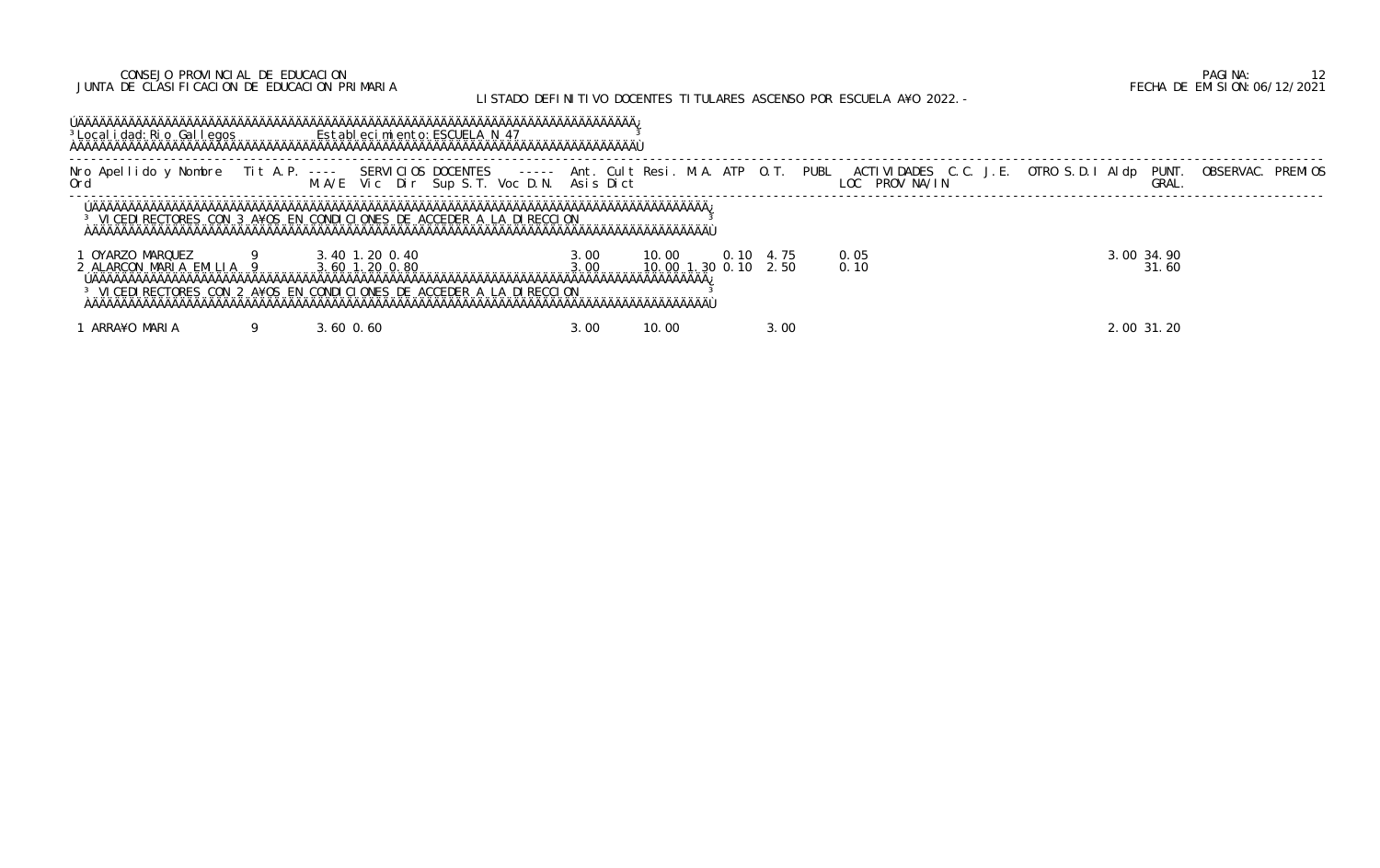CONSEJO PROVINCIAL DE EDUCACION
JUNTA DE CLASIFICACION DE EDUCACION PRIMARIA

LISTADO DEFINITIVO DOCENTES TITULARES ASCENSO POR ESCUELA A¥O 2022.-

Localidad: Rio Gallegos    Establecimiento: ESCUELA N 47

| Nro Ord | Apellido y Nombre | Tit | A.P. | M.A/E | Vic | Dir | Sup S.T. | Voc D.N. | Asis Dict | Ant. | Cult | Resi. | M.A. | ATP | O.T. | PUBL | ACTIVIDADES LOC | PROV | NA/IN | C.C. | J.E. | OTRO | S.D.I | Aldp | PUNT. GRAL. | OBSERVAC. | PREMIOS |
|---|---|---|---|---|---|---|---|---|---|---|---|---|---|---|---|---|---|---|---|---|---|---|---|---|---|---|---|
| | **VICEDIRECTORES CON 3 A¥OS EN CONDICIONES DE ACCEDER A LA DIRECCION** | | | | | | | | | | | | | | | | | | | | | | | | | | |
| 1 | OYARZO MARQUEZ | 9 | | 3.40 | 1.20 | 0.40 | | | | 3.00 | | 10.00 | | 0.10 | 4.75 | | 0.05 | | | | | | | 3.00 | 34.90 | | |
| 2 | ALARCON MARIA EMILIA | 9 | | 3.60 | 1.20 | 0.80 | | | | 3.00 | | 10.00 | 1.30 | 0.10 | 2.50 | | 0.10 | | | | | | | | 31.60 | | |
| | **VICEDIRECTORES CON 2 A¥OS EN CONDICIONES DE ACCEDER A LA DIRECCION** | | | | | | | | | | | | | | | | | | | | | | | | | | |
| 1 | ARRA¥O MARIA | 9 | | 3.60 | 0.60 | | | | | 3.00 | | 10.00 | | | 3.00 | | | | | | | | | 2.00 | 31.20 | | |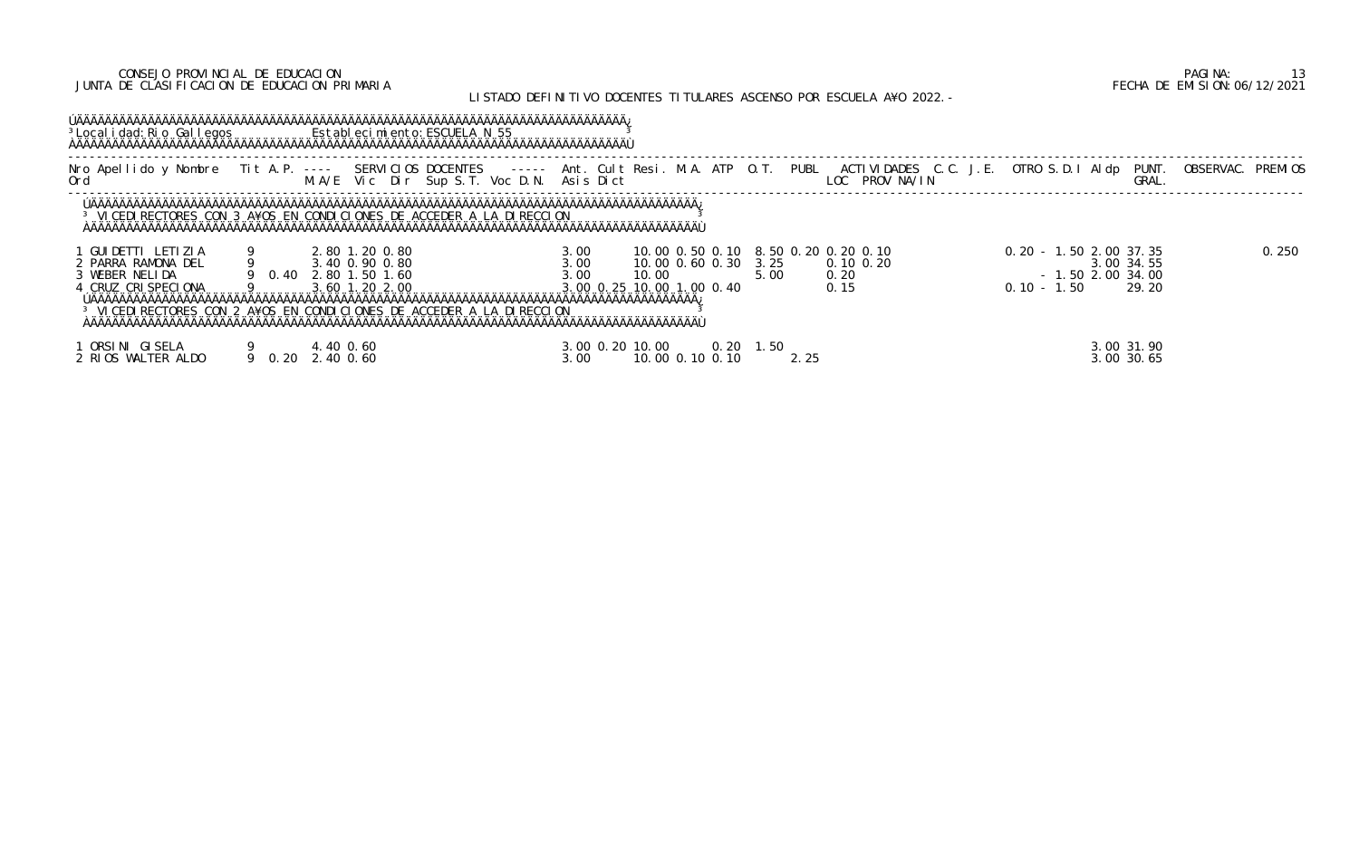CONSEJO PROVINCIAL DE EDUCACION
JUNTA DE CLASIFICACION DE EDUCACION PRIMARIA

PAGINA: 13
FECHA DE EMISION:06/12/2021

LISTADO DEFINITIVO DOCENTES TITULARES ASCENSO POR ESCUELA A¥O 2022.-

Localidad: Rio Gallegos — Establecimiento: ESCUELA N 55

| Nro Ord | Apellido y Nombre | Tit | A.P. | SERVICIOS DOCENTES M.A/E | Vic | Dir | Sup | S.T. | Voc | D.N. | Ant. Asis | Cult Dict | Resi. | M.A. | ATP | O.T. | PUBL | ACTIVIDADES LOC | PROV | NA/IN | C.C. | J.E. | OTRO | S.D.I | Aldp | PUNT. GRAL. | OBSERVAC. | PREMIOS |
|---|---|---|---|---|---|---|---|---|---|---|---|---|---|---|---|---|---|---|---|---|---|---|---|---|---|---|---|---|
| **VICEDIRECTORES CON 3 A¥OS EN CONDICIONES DE ACCEDER A LA DIRECCION** | | | | | | | | | | | | | | | | | | | | | | | | | | | | |
| 1 | GUIDETTI LETIZIA | 9 | | 2.80 | 1.20 | 0.80 | | | | | 3.00 | | 10.00 | 0.50 | 0.10 | 8.50 | 0.20 | 0.20 | 0.10 | | | | 0.20 | - 1.50 | 2.00 | 37.35 | | 0.250 |
| 2 | PARRA RAMONA DEL | 9 | | 3.40 | 0.90 | 0.80 | | | | | 3.00 | | 10.00 | 0.60 | 0.30 | 3.25 | | 0.10 | 0.20 | | | | | | 3.00 | 34.55 | | |
| 3 | WEBER NELIDA | 9 | 0.40 | 2.80 | 1.50 | 1.60 | | | | | 3.00 | | 10.00 | | | 5.00 | | 0.20 | | | | | | - 1.50 | 2.00 | 34.00 | | |
| 4 | CRUZ CRISPECIONA | 9 | | 3.60 | 1.20 | 2.00 | | | | | 3.00 | 0.25 | 10.00 | 1.00 | 0.40 | | | 0.15 | | | | | 0.10 | - 1.50 | | 29.20 | | |
| **VICEDIRECTORES CON 2 A¥OS EN CONDICIONES DE ACCEDER A LA DIRECCION** | | | | | | | | | | | | | | | | | | | | | | | | | | | | |
| 1 | ORSINI GISELA | 9 | | 4.40 | 0.60 | | | | | | 3.00 | 0.20 | 10.00 | | 0.20 | 1.50 | | | | | | | | | 3.00 | 31.90 | | |
| 2 | RIOS WALTER ALDO | 9 | 0.20 | 2.40 | 0.60 | | | | | | 3.00 | | 10.00 | 0.10 | 0.10 | | 2.25 | | | | | | | | 3.00 | 30.65 | | |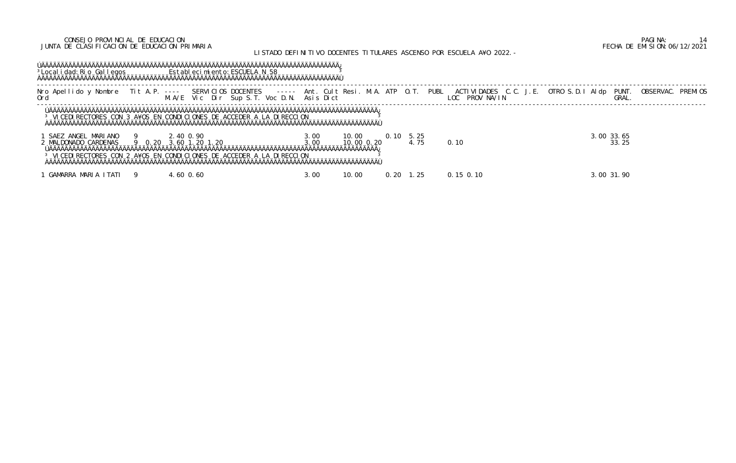CONSEJO PROVINCIAL DE EDUCACION
JUNTA DE CLASIFICACION DE EDUCACION PRIMARIA

LISTADO DEFINITIVO DOCENTES TITULARES ASCENSO POR ESCUELA A¥O 2022.-

PAGINA: 14
FECHA DE EMISION:06/12/2021

Localidad: Rio Gallegos — Establecimiento: ESCUELA N 58

| Nro Ord | Apellido y Nombre | Tit | A.P. | SERVICIOS DOCENTES M.A/E | Vic | Dir | Sup | S.T. | Voc | D.N. | Ant. Asis | Cult Dict | Resi. | M.A. | ATP | O.T. | PUBL | ACTIVIDADES LOC | PROV | NA/IN | C.C. | J.E. | OTRO | S.D.I | Aldp | PUNT. GRAL. | OBSERVAC. | PREMIOS |
|---|---|---|---|---|---|---|---|---|---|---|---|---|---|---|---|---|---|---|---|---|---|---|---|---|---|---|---|---|
| **VICEDIRECTORES CON 3 A¥OS EN CONDICIONES DE ACCEDER A LA DIRECCION** | | | | | | | | | | | | | | | | | | | | | | | | | | | | |
| 1 | SAEZ ANGEL MARIANO | 9 | | 2.40 | 0.90 | | | | | | 3.00 | | 10.00 | | 0.10 | 5.25 | | | | | | | | | 3.00 | 33.65 | | |
| 2 | MALDONADO CARDENAS | 9 | 0.20 | 3.60 | 1.20 | 1.20 | | | | | 3.00 | | 10.00 | 0.20 | | 4.75 | | 0.10 | | | | | | | | 33.25 | | |
| **VICEDIRECTORES CON 2 A¥OS EN CONDICIONES DE ACCEDER A LA DIRECCION** | | | | | | | | | | | | | | | | | | | | | | | | | | | | |
| 1 | GAMARRA MARIA ITATI | 9 | | 4.60 | 0.60 | | | | | | 3.00 | | 10.00 | | 0.20 | 1.25 | | 0.15 | 0.10 | | | | | | 3.00 | 31.90 | | |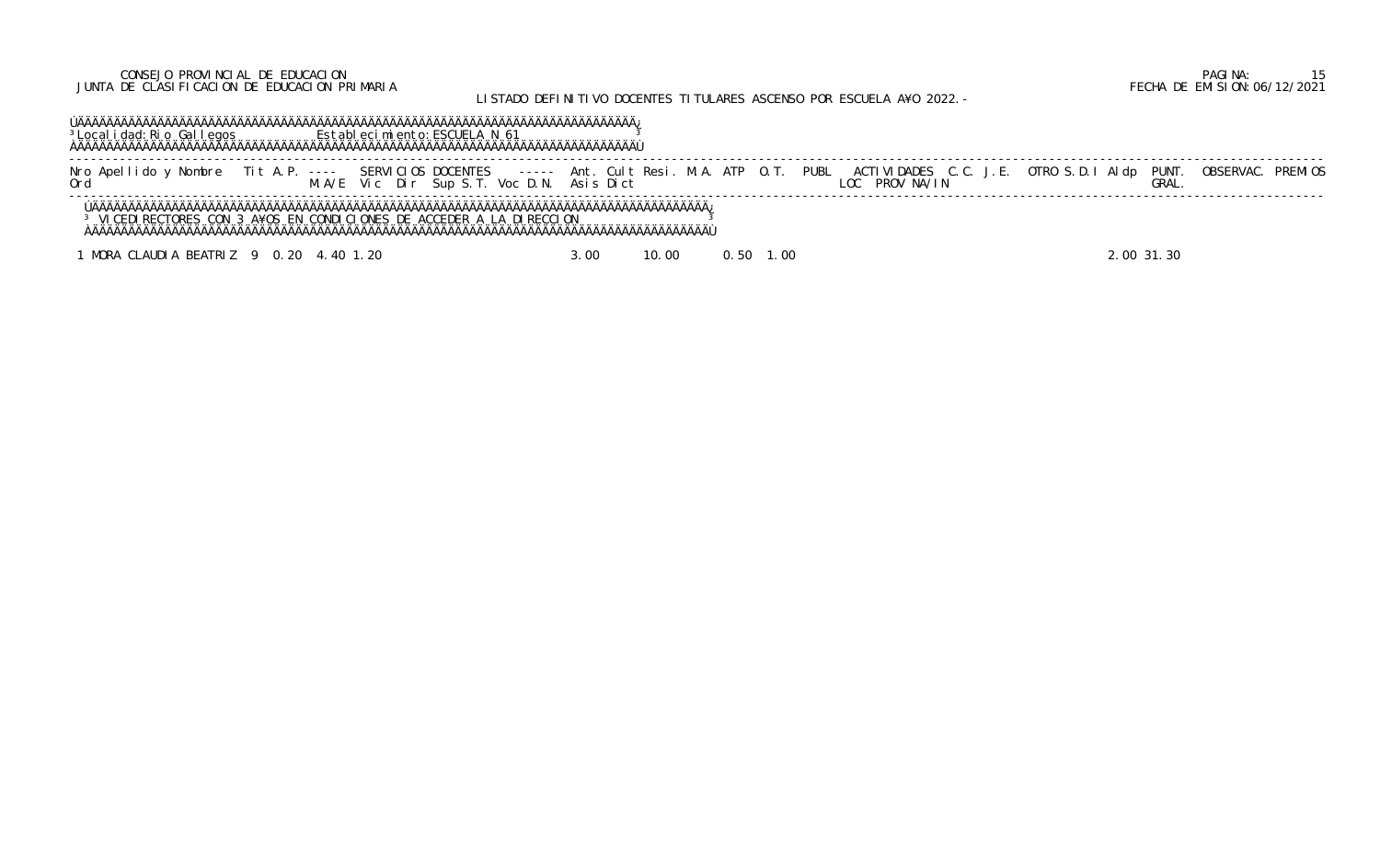CONSEJO PROVINCIAL DE EDUCACION
JUNTA DE CLASIFICACION DE EDUCACION PRIMARIA

LISTADO DEFINITIVO DOCENTES TITULARES ASCENSO POR ESCUELA AÑO 2022.-

FECHA DE EMISION: 06/12/2021

Localidad: Rio Gallegos — Establecimiento: ESCUELA N 61

**VICEDIRECTORES CON 3 AÑOS EN CONDICIONES DE ACCEDER A LA DIRECCION**

| Nro Ord | Apellido y Nombre | Tit | A.P. | SERVICIOS DOCENTES M.A/E | Vic | Dir | Sup | S.T. | Voc | D.N. | Ant. Asis | Cult Dict | Resi. | M.A. | ATP | O.T. | PUBL | ACTIVIDADES LOC | PROV | NA/IN | C.C. | J.E. | OTRO | S.D.I | Aldp | PUNT. GRAL. | OBSERVAC. | PREMIOS |
|---|---|---|---|---|---|---|---|---|---|---|---|---|---|---|---|---|---|---|---|---|---|---|---|---|---|---|---|---|
| 1 | MORA CLAUDIA BEATRIZ | 9 | 0.20 | 4.40 | 1.20 | | | | | | 3.00 | | 10.00 | | 0.50 | | 1.00 | | | | | | | | 2.00 | 31.30 | | |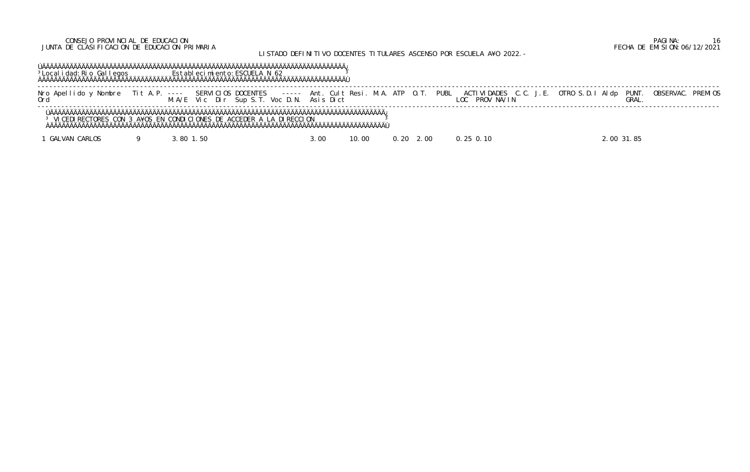CONSEJO PROVINCIAL DE EDUCACION
JUNTA DE CLASIFICACION DE EDUCACION PRIMARIA

LISTADO DEFINITIVO DOCENTES TITULARES ASCENSO POR ESCUELA AÑO 2022.-

PAGINA: 16
FECHA DE EMISION: 06/12/2021

Localidad: Rio Gallegos — Establecimiento: ESCUELA N 62

VICEDIRECTORES CON 3 AÑOS EN CONDICIONES DE ACCEDER A LA DIRECCION

| Nro Ord | Apellido y Nombre | Tit | A.P. | M.A/E | Vic | Dir | Sup | S.T. | Voc | D.N. | Ant. Asis | Cult Dict | Resi. | M.A. | ATP | O.T. | PUBL | ACTIVIDADES LOC | PROV | NA/IN | C.C. | J.E. | OTRO | S.D.I | Aldp | PUNT. GRAL. | OBSERVAC. | PREMIOS |
|---|---|---|---|---|---|---|---|---|---|---|---|---|---|---|---|---|---|---|---|---|---|---|---|---|---|---|---|---|
| 1 | GALVAN CARLOS | 9 | | 3.80 | 1.50 | | | | | | 3.00 | | 10.00 | | 0.20 | 2.00 | | 0.25 | 0.10 | | | | | | 2.00 | 31.85 | | |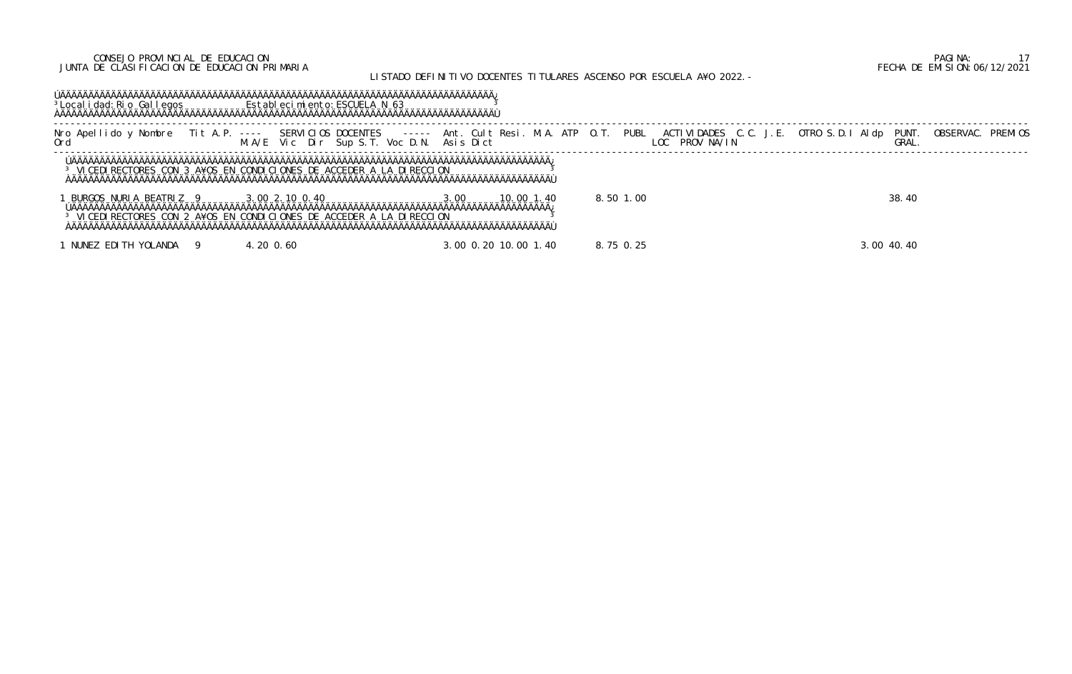CONSEJO PROVINCIAL DE EDUCACION
JUNTA DE CLASIFICACION DE EDUCACION PRIMARIA

LISTADO DEFINITIVO DOCENTES TITULARES ASCENSO POR ESCUELA AÑO 2022.-

FECHA DE EMISION: 06/12/2021

Localidad: Rio Gallegos    Establecimiento: ESCUELA N 63

| Nro Ord | Apellido y Nombre | Tit A.P. | SERVICIOS DOCENTES M.A/E | Vic | Dir | Sup S.T. | Voc D.N. | Asis | Ant. Dict | Cult | Resi. | M.A. | ATP | O.T. | PUBL | ACTIVIDADES LOC | PROV | NA/IN | C.C. | J.E. | OTRO | S.D.I | Aldp | PUNT. GRAL. | OBSERVAC. | PREMIOS |
|---|---|---|---|---|---|---|---|---|---|---|---|---|---|---|---|---|---|---|---|---|---|---|---|---|---|---|
| **VICEDIRECTORES CON 3 AÑOS EN CONDICIONES DE ACCEDER A LA DIRECCION** | | | | | | | | | | | | | | | | | | | | | | | | | | |
| 1 | BURGOS NURIA BEATRIZ | 9 | 3.00 | 2.10 | 0.40 | | | | 3.00 | | 10.00 | 1.40 | | 8.50 | 1.00 | | | | | | | | | 38.40 | | |
| **VICEDIRECTORES CON 2 AÑOS EN CONDICIONES DE ACCEDER A LA DIRECCION** | | | | | | | | | | | | | | | | | | | | | | | | | | |
| 1 | NUNEZ EDITH YOLANDA | 9 | 4.20 | 0.60 | | | | | 3.00 | 0.20 | 10.00 | 1.40 | | 8.75 | 0.25 | | | | | | | | 3.00 | 40.40 | | |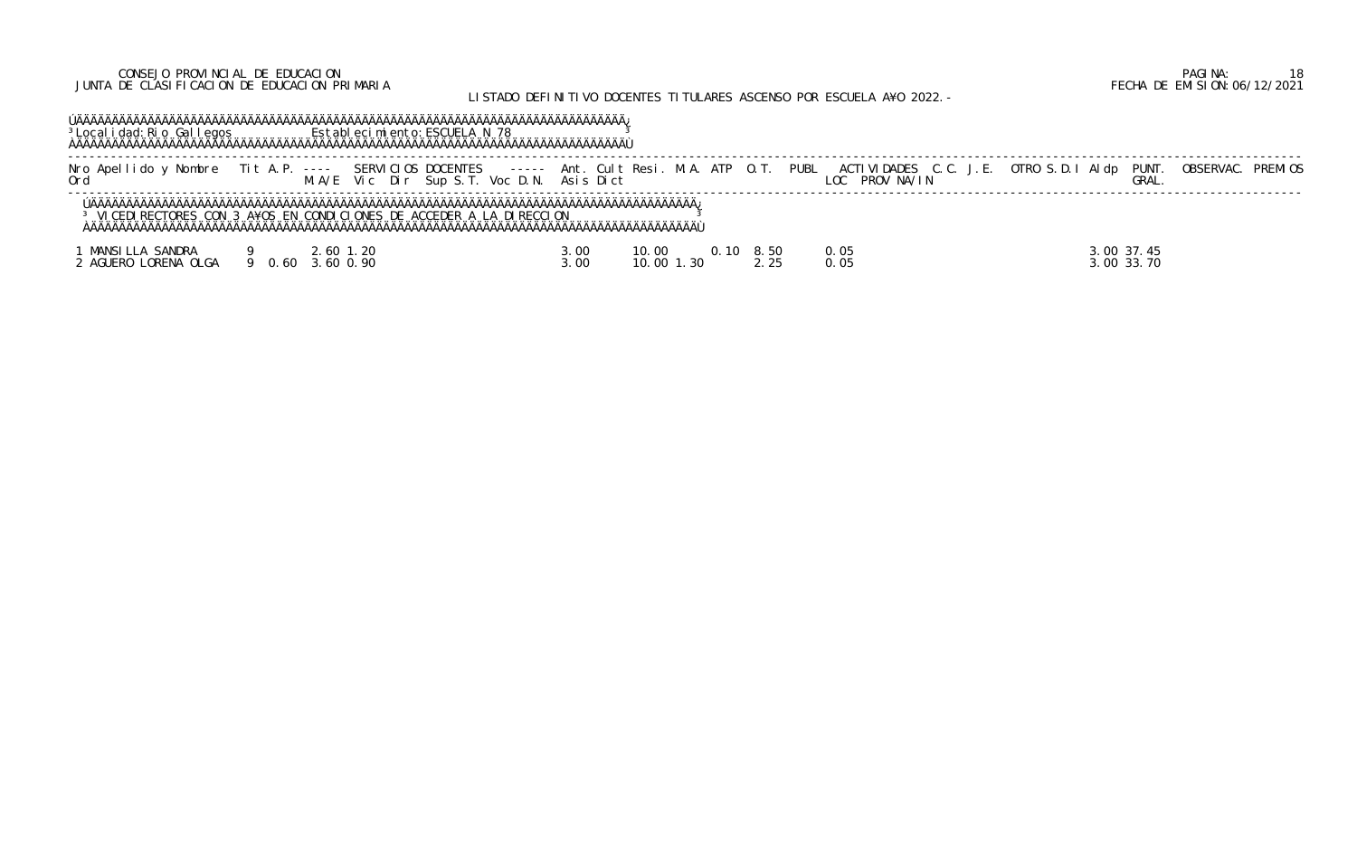CONSEJO PROVINCIAL DE EDUCACION
JUNTA DE CLASIFICACION DE EDUCACION PRIMARIA

LISTADO DEFINITIVO DOCENTES TITULARES ASCENSO POR ESCUELA AÑO 2022.-

FECHA DE EMISION: 06/12/2021

Localidad: Rio Gallegos    Establecimiento: ESCUELA N 78

VICEDIRECTORES CON 3 AÑOS EN CONDICIONES DE ACCEDER A LA DIRECCION

| Nro Ord | Apellido y Nombre | Tit | A.P. | SERVICIOS DOCENTES M.A/E | Vic | Dir | Sup | S.T. | Voc | D.N. | Ant. Asis | Cult Dict | Resi. | M.A. | ATP | O.T. | PUBL | ACTIVIDADES LOC | PROV | NA/IN | C.C. | J.E. | OTRO | S.D.I | Aldp | PUNT. GRAL. | OBSERVAC. | PREMIOS |
|---|---|---|---|---|---|---|---|---|---|---|---|---|---|---|---|---|---|---|---|---|---|---|---|---|---|---|---|---|
| 1 | MANSILLA SANDRA | 9 | | 2.60 | 1.20 | | | | | | 3.00 | | 10.00 | | 0.10 | 8.50 | | 0.05 | | | | | | | 3.00 | 37.45 | | |
| 2 | AGUERO LORENA OLGA | 9 | 0.60 | 3.60 | 0.90 | | | | | | 3.00 | | 10.00 | 1.30 | | 2.25 | | 0.05 | | | | | | | 3.00 | 33.70 | | |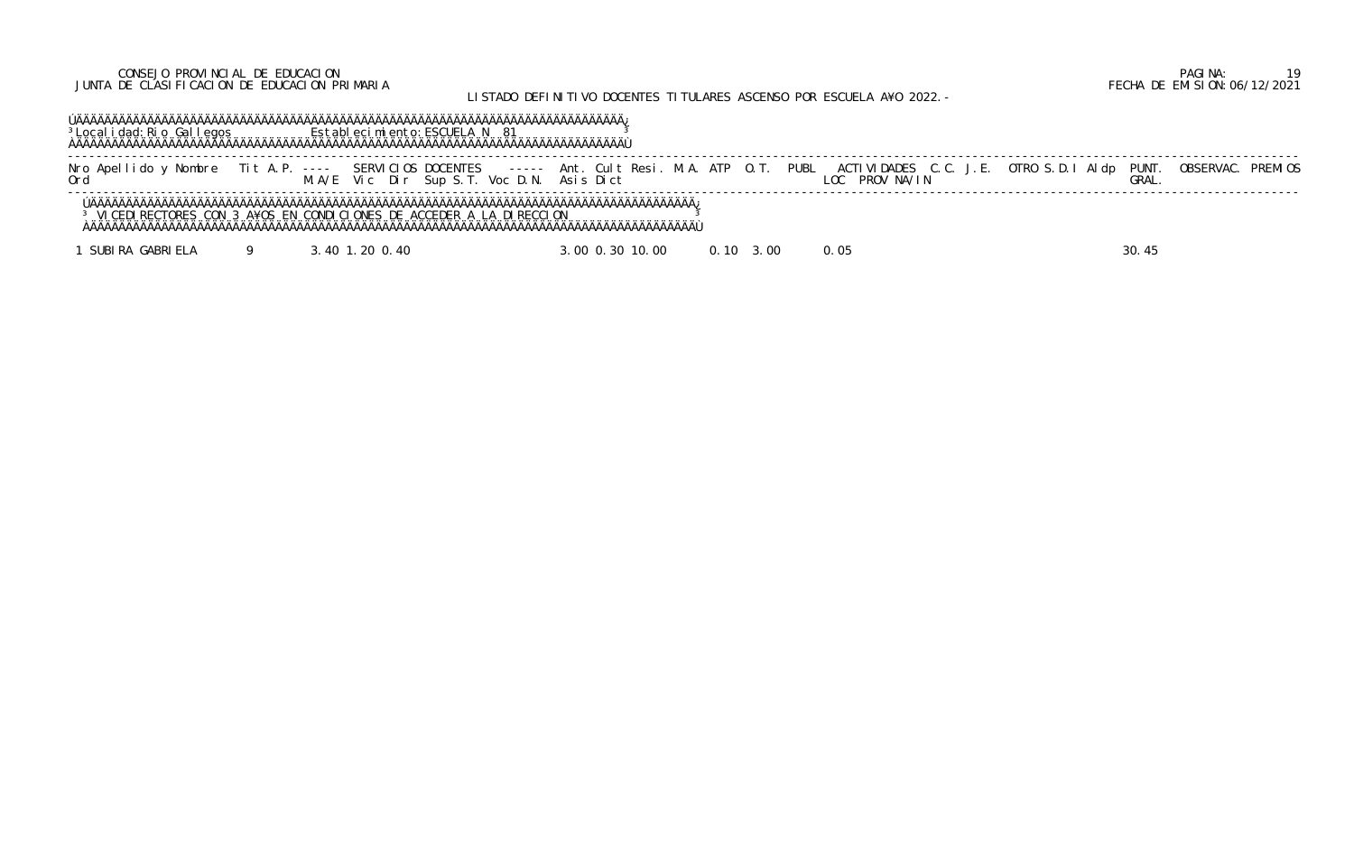CONSEJO PROVINCIAL DE EDUCACION
JUNTA DE CLASIFICACION DE EDUCACION PRIMARIA

LISTADO DEFINITIVO DOCENTES TITULARES ASCENSO POR ESCUELA AÑO 2022.-

PAGINA: 19
FECHA DE EMISION: 06/12/2021

Localidad: Rio Gallegos    Establecimiento: ESCUELA N 81

VICEDIRECTORES CON 3 AÑOS EN CONDICIONES DE ACCEDER A LA DIRECCION

| Nro Ord | Apellido y Nombre | Tit A.P. | SERVICIOS DOCENTES M.A/E | Vic | Dir | Sup S.T. | Voc D.N. | Ant. Asis | Cult Dict | Resi. | M.A. | ATP | O.T. | PUBL | ACTIVIDADES LOC | PROV | NA/IN | C.C. | J.E. | OTRO | S.D.I | Aldp | PUNT. GRAL. | OBSERVAC. | PREMIOS |
|---|---|---|---|---|---|---|---|---|---|---|---|---|---|---|---|---|---|---|---|---|---|---|---|---|---|
| 1 | SUBIRA GABRIELA | 9 | 3.40 | 1.20 | 0.40 | | | 3.00 | 0.30 | 10.00 | | 0.10 | 3.00 | | 0.05 | | | | | | | | 30.45 | | |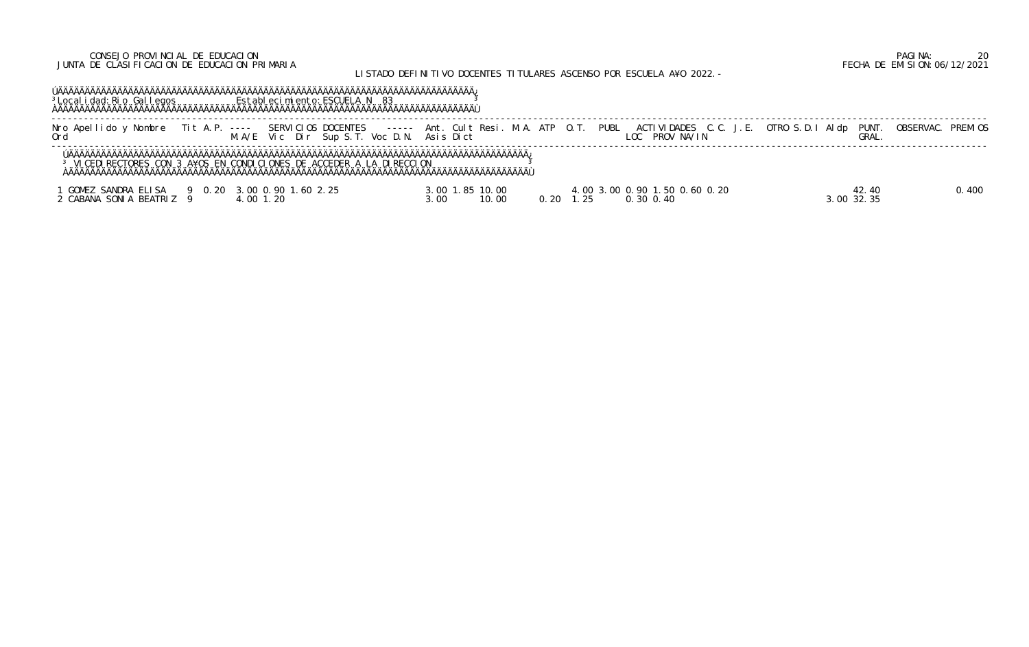CONSEJO PROVINCIAL DE EDUCACION
JUNTA DE CLASIFICACION DE EDUCACION PRIMARIA

FECHA DE EMISION:06/12/2021

LISTADO DEFINITIVO DOCENTES TITULARES ASCENSO POR ESCUELA AÑO 2022.-

Localidad: Rio Gallegos    Establecimiento: ESCUELA N 83

VICEDIRECTORES CON 3 AÑOS EN CONDICIONES DE ACCEDER A LA DIRECCION

| Nro Ord | Apellido y Nombre | Tit | A.P. | SERVICIOS DOCENTES M.A/E | Vic | Dir | Sup S.T. | Voc D.N. | Ant. Asis | Cult Dict | Resi. | M.A. | ATP | O.T. | PUBL | ACTIVIDADES LOC | PROV | NA/IN | C.C. | J.E. | OTRO | S.D.I | Aldp | PUNT. GRAL. | OBSERVAC. | PREMIOS |
|---|---|---|---|---|---|---|---|---|---|---|---|---|---|---|---|---|---|---|---|---|---|---|---|---|---|---|
| 1 | GOMEZ SANDRA ELISA | 9 | 0.20 | 3.00 | 0.90 | 1.60 | 2.25 | | 3.00 | 1.85 | 10.00 | | | | 4.00 | 3.00 | 0.90 | 1.50 | 0.60 | 0.20 | | | | 42.40 | | 0.400 |
| 2 | CABANA SONIA BEATRIZ | 9 | | 4.00 | 1.20 | | | | 3.00 | | 10.00 | | 0.20 | 1.25 | | 0.30 | 0.40 | | | | | | 3.00 | 32.35 | | |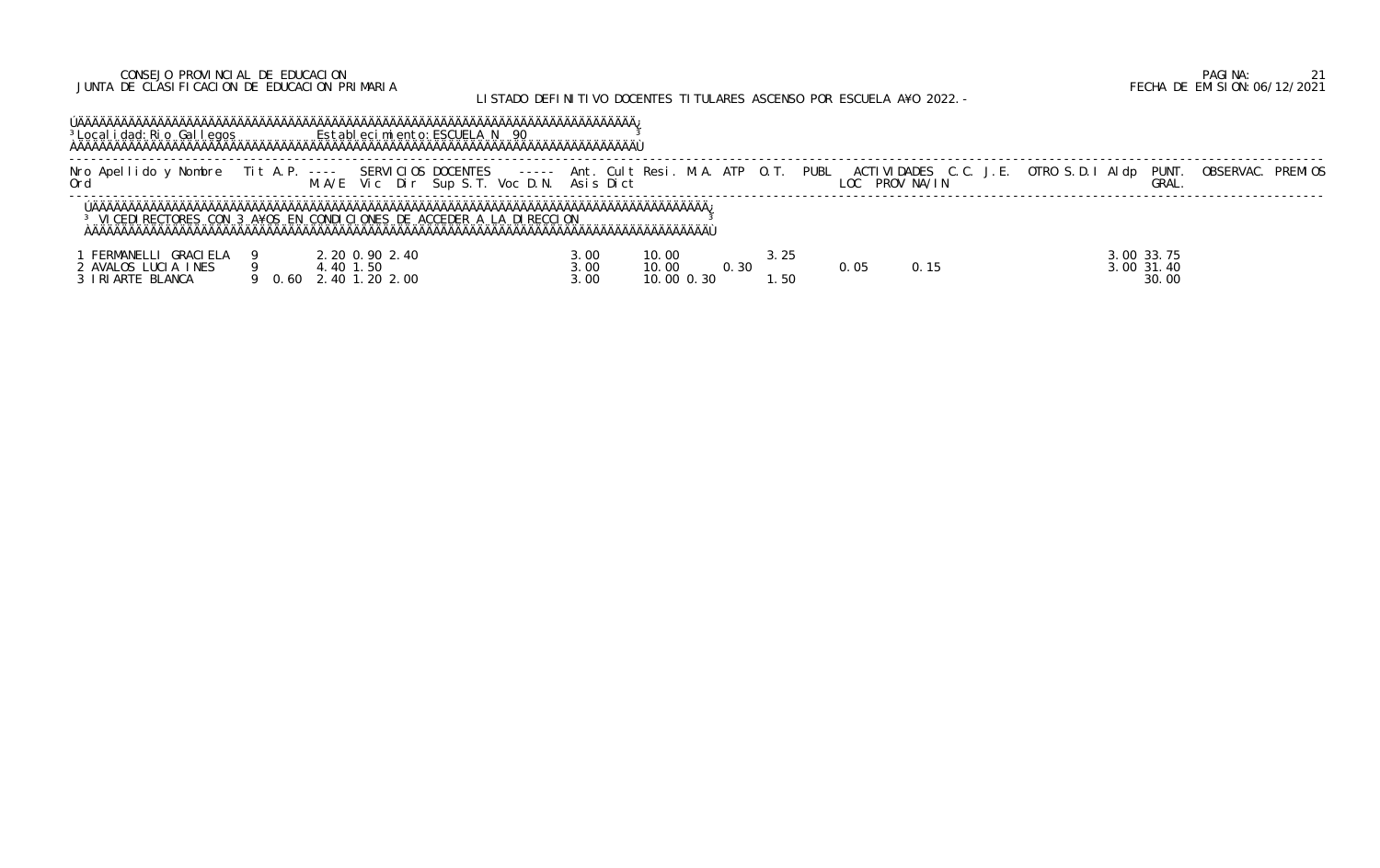CONSEJO PROVINCIAL DE EDUCACION
JUNTA DE CLASIFICACION DE EDUCACION PRIMARIA

FECHA DE EMISION: 06/12/2021

LISTADO DEFINITIVO DOCENTES TITULARES ASCENSO POR ESCUELA AÑO 2022.-

Localidad: Rio Gallegos — Establecimiento: ESCUELA N 90

**VICEDIRECTORES CON 3 AÑOS EN CONDICIONES DE ACCEDER A LA DIRECCION**

| Nro Ord | Apellido y Nombre | Tit | A.P. | M.A/E | Vic | Dir | Sup | S.T. | Voc | D.N. | Ant. Asis | Cult Dict | Resi. | M.A. | ATP | O.T. | PUBL | ACTIVIDADES LOC | PROV | NA/IN | C.C. | J.E. | OTRO | S.D.I | Aldp | PUNT. GRAL. | OBSERVAC. | PREMIOS |
|---|---|---|---|---|---|---|---|---|---|---|---|---|---|---|---|---|---|---|---|---|---|---|---|---|---|---|---|---|
| 1 | FERMANELLI GRACIELA | 9 | | 2.20 | 0.90 | 2.40 | | | | | 3.00 | | 10.00 | | | 3.25 | | | | | | | | | 3.00 | 33.75 | | |
| 2 | AVALOS LUCIA INES | 9 | | 4.40 | 1.50 | | | | | | 3.00 | | 10.00 | | 0.30 | | | 0.05 | | 0.15 | | | | | 3.00 | 31.40 | | |
| 3 | IRIARTE BLANCA | 9 | 0.60 | 2.40 | 1.20 | 2.00 | | | | | 3.00 | | 10.00 | 0.30 | | 1.50 | | | | | | | | | | 30.00 | | |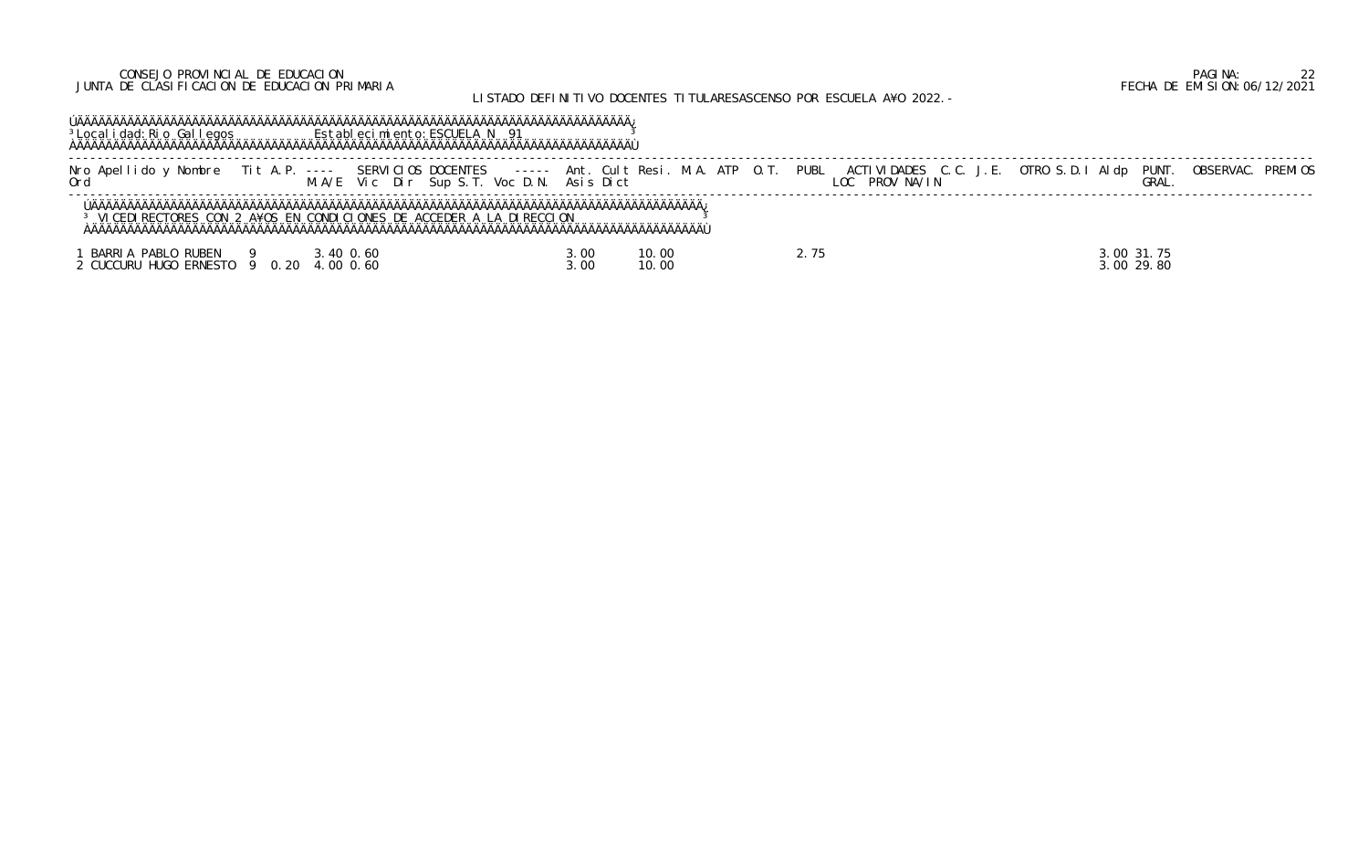CONSEJO PROVINCIAL DE EDUCACION
JUNTA DE CLASIFICACION DE EDUCACION PRIMARIA

LISTADO DEFINITIVO DOCENTES TITULARESASCENSO POR ESCUELA A¥O 2022.-

PAGINA: 22
FECHA DE EMISION: 06/12/2021

Localidad: Rio Gallegos    Establecimiento: ESCUELA N 91

VICEDIRECTORES CON 2 A¥OS EN CONDICIONES DE ACCEDER A LA DIRECCION

| Nro Ord | Apellido y Nombre | Tit | A.P. | SERVICIOS DOCENTES M.A/E | Vic | Dir | Sup S.T. | Voc D.N. | Ant. Asis | Cult Dict | Resi. | M.A. | ATP | O.T. | PUBL | ACTIVIDADES LOC | PROV | NA/IN | C.C. | J.E. | OTRO | S.D.I | Aldp | PUNT. GRAL. | OBSERVAC. | PREMIOS |
|---|---|---|---|---|---|---|---|---|---|---|---|---|---|---|---|---|---|---|---|---|---|---|---|---|---|---|
| 1 | BARRIA PABLO RUBEN | 9 | | 3.40 | 0.60 | | | | 3.00 | 10.00 | | | | | 2.75 | | | | | | | | 3.00 | 31.75 | | |
| 2 | CUCCURU HUGO ERNESTO | 9 | 0.20 | 4.00 | 0.60 | | | | 3.00 | 10.00 | | | | | | | | | | | | | 3.00 | 29.80 | | |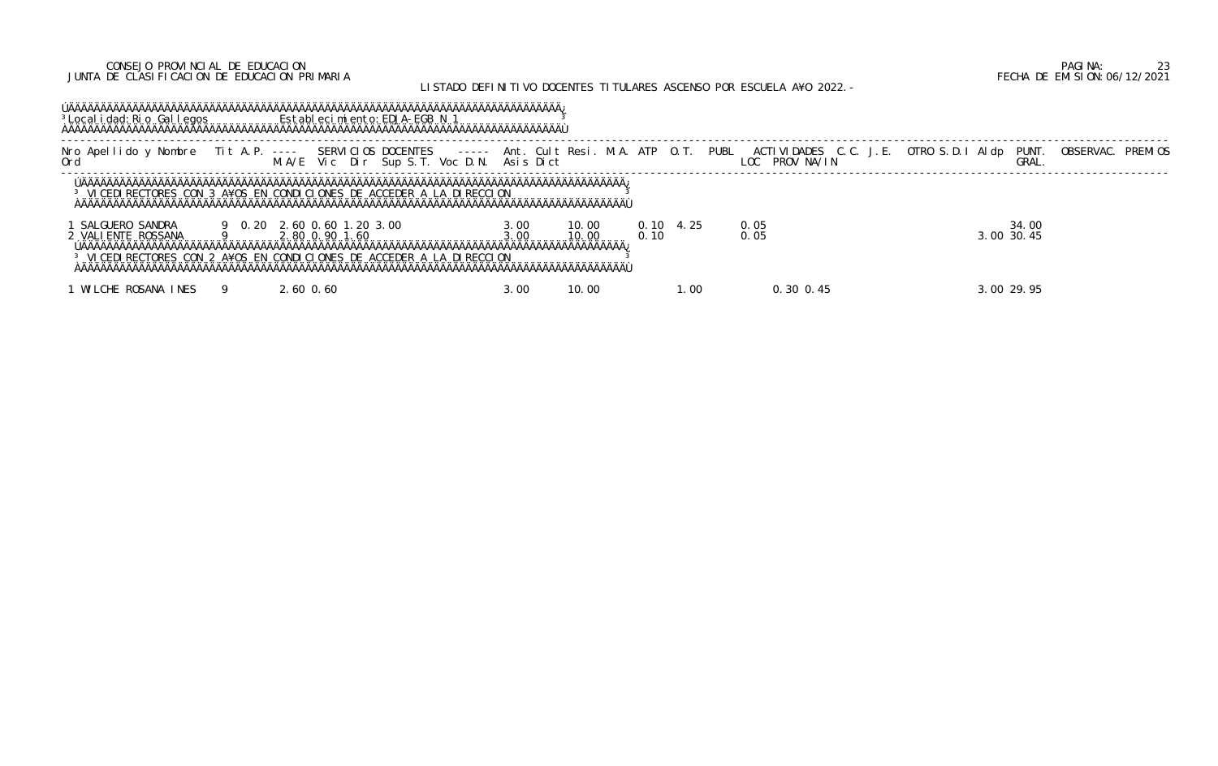CONSEJO PROVINCIAL DE EDUCACION
JUNTA DE CLASIFICACION DE EDUCACION PRIMARIA

FECHA DE EMISION: 06/12/2021

LISTADO DEFINITIVO DOCENTES TITULARES ASCENSO POR ESCUELA AÑO 2022.-

Localidad: Rio Gallegos    Establecimiento: EDJA-EGB N 1

| Nro Ord | Apellido y Nombre | Tit | A.P. | M.A/E | Vic | Dir | Sup S.T. | Voc D.N. | Asis | Ant. Dict | Cult | Resi. | M.A. | ATP | O.T. | PUBL | ACTIVIDADES LOC | PROV | NA/IN | C.C. | J.E. | OTRO S.D.I | Aldp | PUNT. GRAL. | OBSERVAC. | PREMIOS |
|---|---|---|---|---|---|---|---|---|---|---|---|---|---|---|---|---|---|---|---|---|---|---|---|---|---|---|
| **VICEDIRECTORES CON 3 AÑOS EN CONDICIONES DE ACCEDER A LA DIRECCION** | | | | | | | | | | | | | | | | | | | | | | | | | | |
| 1 | SALGUERO SANDRA | 9 | 0.20 | 2.60 | 0.60 | 1.20 | 3.00 | | 3.00 | 10.00 | | | 0.10 | 4.25 | | | 0.05 | | | | | | | 34.00 | | |
| 2 | VALIENTE ROSSANA | 9 | | 2.80 | 0.90 | 1.60 | | | 3.00 | 10.00 | | | 0.10 | | | | 0.05 | | | | | | 3.00 | 30.45 | | |
| **VICEDIRECTORES CON 2 AÑOS EN CONDICIONES DE ACCEDER A LA DIRECCION** | | | | | | | | | | | | | | | | | | | | | | | | | | |
| 1 | WILCHE ROSANA INES | 9 | | 2.60 | 0.60 | | | | 3.00 | 10.00 | | | | 1.00 | | | | 0.30 | 0.45 | | | | 3.00 | 29.95 | | |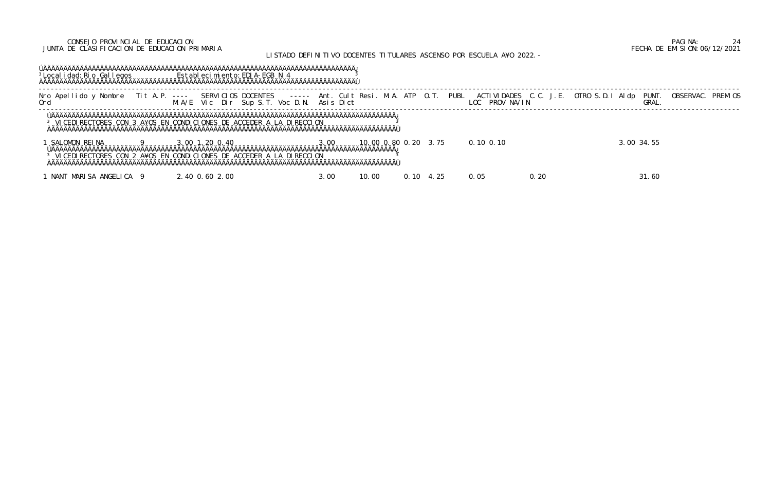CONSEJO PROVINCIAL DE EDUCACION
JUNTA DE CLASIFICACION DE EDUCACION PRIMARIA

LISTADO DEFINITIVO DOCENTES TITULARES ASCENSO POR ESCUELA AÑO 2022.-

**Localidad:** Rio Gallegos  **Establecimiento:** EDJA-EGB N 4

| Nro Ord | Apellido y Nombre | Tit | A.P. | SERVICIOS DOCENTES M.A/E | Vic | Dir | Sup | S.T. | Voc | D.N. | Asis Dict | Ant. | Cult | Resi. | M.A. | ATP | O.T. | PUBL | ACTIVIDADES LOC | PROV | NA/IN | C.C. | J.E. | OTRO | S.D.I | Aldp | PUNT. GRAL. | OBSERVAC. | PREMIOS |
|---|---|---|---|---|---|---|---|---|---|---|---|---|---|---|---|---|---|---|---|---|---|---|---|---|---|---|---|---|---|
| **VICEDIRECTORES CON 3 AÑOS EN CONDICIONES DE ACCEDER A LA DIRECCION** | | | | | | | | | | | | | | | | | | | | | | | | | | | | | |
| 1 | SALOMON REINA | 9 | | 3.00 | 1.20 | 0.40 | | | | | 3.00 | 10.00 | | 0.80 | 0.20 | 3.75 | | | 0.10 | 0.10 | | | | | | 3.00 | 34.55 | | |
| **VICEDIRECTORES CON 2 AÑOS EN CONDICIONES DE ACCEDER A LA DIRECCION** | | | | | | | | | | | | | | | | | | | | | | | | | | | | | |
| 1 | NANT MARISA ANGELICA | 9 | | 2.40 | 0.60 | 2.00 | | | | | 3.00 | 10.00 | | | 0.10 | 4.25 | | | 0.05 | | | 0.20 | | | | | 31.60 | | |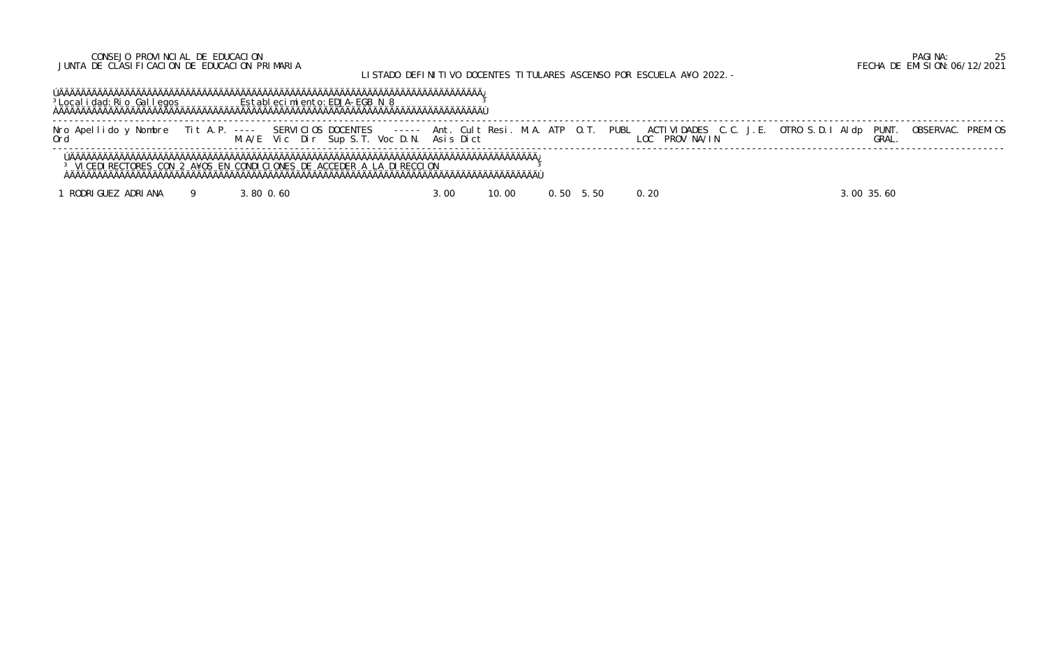Localidad: Rio Gallegos — Establecimiento: EDJA-EGB N 8

**VICEDIRECTORES CON 2 AÑOS EN CONDICIONES DE ACCEDER A LA DIRECCION**

| Nro Ord | Apellido y Nombre | Tit | A.P. | SERVICIOS DOCENTES M.A/E | Vic | Dir | Sup | S.T. | Voc | D.N. | Asis | Dict | Ant. | Cult | Resi. | M.A. | ATP | O.T. | PUBL | ACTIVIDADES LOC | PROV | NA/IN | C.C. | J.E. | OTRO | S.D.I | Aldp | PUNT. GRAL. | OBSERVAC. | PREMIOS |
|---|---|---|---|---|---|---|---|---|---|---|---|---|---|---|---|---|---|---|---|---|---|---|---|---|---|---|---|---|---|---|
| 1 | RODRIGUEZ ADRIANA | 9 | | 3.80 | 0.60 | | | | | | 3.00 | | | | 10.00 | | 0.50 | 5.50 | | 0.20 | | | | | | | 3.00 | 35.60 | | |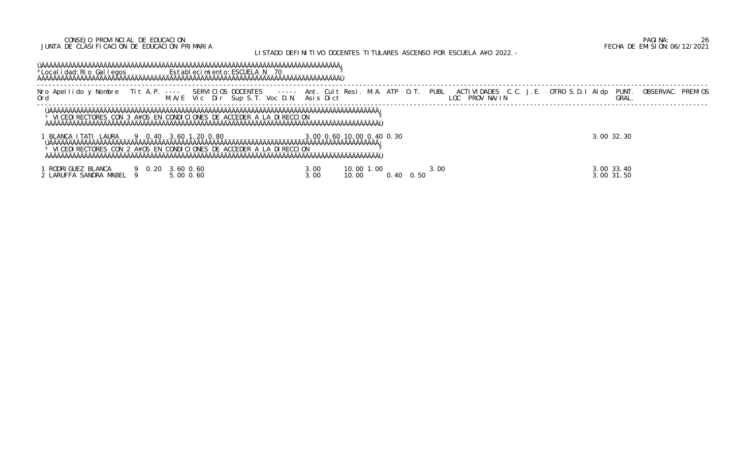CONSEJO PROVINCIAL DE EDUCACION
JUNTA DE CLASIFICACION DE EDUCACION PRIMARIA

LISTADO DEFINITIVO DOCENTES TITULARES ASCENSO POR ESCUELA AÑO 2022.-

PAGINA: 26
FECHA DE EMISION: 06/12/2021

Localidad: Rio Gallegos    Establecimiento: ESCUELA N 70

| Nro Ord | Apellido y Nombre | Tit | A.P. | SERVICIOS DOCENTES M.A/E | Vic | Dir | Sup S.T. | Voc D.N. | Ant. Asis | Cult Dict | Resi. | M.A. | ATP | O.T. | PUBL | ACTIVIDADES LOC | PROV NA/IN | C.C. | J.E. | OTRO S.D.I | Aldp | PUNT. GRAL. | OBSERVAC. | PREMIOS |
|---|---|---|---|---|---|---|---|---|---|---|---|---|---|---|---|---|---|---|---|---|---|---|---|---|
| **VICEDIRECTORES CON 3 AÑOS EN CONDICIONES DE ACCEDER A LA DIRECCION** | | | | | | | | | | | | | | | | | | | | | | | | |
| 1 | BLANCA ITATI LAURA | 9 | 0.40 | 3.60 | 1.20 | 0.80 | | | 3.00 | 0.60 | 10.00 | 0.40 | 0.30 | | | | | | | | 3.00 | 32.30 | | |
| **VICEDIRECTORES CON 2 AÑOS EN CONDICIONES DE ACCEDER A LA DIRECCION** | | | | | | | | | | | | | | | | | | | | | | | | |
| 1 | RODRIGUEZ BLANCA | 9 | 0.20 | 3.60 | 0.60 | | | | 3.00 | | 10.00 | 1.00 | | | 3.00 | | | | | | 3.00 | 33.40 | | |
| 2 | LARUFFA SANDRA MABEL | 9 | | 5.00 | 0.60 | | | | 3.00 | | 10.00 | | 0.40 | 0.50 | | | | | | | 3.00 | 31.50 | | |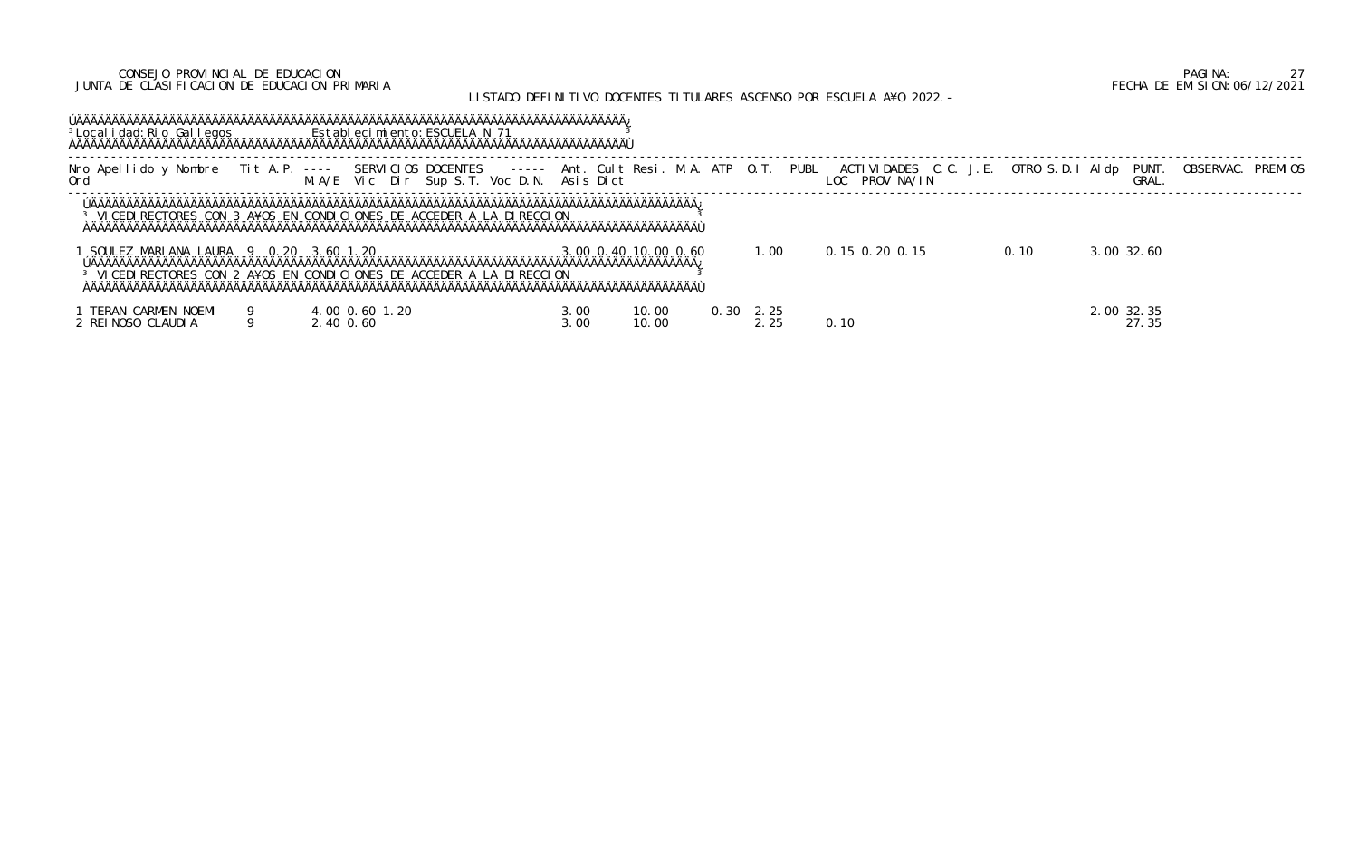CONSEJO PROVINCIAL DE EDUCACION
JUNTA DE CLASIFICACION DE EDUCACION PRIMARIA

FECHA DE EMISION:06/12/2021

LISTADO DEFINITIVO DOCENTES TITULARES ASCENSO POR ESCUELA AÑO 2022.-

Localidad: Rio Gallegos — Establecimiento: ESCUELA N 71

| Nro Ord | Apellido y Nombre | Tit | A.P. | SERVICIOS DOCENTES M.A/E | Vic | Dir | Sup S.T. | Voc D.N. | Asis Dict | Ant. | Cult | Resi. | M.A. | ATP | O.T. | PUBL | ACTIVIDADES LOC | PROV | NA/IN | C.C. | J.E. | OTRO | S.D.I | Aldp | PUNT. GRAL. | OBSERVAC. | PREMIOS |
|---|---|---|---|---|---|---|---|---|---|---|---|---|---|---|---|---|---|---|---|---|---|---|---|---|---|---|---|
| **VICEDIRECTORES CON 3 AÑOS EN CONDICIONES DE ACCEDER A LA DIRECCION** | | | | | | | | | | | | | | | | | | | | | | | | | | | |
| 1 | SOULEZ MARIANA LAURA | 9 | 0.20 | 3.60 | 1.20 | | | | | 3.00 | 0.40 | 10.00 | 0.60 | | 1.00 | | 0.15 | 0.20 | 0.15 | | | 0.10 | | 3.00 | 32.60 | | |
| **VICEDIRECTORES CON 2 AÑOS EN CONDICIONES DE ACCEDER A LA DIRECCION** | | | | | | | | | | | | | | | | | | | | | | | | | | | |
| 1 | TERAN CARMEN NOEMI | 9 | | 4.00 | 0.60 | 1.20 | | | | 3.00 | | 10.00 | | 0.30 | 2.25 | | | | | | | | | 2.00 | 32.35 | | |
| 2 | REINOSO CLAUDIA | 9 | | 2.40 | 0.60 | | | | | 3.00 | | 10.00 | | | 2.25 | | 0.10 | | | | | | | | 27.35 | | |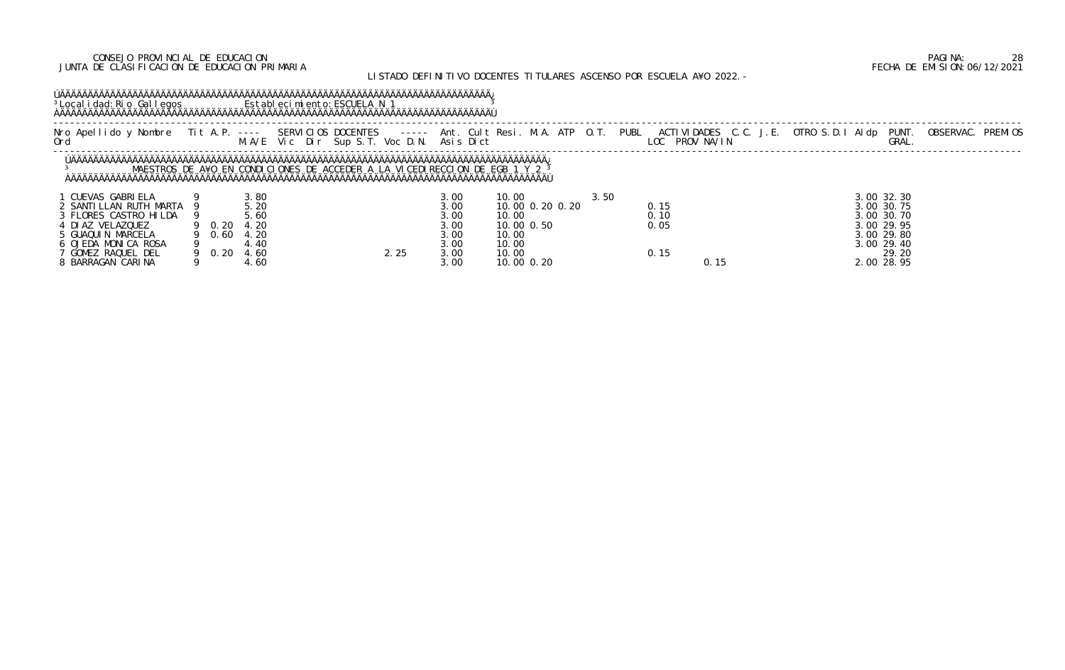CONSEJO PROVINCIAL DE EDUCACION
JUNTA DE CLASIFICACION DE EDUCACION PRIMARIA

FECHA DE EMISION: 06/12/2021

LISTADO DEFINITIVO DOCENTES TITULARES ASCENSO POR ESCUELA A¥O 2022.-

Localidad: Rio Gallegos Establecimiento: ESCUELA N 1

MAESTROS DE A¥O EN CONDICIONES DE ACCEDER A LA VICEDIRECCION DE EGB 1 Y 2

| Nro Ord | Apellido y Nombre | Tit | A.P. | SERVICIOS DOCENTES M.A/E | Vic | Dir | Sup | S.T. | Voc | D.N. | Ant. Asis | Cult Dict | Resi | M.A. | ATP | O.T. | PUBL | ACTIVIDADES LOC | PROV | NA/IN | C.C. | J.E. | OTRO | S.D.I | Aldp | PUNT. GRAL. | OBSERVAC. | PREMIOS |
|---|---|---|---|---|---|---|---|---|---|---|---|---|---|---|---|---|---|---|---|---|---|---|---|---|---|---|---|---|
| 1 | CUEVAS GABRIELA | 9 | | 3.80 | | | | | | | 3.00 | 10.00 | | | | | 3.50 | 0.15 | | | | | | | 3.00 | 32.30 | | |
| 2 | SANTILLAN RUTH MARTA | 9 | | 5.20 | | | | | | | 3.00 | 10.00 | 0.20 | 0.20 | | | | 0.15 | | | | | | | 3.00 | 30.75 | | |
| 3 | FLORES CASTRO HILDA | 9 | | 5.60 | | | | | | | 3.00 | 10.00 | | | | | | 0.10 | | | | | | | 3.00 | 30.70 | | |
| 4 | DIAZ VELAZQUEZ | 9 | 0.20 | 4.20 | | | | | | | 3.00 | 10.00 | 0.50 | | | | | 0.05 | | | | | | | 3.00 | 29.95 | | |
| 5 | GUAQUIN MARCELA | 9 | 0.60 | 4.20 | | | | | | | 3.00 | 10.00 | | | | | | | | | | | | | 3.00 | 29.80 | | |
| 6 | OJEDA MONICA ROSA | 9 | | 4.40 | | | | | | | 3.00 | 10.00 | | | | | | | | | | | | | 3.00 | 29.40 | | |
| 7 | GOMEZ RAQUEL DEL | 9 | 0.20 | 4.60 | | | | | | 2.25 | 3.00 | 10.00 | | | | | | 0.15 | | | | | | | | 29.20 | | |
| 8 | BARRAGAN CARINA | 9 | | 4.60 | | | | | | | 3.00 | 10.00 | 0.20 | | | | | | | 0.15 | | | | | 2.00 | 28.95 | | |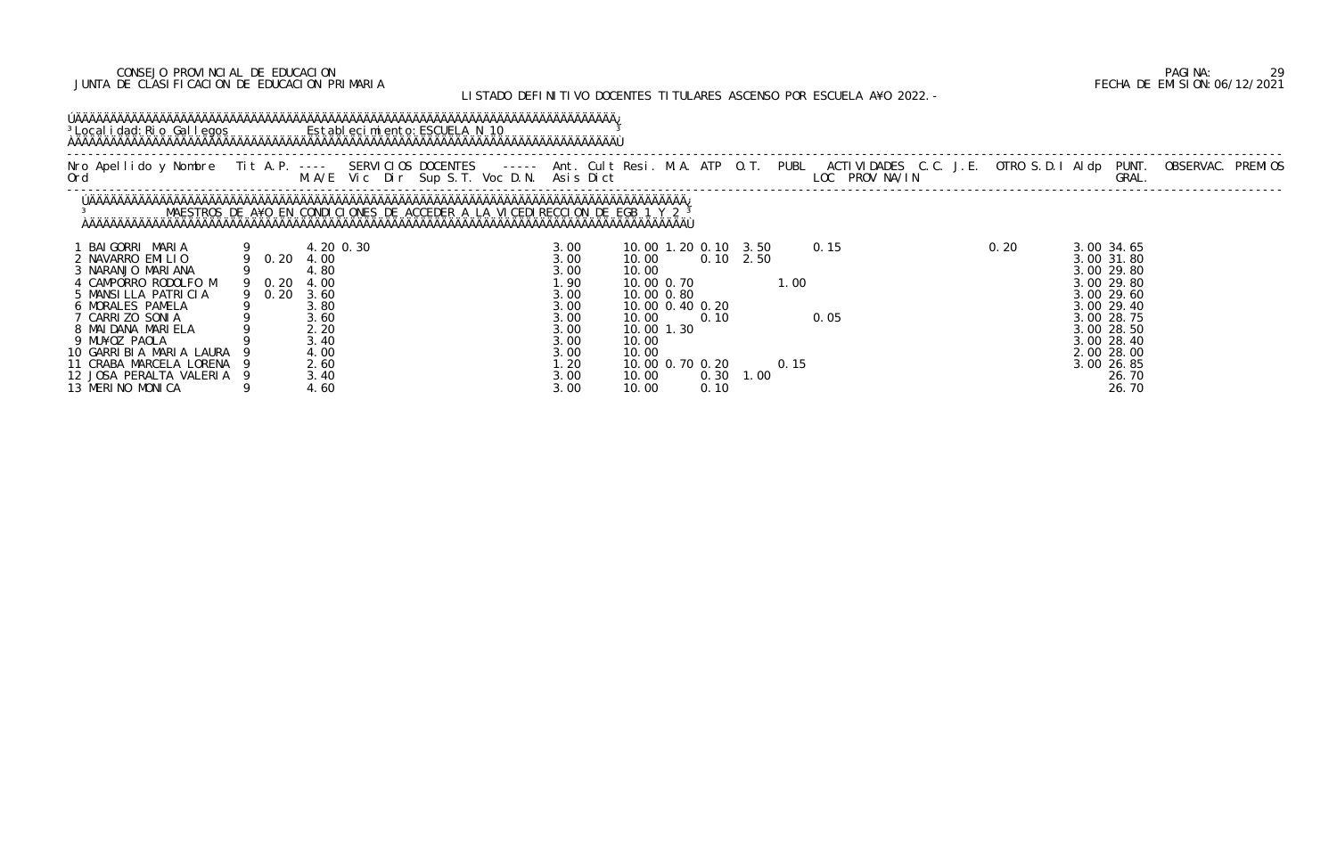CONSEJO PROVINCIAL DE EDUCACION
JUNTA DE CLASIFICACION DE EDUCACION PRIMARIA

LISTADO DEFINITIVO DOCENTES TITULARES ASCENSO POR ESCUELA A¥O 2022.-

FECHA DE EMISION:06/12/2021

Localidad: Rio Gallegos    Establecimiento: ESCUELA N 10

MAESTROS DE A¥O EN CONDICIONES DE ACCEDER A LA VICEDIRECCION DE EGB 1 Y 2

| Nro Ord | Apellido y Nombre | Tit | A.P. | M.A/E | Vic | Dir | Sup | S.T. | Voc | D.N. | Ant. Asis | Cult Dict | Resi. | M.A. | ATP | O.T. | PUBL | ACTIVIDADES LOC | PROV | NA/IN | C.C. | J.E. | OTRO | S.D.I | Aldp | PUNT. GRAL. | OBSERVAC. | PREMIOS |
|---|---|---|---|---|---|---|---|---|---|---|---|---|---|---|---|---|---|---|---|---|---|---|---|---|---|---|---|---|
| 1 | BAIGORRI MARIA | 9 | | 4.20 | 0.30 | | | | | | 3.00 | 10.00 | 1.20 | 0.10 | 3.50 | | | 0.15 | | | | | | 0.20 | 3.00 | 34.65 | | |
| 2 | NAVARRO EMILIO | 9 | 0.20 | 4.00 | | | | | | | 3.00 | 10.00 | | 0.10 | 2.50 | | | | | | | | | | 3.00 | 31.80 | | |
| 3 | NARANJO MARIANA | 9 | | 4.80 | | | | | | | 3.00 | 10.00 | | | | | | | | | | | | | 3.00 | 29.80 | | |
| 4 | CAMPORRO RODOLFO M | 9 | 0.20 | 4.00 | | | | | | | 1.90 | 10.00 | 0.70 | | | | 1.00 | | | | | | | | 3.00 | 29.80 | | |
| 5 | MANSILLA PATRICIA | 9 | 0.20 | 3.60 | | | | | | | 3.00 | 10.00 | 0.80 | | | | | | | | | | | | 3.00 | 29.60 | | |
| 6 | MORALES PAMELA | 9 | | 3.80 | | | | | | | 3.00 | 10.00 | 0.40 | 0.20 | | | | | | | | | | | 3.00 | 29.40 | | |
| 7 | CARRIZO SONIA | 9 | | 3.60 | | | | | | | 3.00 | 10.00 | | 0.10 | | | | 0.05 | | | | | | | 3.00 | 28.75 | | |
| 8 | MAIDANA MARIELA | 9 | | 2.20 | | | | | | | 3.00 | 10.00 | 1.30 | | | | | | | | | | | | 3.00 | 28.50 | | |
| 9 | MU¥OZ PAOLA | 9 | | 3.40 | | | | | | | 3.00 | 10.00 | | | | | | | | | | | | | 3.00 | 28.40 | | |
| 10 | GARRIBIA MARIA LAURA | 9 | | 4.00 | | | | | | | 3.00 | 10.00 | | | | | | | | | | | | | 2.00 | 28.00 | | |
| 11 | CRABA MARCELA LORENA | 9 | | 2.60 | | | | | | | 1.20 | 10.00 | 0.70 | 0.20 | | | 0.15 | | | | | | | | 3.00 | 26.85 | | |
| 12 | JOSA PERALTA VALERIA | 9 | | 3.40 | | | | | | | 3.00 | 10.00 | | 0.30 | 1.00 | | | | | | | | | | | 26.70 | | |
| 13 | MERINO MONICA | 9 | | 4.60 | | | | | | | 3.00 | 10.00 | | 0.10 | | | | | | | | | | | | 26.70 | | |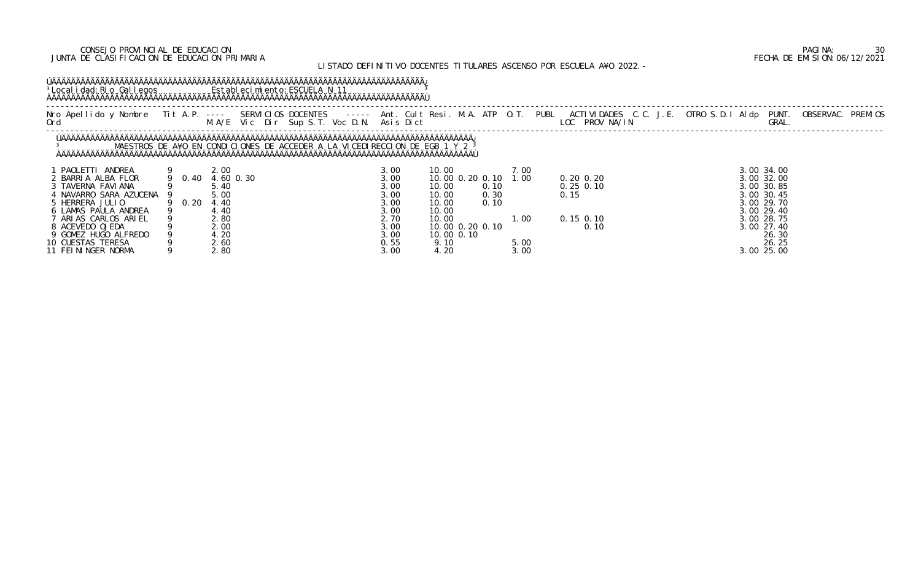CONSEJO PROVINCIAL DE EDUCACION
JUNTA DE CLASIFICACION DE EDUCACION PRIMARIA

LISTADO DEFINITIVO DOCENTES TITULARES ASCENSO POR ESCUELA A¥O 2022.-

Localidad: Rio Gallegos    Establecimiento: ESCUELA N 11

MAESTROS DE A¥O EN CONDICIONES DE ACCEDER A LA VICEDIRECCION DE EGB 1 Y 2

| Nro Ord | Apellido y Nombre | Tit | A.P. | M.A/E | Vic | Dir | Sup | S.T. | Voc | D.N. | Ant. Asis | Cult Dict | Resi. | M.A. | ATP | O.T. | PUBL | ACTIVIDADES LOC | PROV | NA/IN | C.C. | J.E. | OTRO | S.D.I | Aldp | PUNT. GRAL. | OBSERVAC. | PREMIOS |
|---|---|---|---|---|---|---|---|---|---|---|---|---|---|---|---|---|---|---|---|---|---|---|---|---|---|---|---|---|
| 1 | PAOLETTI ANDREA | 9 | | 2.00 | | | | | | | 3.00 | 10.00 | | | | 7.00 | | 0.20 | 0.20 | | | | | | 3.00 | 34.00 | | |
| 2 | BARRIA ALBA FLOR | 9 | 0.40 | 4.60 | 0.30 | | | | | | 3.00 | 10.00 | 0.20 | 0.10 | | 1.00 | | 0.20 | 0.20 | | | | | | 3.00 | 32.00 | | |
| 3 | TAVERNA FAVIANA | 9 | | 5.40 | | | | | | | 3.00 | 10.00 | | 0.10 | | | | 0.25 | 0.10 | | | | | | 3.00 | 30.85 | | |
| 4 | NAVARRO SARA AZUCENA | 9 | | 5.00 | | | | | | | 3.00 | 10.00 | | 0.30 | | | | 0.15 | | | | | | | 3.00 | 30.45 | | |
| 5 | HERRERA JULIO | 9 | 0.20 | 4.40 | | | | | | | 3.00 | 10.00 | | 0.10 | | | | | | | | | | | 3.00 | 29.70 | | |
| 6 | LAMAS PAULA ANDREA | 9 | | 4.40 | | | | | | | 3.00 | 10.00 | | | | | | | | | | | | | 3.00 | 29.40 | | |
| 7 | ARIAS CARLOS ARIEL | 9 | | 2.80 | | | | | | | 2.70 | 10.00 | | | | 1.00 | | 0.15 | 0.10 | | | | | | 3.00 | 28.75 | | |
| 8 | ACEVEDO OJEDA | 9 | | 2.00 | | | | | | | 3.00 | 10.00 | 0.20 | 0.10 | | | | | 0.10 | | | | | | 3.00 | 27.40 | | |
| 9 | GOMEZ HUGO ALFREDO | 9 | | 4.20 | | | | | | | 3.00 | 10.00 | 0.10 | | | | | | | | | | | | | 26.30 | | |
| 10 | CUESTAS TERESA | 9 | | 2.60 | | | | | | | 0.55 | 9.10 | | | | 5.00 | | | | | | | | | | 26.25 | | |
| 11 | FEININGER NORMA | 9 | | 2.80 | | | | | | | 3.00 | 4.20 | | | | 3.00 | | | | | | | | | 3.00 | 25.00 | | |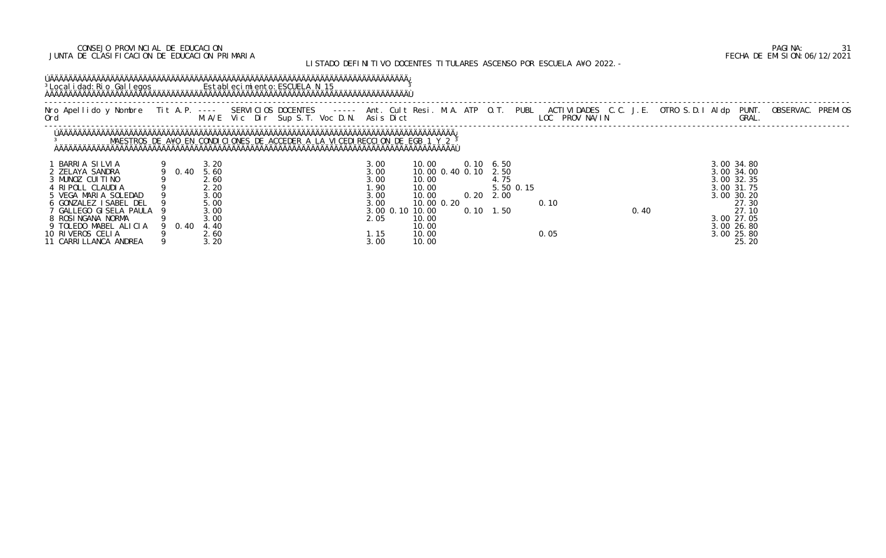CONSEJO PROVINCIAL DE EDUCACION
JUNTA DE CLASIFICACION DE EDUCACION PRIMARIA

LISTADO DEFINITIVO DOCENTES TITULARES ASCENSO POR ESCUELA A¥O 2022.-

PAGINA: 31
FECHA DE EMISION: 06/12/2021

Localidad: Rio Gallegos Establecimiento: ESCUELA N 15

MAESTROS DE A¥O EN CONDICIONES DE ACCEDER A LA VICEDIRECCION DE EGB 1 Y 2

| Nro Ord | Apellido y Nombre | Tit | A.P. | M.A/E | SERVICIOS DOCENTES Vic | Dir | Sup S.T. | Voc D.N. | Ant. Asis | Cult Dict | Resi. | M.A. | ATP | O.T. | PUBL | ACTIVIDADES LOC | PROV | NA/IN | C.C. | J.E. | OTRO S.D.I | Aldp | PUNT. GRAL. | OBSERVAC. | PREMIOS |
|---|---|---|---|---|---|---|---|---|---|---|---|---|---|---|---|---|---|---|---|---|---|---|---|---|---|
| 1 | BARRIA SILVIA | 9 | | 3.20 | | | | | 3.00 | | 10.00 | | 0.10 | 6.50 | | | | | | | | 3.00 | 34.80 | | |
| 2 | ZELAYA SANDRA | 9 | 0.40 | 5.60 | | | | | 3.00 | | 10.00 | 0.40 | 0.10 | 2.50 | | | | | | | | 3.00 | 34.00 | | |
| 3 | MUNOZ CUITINO | 9 | | 2.60 | | | | | 3.00 | | 10.00 | | | 4.75 | | | | | | | | 3.00 | 32.35 | | |
| 4 | RIPOLL CLAUDIA | 9 | | 2.20 | | | | | 1.90 | | 10.00 | | | 5.50 | 0.15 | | | | | | | 3.00 | 31.75 | | |
| 5 | VEGA MARIA SOLEDAD | 9 | | 3.00 | | | | | 3.00 | | 10.00 | | 0.20 | 2.00 | | | | | | | | 3.00 | 30.20 | | |
| 6 | GONZALEZ ISABEL DEL | 9 | | 5.00 | | | | | 3.00 | | 10.00 | 0.20 | | | | 0.10 | | | | | | | 27.30 | | |
| 7 | GALLEGO GISELA PAULA | 9 | | 3.00 | | | | | 3.00 | 0.10 | 10.00 | | 0.10 | 1.50 | | | | | | 0.40 | | | 27.10 | | |
| 8 | ROSINGANA NORMA | 9 | | 3.00 | | | | | 2.05 | | 10.00 | | | | | | | | | | | 3.00 | 27.05 | | |
| 9 | TOLEDO MABEL ALICIA | 9 | 0.40 | 4.40 | | | | | | | 10.00 | | | | | | | | | | | 3.00 | 26.80 | | |
| 10 | RIVEROS CELIA | 9 | | 2.60 | | | | | 1.15 | | 10.00 | | | | | 0.05 | | | | | | 3.00 | 25.80 | | |
| 11 | CARRILLANCA ANDREA | 9 | | 3.20 | | | | | 3.00 | | 10.00 | | | | | | | | | | | | 25.20 | | |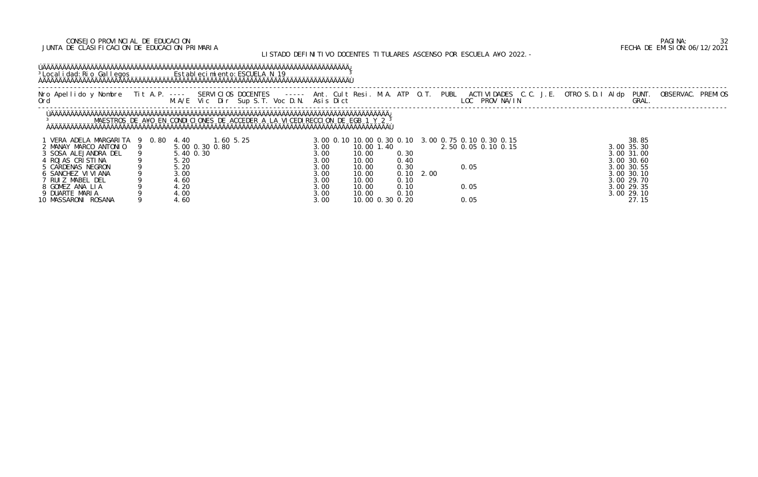CONSEJO PROVINCIAL DE EDUCACION
JUNTA DE CLASIFICACION DE EDUCACION PRIMARIA

LISTADO DEFINITIVO DOCENTES TITULARES ASCENSO POR ESCUELA A¥O 2022.-

PAGINA: 32
FECHA DE EMISION: 06/12/2021

Localidad: Rio Gallegos — Establecimiento: ESCUELA N 19

MAESTROS DE A¥O EN CONDICIONES DE ACCEDER A LA VICEDIRECCION DE EGB 1 Y 2

| Nro Ord | Apellido y Nombre | Tit | A.P. | M.A/E | Vic | Dir | Sup S.T. | Voc D.N. | Ant. Asis | Cult Dict | Resi. | M.A. | ATP | O.T. | PUBL | ACTIVIDADES LOC | PROV | NA/IN | C.C. | J.E. | OTRO S.D.I | Aldp | PUNT. GRAL. | OBSERVAC. | PREMIOS |
|---|---|---|---|---|---|---|---|---|---|---|---|---|---|---|---|---|---|---|---|---|---|---|---|---|---|
| 1 | VERA ADELA MARGARITA | 9 | 0.80 | 4.40 | | 1.60 | 5.25 | | 3.00 | 0.10 | 10.00 | 0.30 | 0.10 | | 3.00 | 0.75 | 0.10 | 0.30 | 0.15 | | | | 38.85 | | |
| 2 | MANAY MARCO ANTONIO | 9 | | 5.00 | 0.30 | 0.80 | | | 3.00 | | 10.00 | 1.40 | | | 2.50 | 0.05 | 0.10 | 0.15 | | | | 3.00 | 35.30 | | |
| 3 | SOSA ALEJANDRA DEL | 9 | | 5.40 | 0.30 | | | | 3.00 | | 10.00 | | 0.30 | | | | | | | | | 3.00 | 31.00 | | |
| 4 | ROJAS CRISTINA | 9 | | 5.20 | | | | | 3.00 | | 10.00 | | 0.40 | | | | | | | | | 3.00 | 30.60 | | |
| 5 | CARDENAS NEGRON | 9 | | 5.20 | | | | | 3.00 | | 10.00 | | 0.30 | | | 0.05 | | | | | | 3.00 | 30.55 | | |
| 6 | SANCHEZ VIVIANA | 9 | | 3.00 | | | | | 3.00 | | 10.00 | | 0.10 | 2.00 | | | | | | | | 3.00 | 30.10 | | |
| 7 | RUIZ MABEL DEL | 9 | | 4.60 | | | | | 3.00 | | 10.00 | | 0.10 | | | | | | | | | 3.00 | 29.70 | | |
| 8 | GOMEZ ANA LIA | 9 | | 4.20 | | | | | 3.00 | | 10.00 | | 0.10 | | | 0.05 | | | | | | 3.00 | 29.35 | | |
| 9 | DUARTE MARIA | 9 | | 4.00 | | | | | 3.00 | | 10.00 | | 0.10 | | | | | | | | | 3.00 | 29.10 | | |
| 10 | MASSARONI ROSANA | 9 | | 4.60 | | | | | 3.00 | | 10.00 | 0.30 | 0.20 | | | 0.05 | | | | | | | 27.15 | | |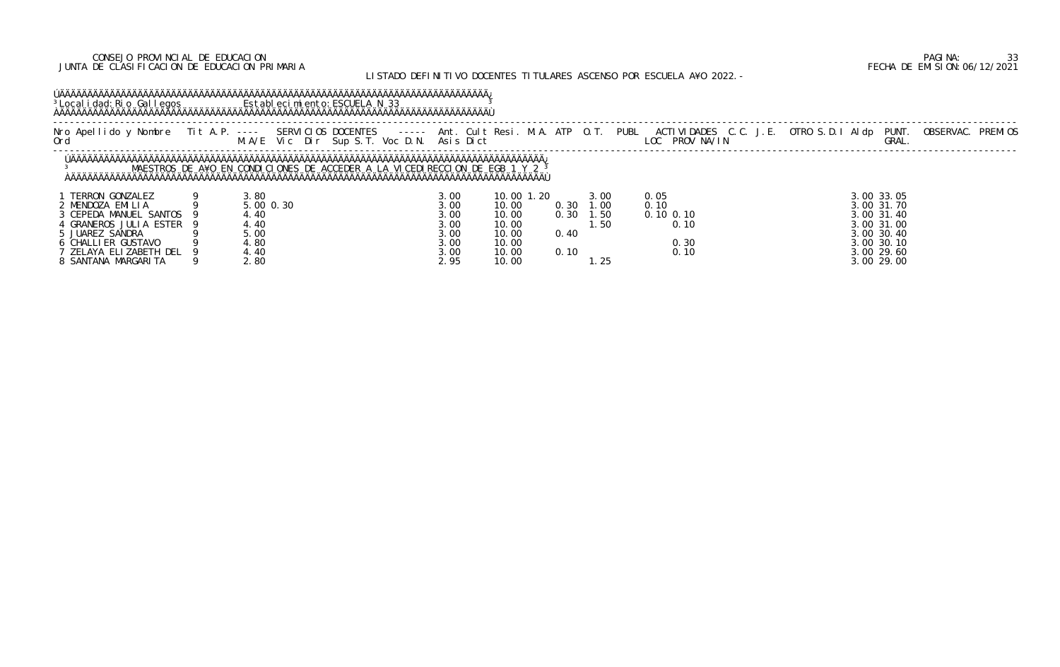CONSEJO PROVINCIAL DE EDUCACION
JUNTA DE CLASIFICACION DE EDUCACION PRIMARIA

LISTADO DEFINITIVO DOCENTES TITULARES ASCENSO POR ESCUELA AÑO 2022.-

FECHA DE EMISION: 06/12/2021

Localidad: Rio Gallegos    Establecimiento: ESCUELA N 33

MAESTROS DE AÑO EN CONDICIONES DE ACCEDER A LA VICEDIRECCION DE EGB 1 Y 2

| Nro Ord | Apellido y Nombre | Tit | A.P. M.A/E | Vic | Dir | Sup | S.T. | Voc | D.N. | Ant. Asis | Cult Dict | Resi. | M.A. | ATP | O.T. | PUBL | ACTIVIDADES LOC | PROV | NA/IN | C.C. | J.E. | OTRO | S.D.I | Aldp | PUNT. GRAL. | OBSERVAC. | PREMIOS |
|---|---|---|---|---|---|---|---|---|---|---|---|---|---|---|---|---|---|---|---|---|---|---|---|---|---|---|---|
| 1 | TERRON GONZALEZ | 9 | 3.80 | | | | | | | 3.00 | 10.00 | 1.20 | | | 3.00 | | 0.05 | | | | | | | 3.00 | 33.05 | | |
| 2 | MENDOZA EMILIA | 9 | 5.00 | 0.30 | | | | | | 3.00 | 10.00 | | 0.30 | | 1.00 | | 0.10 | | | | | | | 3.00 | 31.70 | | |
| 3 | CEPEDA MANUEL SANTOS | 9 | 4.40 | | | | | | | 3.00 | 10.00 | | 0.30 | | 1.50 | | 0.10 | 0.10 | | | | | | 3.00 | 31.40 | | |
| 4 | GRANEROS JULIA ESTER | 9 | 4.40 | | | | | | | 3.00 | 10.00 | | | | 1.50 | | | 0.10 | | | | | | 3.00 | 31.00 | | |
| 5 | JUAREZ SANDRA | 9 | 5.00 | | | | | | | 3.00 | 10.00 | | 0.40 | | | | | | | | | | | 3.00 | 30.40 | | |
| 6 | CHALLIER GUSTAVO | 9 | 4.80 | | | | | | | 3.00 | 10.00 | | | | | | | 0.30 | | | | | | 3.00 | 30.10 | | |
| 7 | ZELAYA ELIZABETH DEL | 9 | 4.40 | | | | | | | 3.00 | 10.00 | | 0.10 | | | | | 0.10 | | | | | | 3.00 | 29.60 | | |
| 8 | SANTANA MARGARITA | 9 | 2.80 | | | | | | | 2.95 | 10.00 | | | | 1.25 | | | | | | | | | 3.00 | 29.00 | | |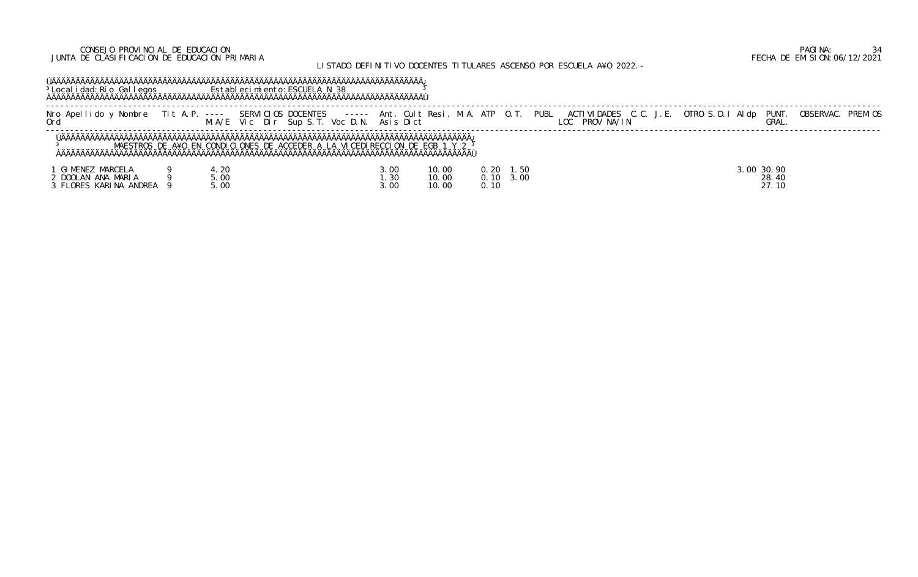CONSEJO PROVINCIAL DE EDUCACION
JUNTA DE CLASIFICACION DE EDUCACION PRIMARIA

LISTADO DEFINITIVO DOCENTES TITULARES ASCENSO POR ESCUELA AÑO 2022.-

PAGINA: 34
FECHA DE EMISION: 06/12/2021

Localidad: Rio Gallegos    Establecimiento: ESCUELA N 38

MAESTROS DE AÑO EN CONDICIONES DE ACCEDER A LA VICEDIRECCION DE EGB 1 Y 2

| Nro Ord | Apellido y Nombre | Tit | A.P. | M.A/E | Vic | Dir | Sup S.T. | Voc D.N. | Ant. Asis | Cult Dict | Resi. | M.A. | ATP | O.T. | PUBL | ACTIVIDADES LOC PROV NA/IN | C.C. | J.E. | OTRO | S.D.I | Aldp | PUNT. GRAL. | OBSERVAC. | PREMIOS |
|---|---|---|---|---|---|---|---|---|---|---|---|---|---|---|---|---|---|---|---|---|---|---|---|---|
| 1 | GIMENEZ MARCELA | 9 | | 4.20 | | | | | 3.00 | | 10.00 | | 0.20 | 1.50 | | | | | | | 3.00 | 30.90 | | |
| 2 | DOOLAN ANA MARIA | 9 | | 5.00 | | | | | 1.30 | | 10.00 | | 0.10 | 3.00 | | | | | | | | 28.40 | | |
| 3 | FLORES KARINA ANDREA | 9 | | 5.00 | | | | | 3.00 | | 10.00 | | 0.10 | | | | | | | | | 27.10 | | |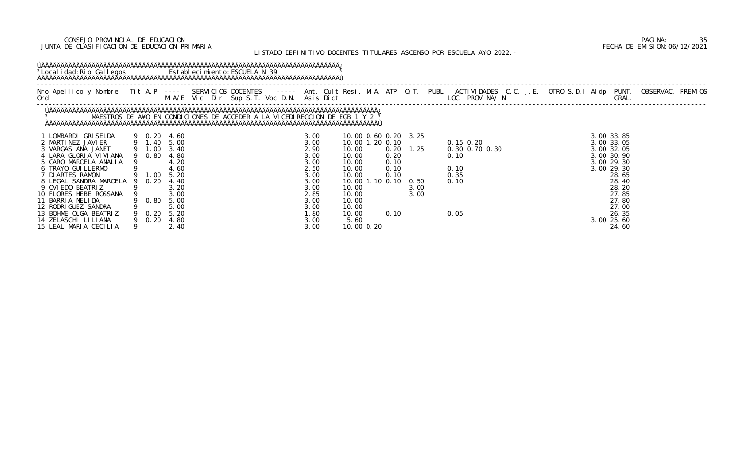CONSEJO PROVINCIAL DE EDUCACION
JUNTA DE CLASIFICACION DE EDUCACION PRIMARIA

FECHA DE EMISION:06/12/2021

LISTADO DEFINITIVO DOCENTES TITULARES ASCENSO POR ESCUELA A¥O 2022.-

Localidad: Rio Gallegos — Establecimiento: ESCUELA N 39

MAESTROS DE A¥O EN CONDICIONES DE ACCEDER A LA VICEDIRECCION DE EGB 1 Y 2

| Nro Ord | Apellido y Nombre | Tit | A.P. M.A/E | SERVICIOS DOCENTES Vic | Dir | Sup | S.T. | Voc | D.N. | Asis Dict | Ant. | Cult | Resi. | M.A. | ATP | O.T. | PUBL | ACTIVIDADES LOC | PROV | NA/IN | C.C. | J.E. | OTRO | S.D.I | Aldp | PUNT. GRAL. | OBSERVAC. | PREMIOS |
|---|---|---|---|---|---|---|---|---|---|---|---|---|---|---|---|---|---|---|---|---|---|---|---|---|---|---|---|---|
| 1 | LOMBARDI GRISELDA | 9 | 0.20 4.60 | | | | | | | 3.00 | 10.00 | 0.60 | 0.20 | 3.25 | | | | 0.15 | 0.20 | | | | | | 3.00 | 33.85 | | |
| 2 | MARTINEZ JAVIER | 9 | 1.40 5.00 | | | | | | | 3.00 | 10.00 | 1.20 | 0.10 | | | | | | | | | | | | 3.00 | 33.05 | | |
| 3 | VARGAS ANA JANET | 9 | 1.00 3.40 | | | | | | | 2.90 | 10.00 | | 0.20 | 1.25 | | | | 0.30 | 0.70 | 0.30 | | | | | 3.00 | 32.05 | | |
| 4 | LARA GLORIA VIVIANA | 9 | 0.80 4.80 | | | | | | | 3.00 | 10.00 | | 0.20 | | | | | 0.10 | | | | | | | 3.00 | 30.90 | | |
| 5 | CARO MARCELA ANALIA | 9 | 4.20 | | | | | | | 3.00 | 10.00 | | 0.10 | | | | | | | | | | | | 3.00 | 29.30 | | |
| 6 | TRAYO GUILLERMO | 9 | 4.60 | | | | | | | 2.50 | 10.00 | | 0.10 | | | | | 0.10 | | | | | | | 3.00 | 29.30 | | |
| 7 | DIARTES RAMON | 9 | 1.00 5.20 | | | | | | | 3.00 | 10.00 | | 0.10 | | | | | 0.35 | | | | | | | | 28.65 | | |
| 8 | LEGAL SANDRA MARCELA | 9 | 0.20 4.40 | | | | | | | 3.00 | 10.00 | 1.10 | 0.10 | 0.50 | | | | 0.10 | | | | | | | | 28.40 | | |
| 9 | OVIEDO BEATRIZ | 9 | 3.20 | | | | | | | 3.00 | 10.00 | | | 3.00 | | | | | | | | | | | | 28.20 | | |
| 10 | FLORES HEBE ROSSANA | 9 | 3.00 | | | | | | | 2.85 | 10.00 | | | 3.00 | | | | | | | | | | | | 27.85 | | |
| 11 | BARRIA NELIDA | 9 | 0.80 5.00 | | | | | | | 3.00 | 10.00 | | | | | | | | | | | | | | | 27.80 | | |
| 12 | RODRIGUEZ SANDRA | 9 | 5.00 | | | | | | | 3.00 | 10.00 | | | | | | | | | | | | | | | 27.00 | | |
| 13 | BOHME OLGA BEATRIZ | 9 | 0.20 5.20 | | | | | | | 1.80 | 10.00 | | 0.10 | | | | | 0.05 | | | | | | | | 26.35 | | |
| 14 | ZELASCHI LILIANA | 9 | 0.20 4.80 | | | | | | | 3.00 | 5.60 | | | | | | | | | | | | | | 3.00 | 25.60 | | |
| 15 | LEAL MARIA CECILIA | 9 | 2.40 | | | | | | | 3.00 | 10.00 | 0.20 | | | | | | | | | | | | | | 24.60 | | |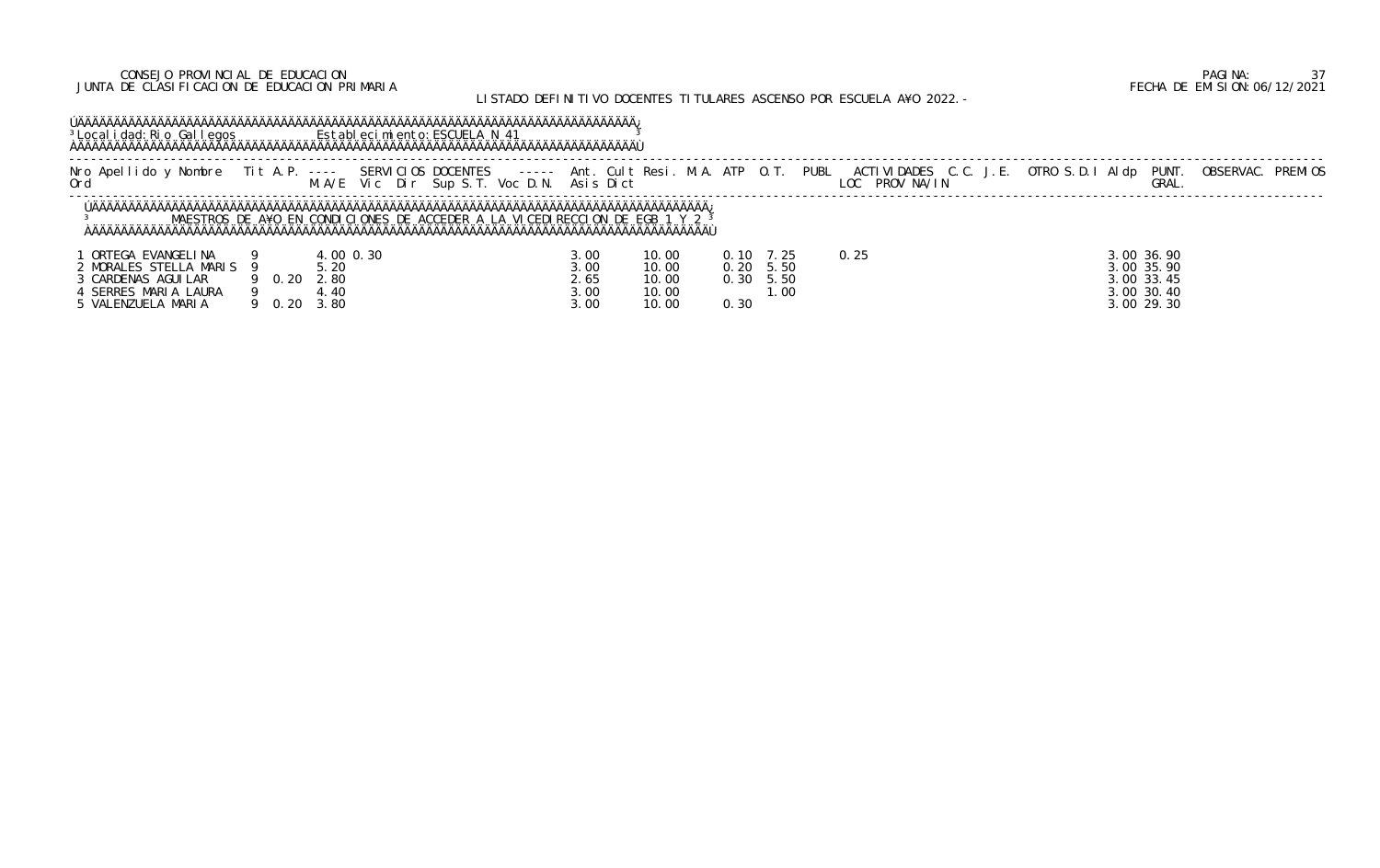CONSEJO PROVINCIAL DE EDUCACION
JUNTA DE CLASIFICACION DE EDUCACION PRIMARIA

LISTADO DEFINITIVO DOCENTES TITULARES ASCENSO POR ESCUELA A¥O 2022.-

Localidad: Rio Gallegos    Establecimiento: ESCUELA N 41

MAESTROS DE A¥O EN CONDICIONES DE ACCEDER A LA VICEDIRECCION DE EGB 1 Y 2

| Nro Ord | Apellido y Nombre | Tit | A.P. | SERVICIOS DOCENTES M.A/E | Vic | Dir | Sup S.T. | Voc D.N. | Ant. Asis | Cult Dict | Resi. | M.A. | ATP | O.T. | PUBL | ACTIVIDADES LOC | PROV | NA/IN | C.C. | J.E. | OTRO S.D.I | Aldp | PUNT. GRAL. | OBSERVAC. | PREMIOS |
|---|---|---|---|---|---|---|---|---|---|---|---|---|---|---|---|---|---|---|---|---|---|---|---|---|---|
| 1 | ORTEGA EVANGELINA | 9 | | 4.00 | 0.30 | | | | 3.00 | 10.00 | | 0.10 | 7.25 | | | 0.25 | | | | | | 3.00 | 36.90 | | |
| 2 | MORALES STELLA MARIS | 9 | | 5.20 | | | | | 3.00 | 10.00 | | 0.20 | 5.50 | | | | | | | | | 3.00 | 35.90 | | |
| 3 | CARDENAS AGUILAR | 9 | 0.20 | 2.80 | | | | | 2.65 | 10.00 | | 0.30 | 5.50 | | | | | | | | | 3.00 | 33.45 | | |
| 4 | SERRES MARIA LAURA | 9 | | 4.40 | | | | | 3.00 | 10.00 | | | 1.00 | | | | | | | | | 3.00 | 30.40 | | |
| 5 | VALENZUELA MARIA | 9 | 0.20 | 3.80 | | | | | 3.00 | 10.00 | | 0.30 | | | | | | | | | | 3.00 | 29.30 | | |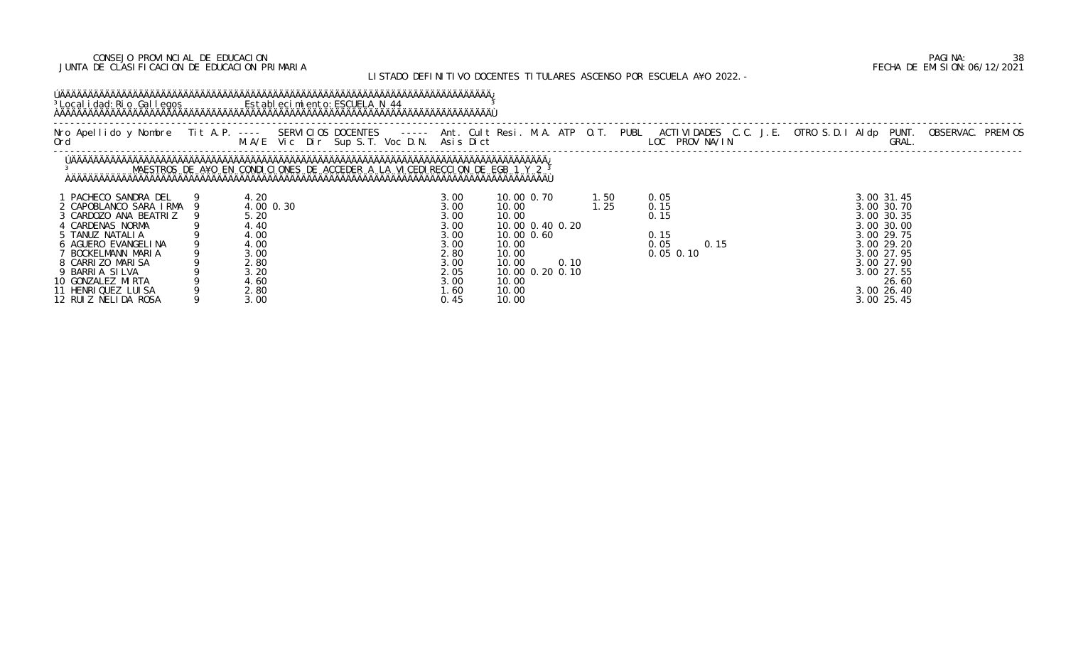CONSEJO PROVINCIAL DE EDUCACION
JUNTA DE CLASIFICACION DE EDUCACION PRIMARIA

LISTADO DEFINITIVO DOCENTES TITULARES ASCENSO POR ESCUELA A¥O 2022.-

Localidad: Rio Gallegos    Establecimiento: ESCUELA N 44

MAESTROS DE A¥O EN CONDICIONES DE ACCEDER A LA VICEDIRECCION DE EGB 1 Y 2

| Nro Ord | Apellido y Nombre | Tit | A.P. M.A/E | Vic | Dir | Sup S.T. | Voc D.N. | Ant. Asis | Cult Dict | Resi. | M.A. | ATP | O.T. | PUBL | ACTIVIDADES LOC | PROV | NA/IN | C.C. | J.E. | OTRO S.D.I | Aldp | PUNT. GRAL. | OBSERVAC. | PREMIOS |
|---|---|---|---|---|---|---|---|---|---|---|---|---|---|---|---|---|---|---|---|---|---|---|---|---|
| 1 | PACHECO SANDRA DEL | 9 | 4.20 | | | | | 3.00 | 10.00 | 0.70 | | | 1.50 | | 0.05 | | | | | | 3.00 | 31.45 | | |
| 2 | CAPOBLANCO SARA IRMA | 9 | 4.00 | 0.30 | | | | 3.00 | 10.00 | | | | 1.25 | | 0.15 | | | | | | 3.00 | 30.70 | | |
| 3 | CARDOZO ANA BEATRIZ | 9 | 5.20 | | | | | 3.00 | 10.00 | | | | | | 0.15 | | | | | | 3.00 | 30.35 | | |
| 4 | CARDENAS NORMA | 9 | 4.40 | | | | | 3.00 | 10.00 | 0.40 | 0.20 | | | | | | | | | | 3.00 | 30.00 | | |
| 5 | TANUZ NATALIA | 9 | 4.00 | | | | | 3.00 | 10.00 | 0.60 | | | | | 0.15 | | | | | | 3.00 | 29.75 | | |
| 6 | AGUERO EVANGELINA | 9 | 4.00 | | | | | 3.00 | 10.00 | | | | | | 0.05 | | 0.15 | | | | 3.00 | 29.20 | | |
| 7 | BOCKELMANN MARIA | 9 | 3.00 | | | | | 2.80 | 10.00 | | | | | | 0.05 | 0.10 | | | | | 3.00 | 27.95 | | |
| 8 | CARRIZO MARISA | 9 | 2.80 | | | | | 3.00 | 10.00 | | 0.10 | | | | | | | | | | 3.00 | 27.90 | | |
| 9 | BARRIA SILVA | 9 | 3.20 | | | | | 2.05 | 10.00 | 0.20 | 0.10 | | | | | | | | | | 3.00 | 27.55 | | |
| 10 | GONZALEZ MIRTA | 9 | 4.60 | | | | | 3.00 | 10.00 | | | | | | | | | | | | | 26.60 | | |
| 11 | HENRIQUEZ LUISA | 9 | 2.80 | | | | | 1.60 | 10.00 | | | | | | | | | | | | 3.00 | 26.40 | | |
| 12 | RUIZ NELIDA ROSA | 9 | 3.00 | | | | | 0.45 | 10.00 | | | | | | | | | | | | 3.00 | 25.45 | | |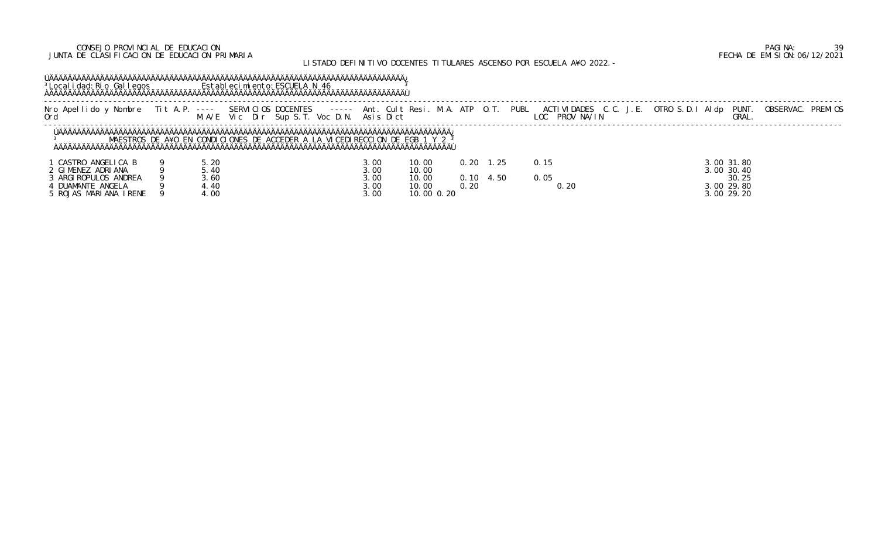CONSEJO PROVINCIAL DE EDUCACION
JUNTA DE CLASIFICACION DE EDUCACION PRIMARIA

FECHA DE EMISION: 06/12/2021

LISTADO DEFINITIVO DOCENTES TITULARES ASCENSO POR ESCUELA AÑO 2022.-

Localidad: Rio Gallegos Establecimiento: ESCUELA N 46

MAESTROS DE AÑO EN CONDICIONES DE ACCEDER A LA VICEDIRECCION DE EGB 1 Y 2

| Nro Ord | Apellido y Nombre | Tit | A.P. M.A/E | Vic | Dir | Sup | S.T. | Voc | D.N. | Ant. Asis | Cult Dict | Resi. | M.A. | ATP | O.T. | PUBL | ACTIVIDADES LOC | PROV | NA/IN | C.C. | J.E. | OTRO | S.D.I | Aldp | PUNT. GRAL. | OBSERVAC. | PREMIOS |
|---|---|---|---|---|---|---|---|---|---|---|---|---|---|---|---|---|---|---|---|---|---|---|---|---|---|---|---|
| 1 | CASTRO ANGELICA B | 9 | 5.20 | | | | | | | 3.00 | 10.00 | | 0.20 | 1.25 | | | 0.15 | | | | | | | 3.00 | 31.80 | | |
| 2 | GIMENEZ ADRIANA | 9 | 5.40 | | | | | | | 3.00 | 10.00 | | | | | | | | | | | | | 3.00 | 30.40 | | |
| 3 | ARGIROPULOS ANDREA | 9 | 3.60 | | | | | | | 3.00 | 10.00 | | 0.10 | 4.50 | | | 0.05 | | | | | | | | 30.25 | | |
| 4 | DUAMANTE ANGELA | 9 | 4.40 | | | | | | | 3.00 | 10.00 | | 0.20 | | | | | 0.20 | | | | | | 3.00 | 29.80 | | |
| 5 | ROJAS MARIANA IRENE | 9 | 4.00 | | | | | | | 3.00 | 10.00 | 0.20 | | | | | | | | | | | | 3.00 | 29.20 | | |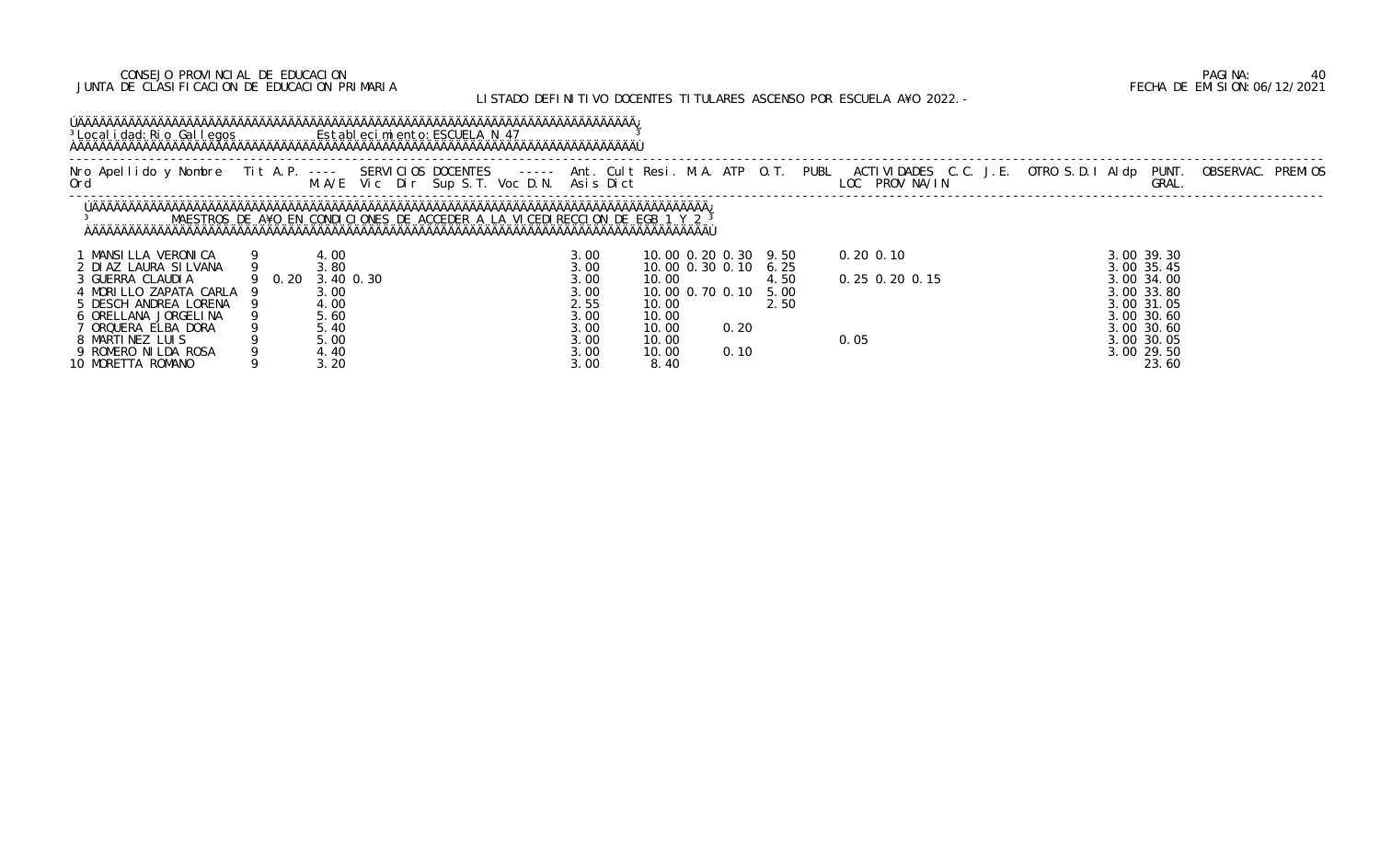CONSEJO PROVINCIAL DE EDUCACION
JUNTA DE CLASIFICACION DE EDUCACION PRIMARIA

PAGINA: 40
FECHA DE EMISION:06/12/2021

LISTADO DEFINITIVO DOCENTES TITULARES ASCENSO POR ESCUELA A¥O 2022.-

Localidad: Rio Gallegos    Establecimiento: ESCUELA N 47

MAESTROS DE A¥O EN CONDICIONES DE ACCEDER A LA VICEDIRECCION DE EGB 1 Y 2

| Nro Ord | Apellido y Nombre | Tit | A.P. | M.A/E | Vic | Dir | Sup S.T. | Voc D.N. | Ant. Asis | Cult Dict | Resi. | M.A. | ATP | O.T. | PUBL | ACTIVIDADES LOC | PROV | NA/IN | C.C. | J.E. | OTRO S.D.I | Aldp | PUNT. GRAL. | OBSERVAC. | PREMIOS |
|---|---|---|---|---|---|---|---|---|---|---|---|---|---|---|---|---|---|---|---|---|---|---|---|---|---|
| 1 | MANSILLA VERONICA | 9 | | 4.00 | | | | | 3.00 | 10.00 | 0.20 | 0.30 | | 9.50 | | 0.20 | 0.10 | | | | | 3.00 | 39.30 | | |
| 2 | DIAZ LAURA SILVANA | 9 | | 3.80 | | | | | 3.00 | 10.00 | 0.30 | 0.10 | | 6.25 | | | | | | | | 3.00 | 35.45 | | |
| 3 | GUERRA CLAUDIA | 9 | 0.20 | 3.40 | 0.30 | | | | 3.00 | 10.00 | | | | 4.50 | | 0.25 | 0.20 | 0.15 | | | | 3.00 | 34.00 | | |
| 4 | MORILLO ZAPATA CARLA | 9 | | 3.00 | | | | | 3.00 | 10.00 | 0.70 | 0.10 | | 5.00 | | | | | | | | 3.00 | 33.80 | | |
| 5 | DESCH ANDREA LORENA | 9 | | 4.00 | | | | | 2.55 | 10.00 | | | | 2.50 | | | | | | | | 3.00 | 31.05 | | |
| 6 | ORELLANA JORGELINA | 9 | | 5.60 | | | | | 3.00 | 10.00 | | | | | | | | | | | | 3.00 | 30.60 | | |
| 7 | ORQUERA ELBA DORA | 9 | | 5.40 | | | | | 3.00 | 10.00 | | | 0.20 | | | | | | | | | 3.00 | 30.60 | | |
| 8 | MARTINEZ LUIS | 9 | | 5.00 | | | | | 3.00 | 10.00 | | | | | | 0.05 | | | | | | 3.00 | 30.05 | | |
| 9 | ROMERO NILDA ROSA | 9 | | 4.40 | | | | | 3.00 | 10.00 | | | 0.10 | | | | | | | | | 3.00 | 29.50 | | |
| 10 | MORETTA ROMANO | 9 | | 3.20 | | | | | 3.00 | 8.40 | | | | | | | | | | | | | 23.60 | | |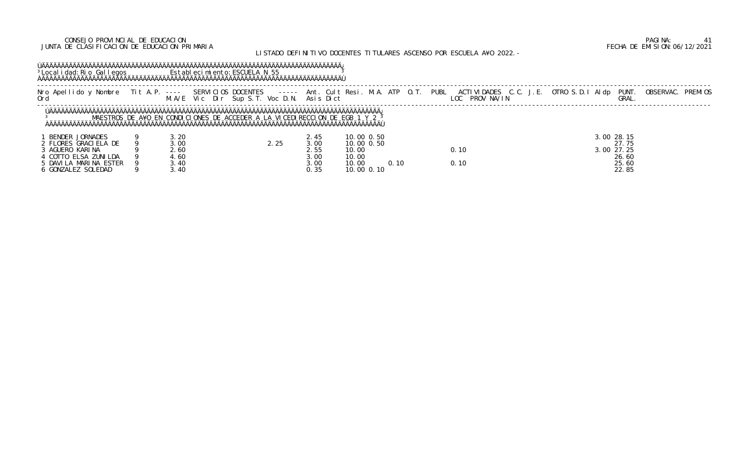CONSEJO PROVINCIAL DE EDUCACION
JUNTA DE CLASIFICACION DE EDUCACION PRIMARIA

PAGINA: 41
FECHA DE EMISION: 06/12/2021

LISTADO DEFINITIVO DOCENTES TITULARES ASCENSO POR ESCUELA AÑO 2022.-

Localidad: Rio Gallegos    Establecimiento: ESCUELA N 55

MAESTROS DE AÑO EN CONDICIONES DE ACCEDER A LA VICEDIRECCION DE EGB 1 Y 2

| Nro Ord | Apellido y Nombre | Tit | A.P. M/A/E | SERVICIOS DOCENTES Vic | Dir | Sup S.T. | Voc D.N. | Asis | Dict | Ant. | Cult | Resi. | M.A. | ATP | O.T. | PUBL | ACTIVIDADES LOC | PROV | NA/IN | C.C. | J.E. | OTRO S.D.I | Aldp | PUNT. GRAL. | OBSERVAC. | PREMIOS |
|---|---|---|---|---|---|---|---|---|---|---|---|---|---|---|---|---|---|---|---|---|---|---|---|---|---|---|
| 1 | BENDER JORNADES | 9 | 3.20 | | | | | 2.45 | | 10.00 | 0.50 | | | | | | | | | | | | 3.00 | 28.15 | | |
| 2 | FLORES GRACIELA DE | 9 | 3.00 | | | | 2.25 | 3.00 | | 10.00 | 0.50 | | | | | | | | | | | | | 27.75 | | |
| 3 | AGUERO KARINA | 9 | 2.60 | | | | | 2.55 | | 10.00 | | | | | | | 0.10 | | | | | | 3.00 | 27.25 | | |
| 4 | COTTO ELSA ZUNILDA | 9 | 4.60 | | | | | 3.00 | | 10.00 | | | | | | | | | | | | | | 26.60 | | |
| 5 | DAVILA MARINA ESTER | 9 | 3.40 | | | | | 3.00 | | 10.00 | | | 0.10 | | | | 0.10 | | | | | | | 25.60 | | |
| 6 | GONZALEZ SOLEDAD | 9 | 3.40 | | | | | 0.35 | | 10.00 | 0.10 | | | | | | | | | | | | | 22.85 | | |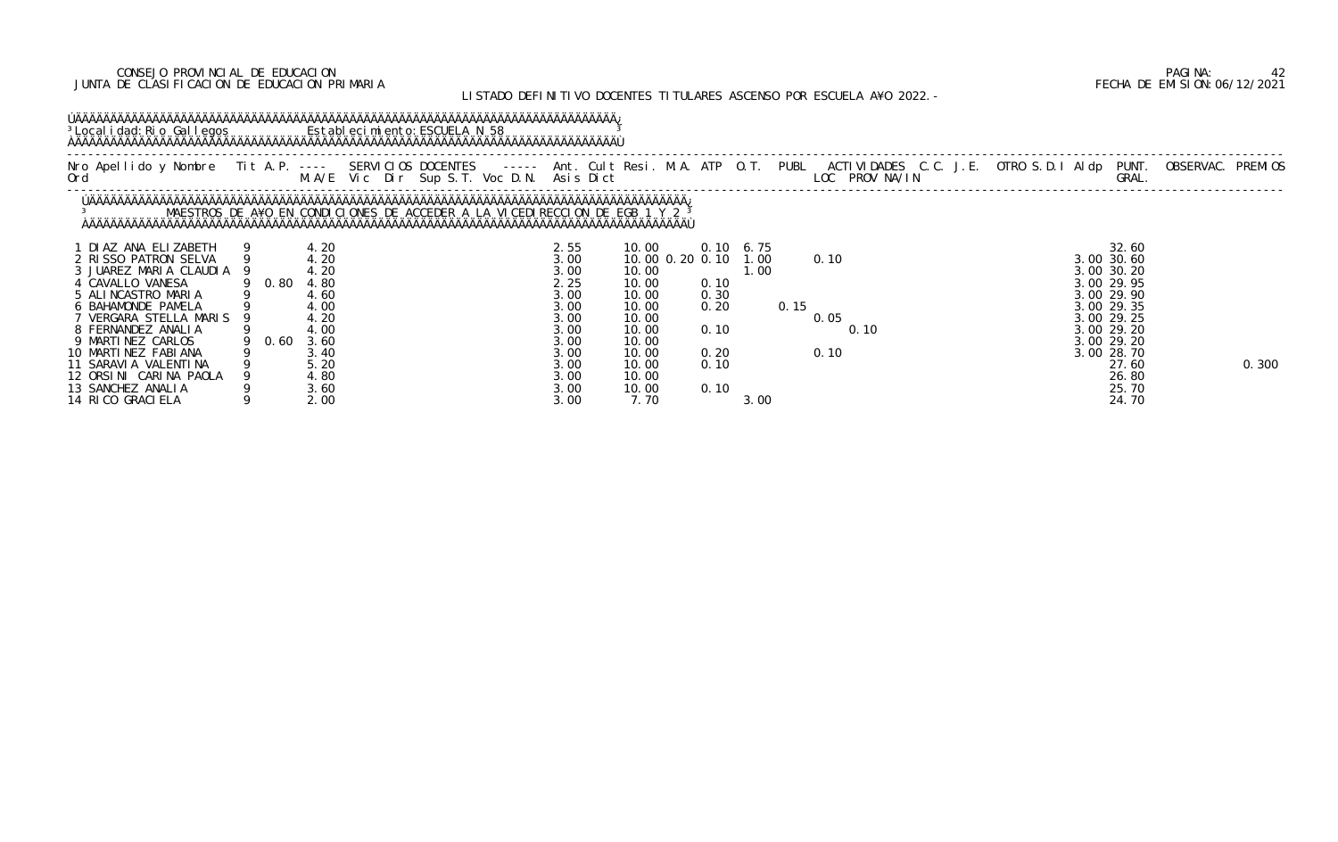CONSEJO PROVINCIAL DE EDUCACION
JUNTA DE CLASIFICACION DE EDUCACION PRIMARIA

FECHA DE EMISION:06/12/2021

LISTADO DEFINITIVO DOCENTES TITULARES ASCENSO POR ESCUELA A¥O 2022.-

Localidad: Rio Gallegos  Establecimiento: ESCUELA N 58

MAESTROS DE A¥O EN CONDICIONES DE ACCEDER A LA VICEDIRECCION DE EGB 1 Y 2

| Nro Ord | Apellido y Nombre | Tit | A.P. | M.A/E | Vic | Dir | Sup | S.T. | Voc | D.N. | Ant. Asis | Cult | Resi. Dict | M.A. | ATP | O.T. | PUBL | ACTIVIDADES LOC | PROV | NA/IN | C.C. | J.E. | OTRO | S.D.I | Aldp | PUNT. GRAL. | OBSERVAC. | PREMIOS |
|---|---|---|---|---|---|---|---|---|---|---|---|---|---|---|---|---|---|---|---|---|---|---|---|---|---|---|---|---|
| 1 | DIAZ ANA ELIZABETH | 9 | | 4.20 | | | | | | | 2.55 | | 10.00 | | 0.10 | 6.75 | | | | | | | | | | 32.60 | | |
| 2 | RISSO PATRON SELVA | 9 | | 4.20 | | | | | | | 3.00 | | 10.00 | 0.20 | 0.10 | 1.00 | | 0.10 | | | | | | | 3.00 | 30.60 | | |
| 3 | JUAREZ MARIA CLAUDIA | 9 | | 4.20 | | | | | | | 3.00 | | 10.00 | | | 1.00 | | | | | | | | | 3.00 | 30.20 | | |
| 4 | CAVALLO VANESA | 9 | 0.80 | 4.80 | | | | | | | 2.25 | | 10.00 | | 0.10 | | | | | | | | | | 3.00 | 29.95 | | |
| 5 | ALINCASTRO MARIA | 9 | | 4.60 | | | | | | | 3.00 | | 10.00 | | 0.30 | | | | | | | | | | 3.00 | 29.90 | | |
| 6 | BAHAMONDE PAMELA | 9 | | 4.00 | | | | | | | 3.00 | | 10.00 | | 0.20 | | 0.15 | | | | | | | | 3.00 | 29.35 | | |
| 7 | VERGARA STELLA MARIS | 9 | | 4.20 | | | | | | | 3.00 | | 10.00 | | | | | 0.05 | | | | | | | 3.00 | 29.25 | | |
| 8 | FERNANDEZ ANALIA | 9 | | 4.00 | | | | | | | 3.00 | | 10.00 | | 0.10 | | | | 0.10 | | | | | | 3.00 | 29.20 | | |
| 9 | MARTINEZ CARLOS | 9 | 0.60 | 3.60 | | | | | | | 3.00 | | 10.00 | | | | | | | | | | | | 3.00 | 29.20 | | |
| 10 | MARTINEZ FABIANA | 9 | | 3.40 | | | | | | | 3.00 | | 10.00 | | 0.20 | | | 0.10 | | | | | | | 3.00 | 28.70 | | |
| 11 | SARAVIA VALENTINA | 9 | | 5.20 | | | | | | | 3.00 | | 10.00 | | 0.10 | | | | | | | | | | | 27.60 | | 0.300 |
| 12 | ORSINI CARINA PAOLA | 9 | | 4.80 | | | | | | | 3.00 | | 10.00 | | | | | | | | | | | | | 26.80 | | |
| 13 | SANCHEZ ANALIA | 9 | | 3.60 | | | | | | | 3.00 | | 10.00 | | 0.10 | | | | | | | | | | | 25.70 | | |
| 14 | RICO GRACIELA | 9 | | 2.00 | | | | | | | 3.00 | | 7.70 | | | 3.00 | | | | | | | | | | 24.70 | | |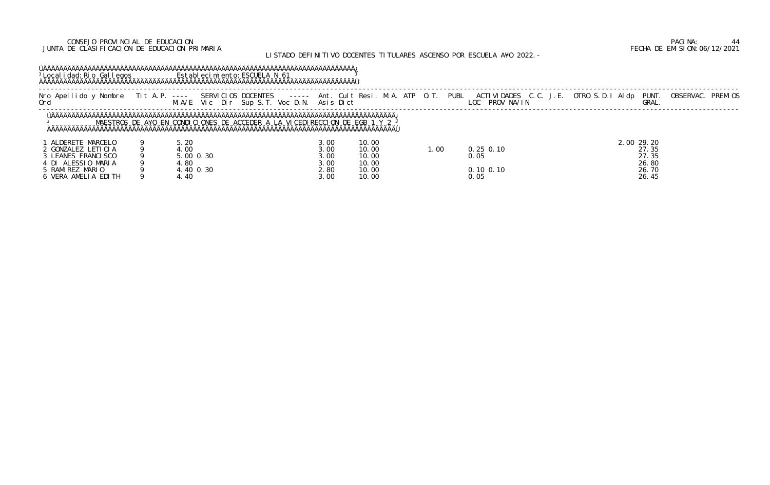CONSEJO PROVINCIAL DE EDUCACION
JUNTA DE CLASIFICACION DE EDUCACION PRIMARIA

FECHA DE EMISION:06/12/2021

LISTADO DEFINITIVO DOCENTES TITULARES ASCENSO POR ESCUELA AÑO 2022.-

Localidad: Rio Gallegos    Establecimiento: ESCUELA N 61

MAESTROS DE AÑO EN CONDICIONES DE ACCEDER A LA VICEDIRECCION DE EGB 1 Y 2

| Nro Ord | Apellido y Nombre | Tit | A.P. M.A/E | SERVICIOS DOCENTES Vic | Dir | Sup S.T. | Voc D.N. | Ant. Asis | Cult Dict | Resi. | M.A. | ATP | O.T. | PUBL | ACTIVIDADES LOC | PROV NA/IN | C.C. | J.E. | OTRO S.D.I | Aldp | PUNT. GRAL. | OBSERVAC. | PREMIOS |
|---|---|---|---|---|---|---|---|---|---|---|---|---|---|---|---|---|---|---|---|---|---|---|---|
| 1 | ALDERETE MARCELO | 9 | 5.20 | | | | | 3.00 | 10.00 | | | | | | | | | | | 2.00 | 29.20 | | |
| 2 | GONZALEZ LETICIA | 9 | 4.00 | | | | | 3.00 | 10.00 | | | | 1.00 | | 0.25 | 0.10 | | | | | 27.35 | | |
| 3 | LEANES FRANCISCO | 9 | 5.00 | 0.30 | | | | 3.00 | 10.00 | | | | | | 0.05 | | | | | | 27.35 | | |
| 4 | DI ALESSIO MARIA | 9 | 4.80 | | | | | 3.00 | 10.00 | | | | | | | | | | | | 26.80 | | |
| 5 | RAMIREZ MARIO | 9 | 4.40 | 0.30 | | | | 2.80 | 10.00 | | | | | | 0.10 | 0.10 | | | | | 26.70 | | |
| 6 | VERA AMELIA EDITH | 9 | 4.40 | | | | | 3.00 | 10.00 | | | | | | 0.05 | | | | | | 26.45 | | |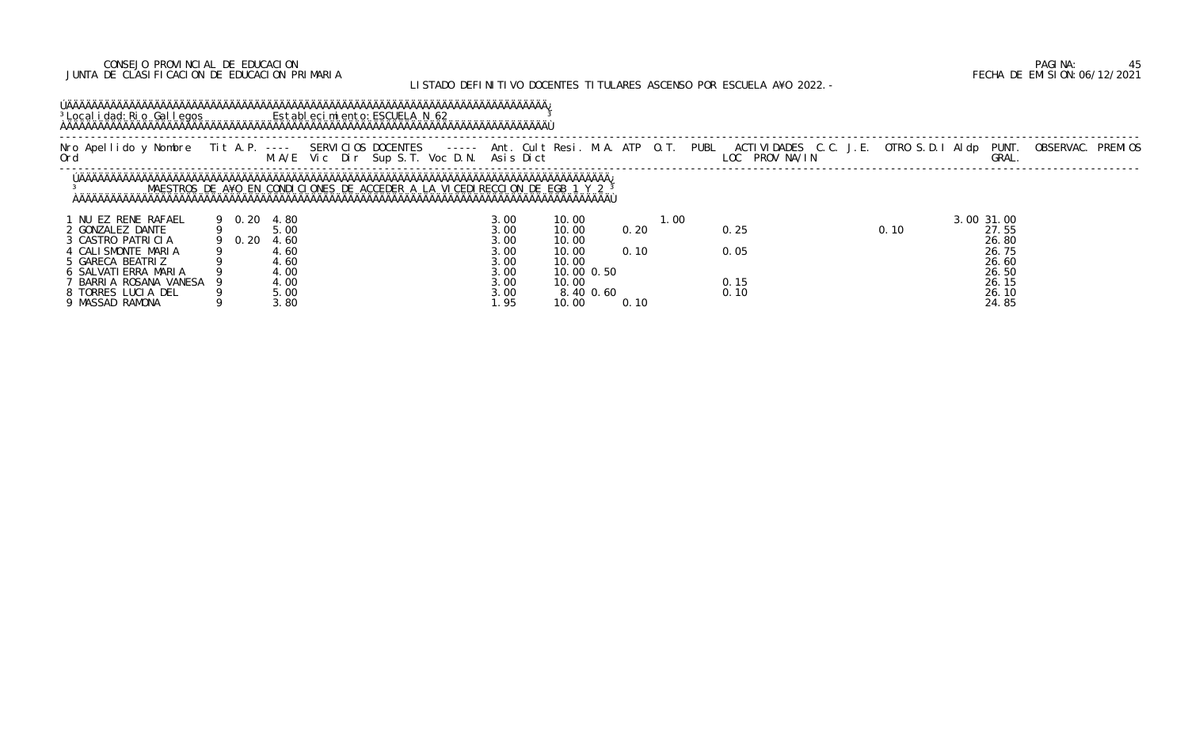CONSEJO PROVINCIAL DE EDUCACION
JUNTA DE CLASIFICACION DE EDUCACION PRIMARIA

LISTADO DEFINITIVO DOCENTES TITULARES ASCENSO POR ESCUELA A¥O 2022.-

PAGINA: 45
FECHA DE EMISION:06/12/2021

Localidad: Rio Gallegos     Establecimiento: ESCUELA N 62

MAESTROS DE A¥O EN CONDICIONES DE ACCEDER A LA VICEDIRECCION DE EGB 1 Y 2

| Nro Ord | Apellido y Nombre | Tit | A.P. | M.A/E | Vic | Dir | Sup S.T. | Voc D.N. | Ant. Asis | Cult Dict | Resi. | M.A. | ATP | O.T. | PUBL | ACTIVIDADES LOC PROV NA/IN | C.C. | J.E. | OTRO S.D.I | Aldp | PUNT. GRAL. | OBSERVAC. | PREMIOS |
|---|---|---|---|---|---|---|---|---|---|---|---|---|---|---|---|---|---|---|---|---|---|---|---|
| 1 | NU EZ RENE RAFAEL | 9 | 0.20 | 4.80 | | | | | 3.00 | 10.00 | | | 1.00 | | | | | | | 3.00 | 31.00 | | |
| 2 | GONZALEZ DANTE | 9 | | 5.00 | | | | | 3.00 | 10.00 | 0.20 | | | | | 0.25 | | | 0.10 | | 27.55 | | |
| 3 | CASTRO PATRICIA | 9 | 0.20 | 4.60 | | | | | 3.00 | 10.00 | | | | | | | | | | | 26.80 | | |
| 4 | CALISMONTE MARIA | 9 | | 4.60 | | | | | 3.00 | 10.00 | 0.10 | | | | | 0.05 | | | | | 26.75 | | |
| 5 | GARECA BEATRIZ | 9 | | 4.60 | | | | | 3.00 | 10.00 | | | | | | | | | | | 26.60 | | |
| 6 | SALVATIERRA MARIA | 9 | | 4.00 | | | | | 3.00 | 10.00 | 0.50 | | | | | | | | | | 26.50 | | |
| 7 | BARRIA ROSANA VANESA | 9 | | 4.00 | | | | | 3.00 | 10.00 | | | | | | 0.15 | | | | | 26.15 | | |
| 8 | TORRES LUCIA DEL | 9 | | 5.00 | | | | | 3.00 | 8.40 | 0.60 | | | | | 0.10 | | | | | 26.10 | | |
| 9 | MASSAD RAMONA | 9 | | 3.80 | | | | | 1.95 | 10.00 | 0.10 | | | | | | | | | | 24.85 | | |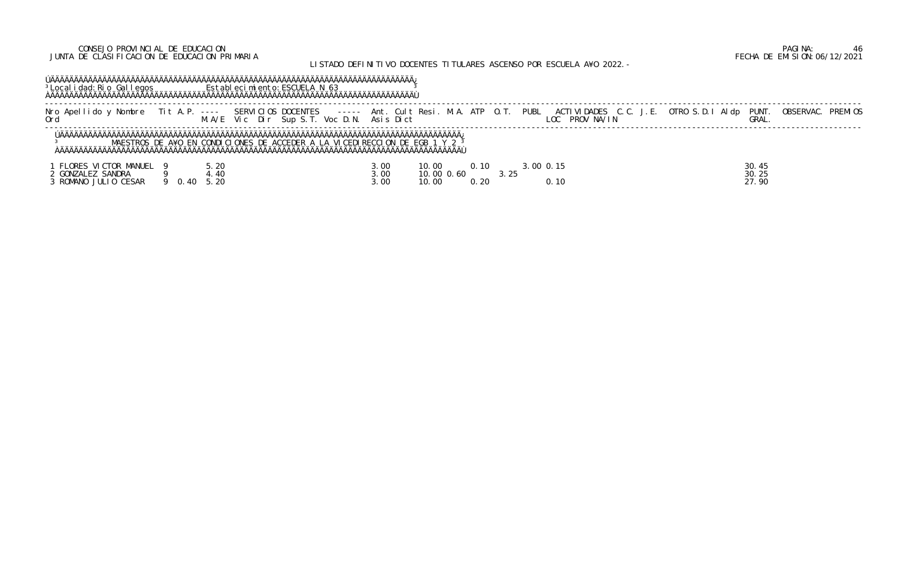CONSEJO PROVINCIAL DE EDUCACION
JUNTA DE CLASIFICACION DE EDUCACION PRIMARIA

FECHA DE EMISION: 06/12/2021

LISTADO DEFINITIVO DOCENTES TITULARES ASCENSO POR ESCUELA AÑO 2022.-

Localidad: Rio Gallegos    Establecimiento: ESCUELA N 63

MAESTROS DE AÑO EN CONDICIONES DE ACCEDER A LA VICEDIRECCION DE EGB 1 Y 2

| Nro Ord | Apellido y Nombre | Tit | A.P. | SERVICIOS DOCENTES M.A/E | Vic | Dir | Sup | S.T. | Voc | D.N. | Ant. Asis | Cult Dict | Resi. | M.A. | ATP | O.T. | PUBL | ACTIVIDADES LOC | PROV | NA/IN | C.C. | J.E. | OTRO | S.D.I | Aldp | PUNT. GRAL. | OBSERVAC. | PREMIOS |
|---|---|---|---|---|---|---|---|---|---|---|---|---|---|---|---|---|---|---|---|---|---|---|---|---|---|---|---|---|
| 1 | FLORES VICTOR MANUEL | 9 | | 5.20 | | | | | | | 3.00 | | 10.00 | | 0.10 | | 3.00 | 0.15 | | | | | | | | 30.45 | | |
| 2 | GONZALEZ SANDRA | 9 | | 4.40 | | | | | | | 3.00 | | 10.00 | 0.60 | | 3.25 | | | | | | | | | | 30.25 | | |
| 3 | ROMANO JULIO CESAR | 9 | 0.40 | 5.20 | | | | | | | 3.00 | | 10.00 | | 0.20 | | | 0.10 | | | | | | | | 27.90 | | |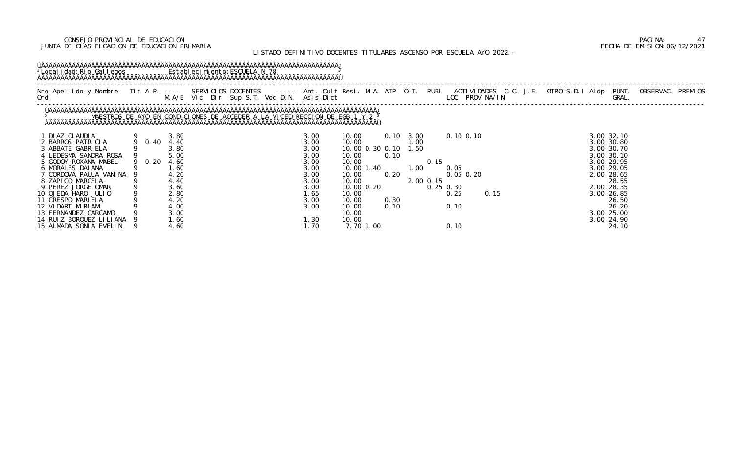CONSEJO PROVINCIAL DE EDUCACION
JUNTA DE CLASIFICACION DE EDUCACION PRIMARIA

LISTADO DEFINITIVO DOCENTES TITULARES ASCENSO POR ESCUELA A¥O 2022.-

Localidad: Rio Gallegos — Establecimiento: ESCUELA N 78

MAESTROS DE A¥O EN CONDICIONES DE ACCEDER A LA VICEDIRECCION DE EGB 1 Y 2

| Nro Ord | Apellido y Nombre | Tit | A.P. | SERVICIOS DOCENTES M.A/E | Vic | Dir | Sup | S.T. | Voc | D.N. | Asis | Ant. Dict | Cult | Resi. | M.A. | ATP | O.T. | PUBL | ACTIVIDADES LOC | PROV | NA/IN | C.C. | J.E. | OTRO | S.D.I | Aldp | PUNT. GRAL. | OBSERVAC. | PREMIOS |
|---|---|---|---|---|---|---|---|---|---|---|---|---|---|---|---|---|---|---|---|---|---|---|---|---|---|---|---|---|---|
| 1 | DIAZ CLAUDIA | 9 | | 3.80 | | | | | | | 3.00 | 10.00 | | | 0.10 | 3.00 | | | 0.10 | 0.10 | | | | | | 3.00 | 32.10 | | |
| 2 | BARROS PATRICIA | 9 | 0.40 | 4.40 | | | | | | | 3.00 | 10.00 | | | | 1.00 | | | | | | | | | | 3.00 | 30.80 | | |
| 3 | ABBATE GABRIELA | 9 | | 3.80 | | | | | | | 3.00 | 10.00 | 0.30 | 0.10 | | 1.50 | | | | | | | | | | 3.00 | 30.70 | | |
| 4 | LEDESMA SANDRA ROSA | 9 | | 5.00 | | | | | | | 3.00 | 10.00 | | 0.10 | | | | | | | | | | | | 3.00 | 30.10 | | |
| 5 | GODOY ROXANA MABEL | 9 | 0.20 | 4.60 | | | | | | | 3.00 | 10.00 | | | | | | 0.15 | | | | | | | | 3.00 | 29.95 | | |
| 6 | MORALES DAIANA | 9 | | 1.60 | | | | | | | 3.00 | 10.00 | 1.40 | | | 1.00 | | | 0.05 | | | | | | | 3.00 | 29.05 | | |
| 7 | CORDOVA PAULA VANINA | 9 | | 4.20 | | | | | | | 3.00 | 10.00 | | 0.20 | | | | | 0.05 | 0.20 | | | | | | 2.00 | 28.65 | | |
| 8 | ZAPICO MARCELA | 9 | | 4.40 | | | | | | | 3.00 | 10.00 | | | | | 2.00 | 0.15 | | | | | | | | | 28.55 | | |
| 9 | PEREZ JORGE OMAR | 9 | | 3.60 | | | | | | | 3.00 | 10.00 | 0.20 | | | | | 0.25 | 0.30 | | | | | | | 2.00 | 28.35 | | |
| 10 | OJEDA HARO JULIO | 9 | | 2.80 | | | | | | | 1.65 | 10.00 | | | | | | | 0.25 | | 0.15 | | | | | 3.00 | 26.85 | | |
| 11 | CRESPO MARIELA | 9 | | 4.20 | | | | | | | 3.00 | 10.00 | | 0.30 | | | | | | | | | | | | | 26.50 | | |
| 12 | VIDART MIRIAM | 9 | | 4.00 | | | | | | | 3.00 | 10.00 | | 0.10 | | | | | 0.10 | | | | | | | | 26.20 | | |
| 13 | FERNANDEZ CARCAMO | 9 | | 3.00 | | | | | | | | 10.00 | | | | | | | | | | | | | | 3.00 | 25.00 | | |
| 14 | RUIZ BORQUEZ LILIANA | 9 | | 1.60 | | | | | | | 1.30 | 10.00 | | | | | | | | | | | | | | 3.00 | 24.90 | | |
| 15 | ALMADA SONIA EVELIN | 9 | | 4.60 | | | | | | | 1.70 | 7.70 | 1.00 | | | | | | 0.10 | | | | | | | | 24.10 | | |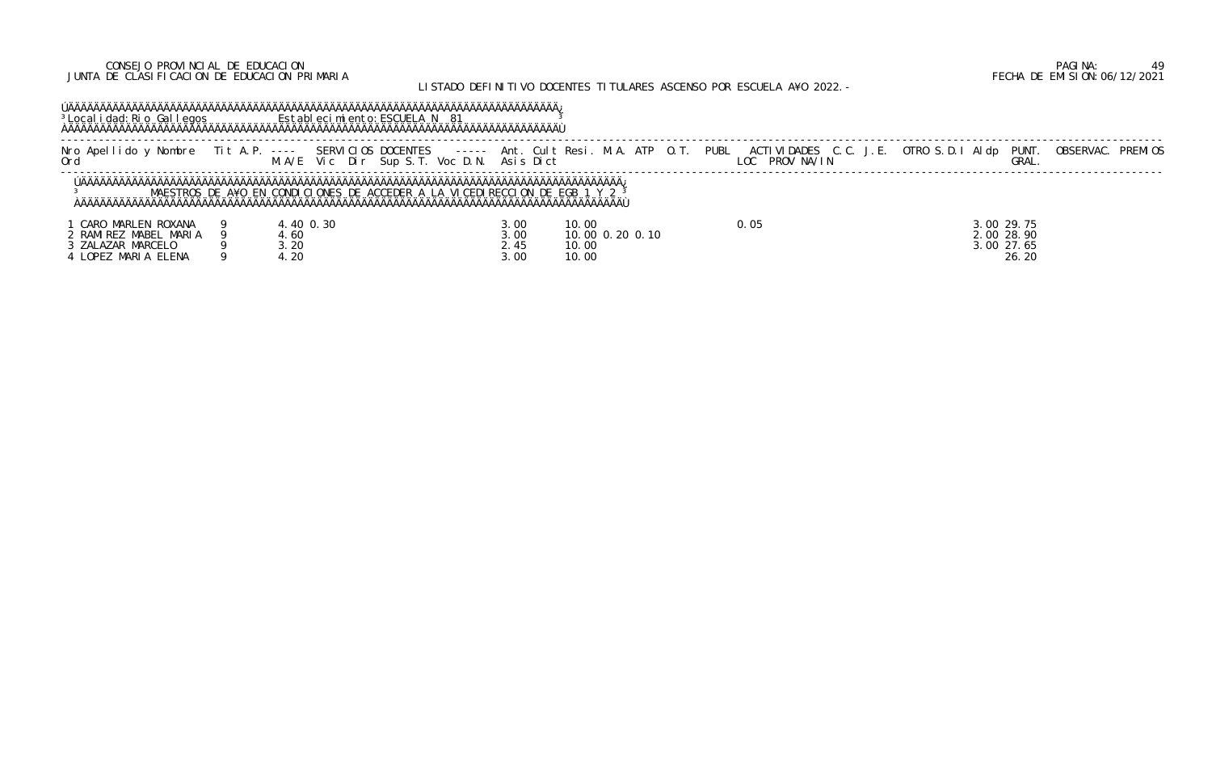CONSEJO PROVINCIAL DE EDUCACION
JUNTA DE CLASIFICACION DE EDUCACION PRIMARIA

LISTADO DEFINITIVO DOCENTES TITULARES ASCENSO POR ESCUELA AÑO 2022.-

FECHA DE EMISION:06/12/2021

Localidad: Rio Gallegos    Establecimiento: ESCUELA N 81

| Nro Ord | Apellido y Nombre | Tit | A.P. | M.A/E | Vic | Dir | Sup S.T. | Voc D.N. | Ant. Asis | Cult Dict | Resi. | M.A. | ATP | O.T. | PUBL | ACTIVIDADES LOC | PROV | NA/IN | C.C. | J.E. | OTRO | S.D.I | Aldp | PUNT. GRAL. | OBSERVAC. | PREMIOS |
|---|---|---|---|---|---|---|---|---|---|---|---|---|---|---|---|---|---|---|---|---|---|---|---|---|---|---|
| | MAESTROS DE AÑO EN CONDICIONES DE ACCEDER A LA VICEDIRECCION DE EGB 1 Y 2 | | | | | | | | | | | | | | | | | | | | | | | | | |
| 1 | CARO MARLEN ROXANA | 9 | | 4.40 | 0.30 | | | | 3.00 | | 10.00 | | | | | 0.05 | | | | | | | 3.00 | 29.75 | | |
| 2 | RAMIREZ MABEL MARIA | 9 | | 4.60 | | | | | 3.00 | | 10.00 | 0.20 | 0.10 | | | | | | | | | | 2.00 | 28.90 | | |
| 3 | ZALAZAR MARCELO | 9 | | 3.20 | | | | | 2.45 | | 10.00 | | | | | | | | | | | | 3.00 | 27.65 | | |
| 4 | LOPEZ MARIA ELENA | 9 | | 4.20 | | | | | 3.00 | | 10.00 | | | | | | | | | | | | | 26.20 | | |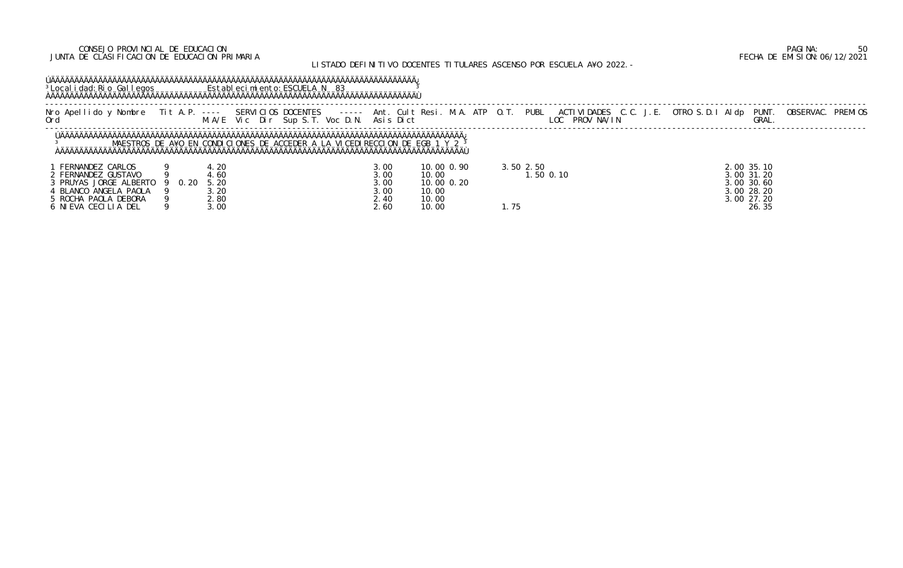CONSEJO PROVINCIAL DE EDUCACION
JUNTA DE CLASIFICACION DE EDUCACION PRIMARIA

FECHA DE EMISION:06/12/2021

LISTADO DEFINITIVO DOCENTES TITULARES ASCENSO POR ESCUELA A¥O 2022.-

Localidad: Rio Gallegos    Establecimiento: ESCUELA N 83

MAESTROS DE A¥O EN CONDICIONES DE ACCEDER A LA VICEDIRECCION DE EGB 1 Y 2

| Nro Ord | Apellido y Nombre | Tit | A.P. | ---- M.A/E | SERVICIOS DOCENTES Vic | Dir | Sup S.T. | Voc D.N. | ----- | Ant. Asis | Cult Dict | Resi. | M.A. | ATP | O.T. | PUBL | ACTIVIDADES LOC | PROV | NA/IN | C.C. | J.E. | OTRO S.D.I | Aldp | PUNT. GRAL. | OBSERVAC. | PREMIOS |
|---|---|---|---|---|---|---|---|---|---|---|---|---|---|---|---|---|---|---|---|---|---|---|---|---|---|---|
| 1 | FERNANDEZ CARLOS | 9 | | 4.20 | | | | | | 3.00 | | 10.00 | 0.90 | | 3.50 | 2.50 | | | | | | | 2.00 | 35.10 | | |
| 2 | FERNANDEZ GUSTAVO | 9 | | 4.60 | | | | | | 3.00 | | 10.00 | | | | 1.50 | 0.10 | | | | | | 3.00 | 31.20 | | |
| 3 | PRUYAS JORGE ALBERTO | 9 | 0.20 | 5.20 | | | | | | 3.00 | | 10.00 | 0.20 | | | | | | | | | | 3.00 | 30.60 | | |
| 4 | BLANCO ANGELA PAOLA | 9 | | 3.20 | | | | | | 3.00 | | 10.00 | | | | | | | | | | | 3.00 | 28.20 | | |
| 5 | ROCHA PAOLA DEBORA | 9 | | 2.80 | | | | | | 2.40 | | 10.00 | | | | | | | | | | | 3.00 | 27.20 | | |
| 6 | NIEVA CECILIA DEL | 9 | | 3.00 | | | | | | 2.60 | | 10.00 | | | 1.75 | | | | | | | | | 26.35 | | |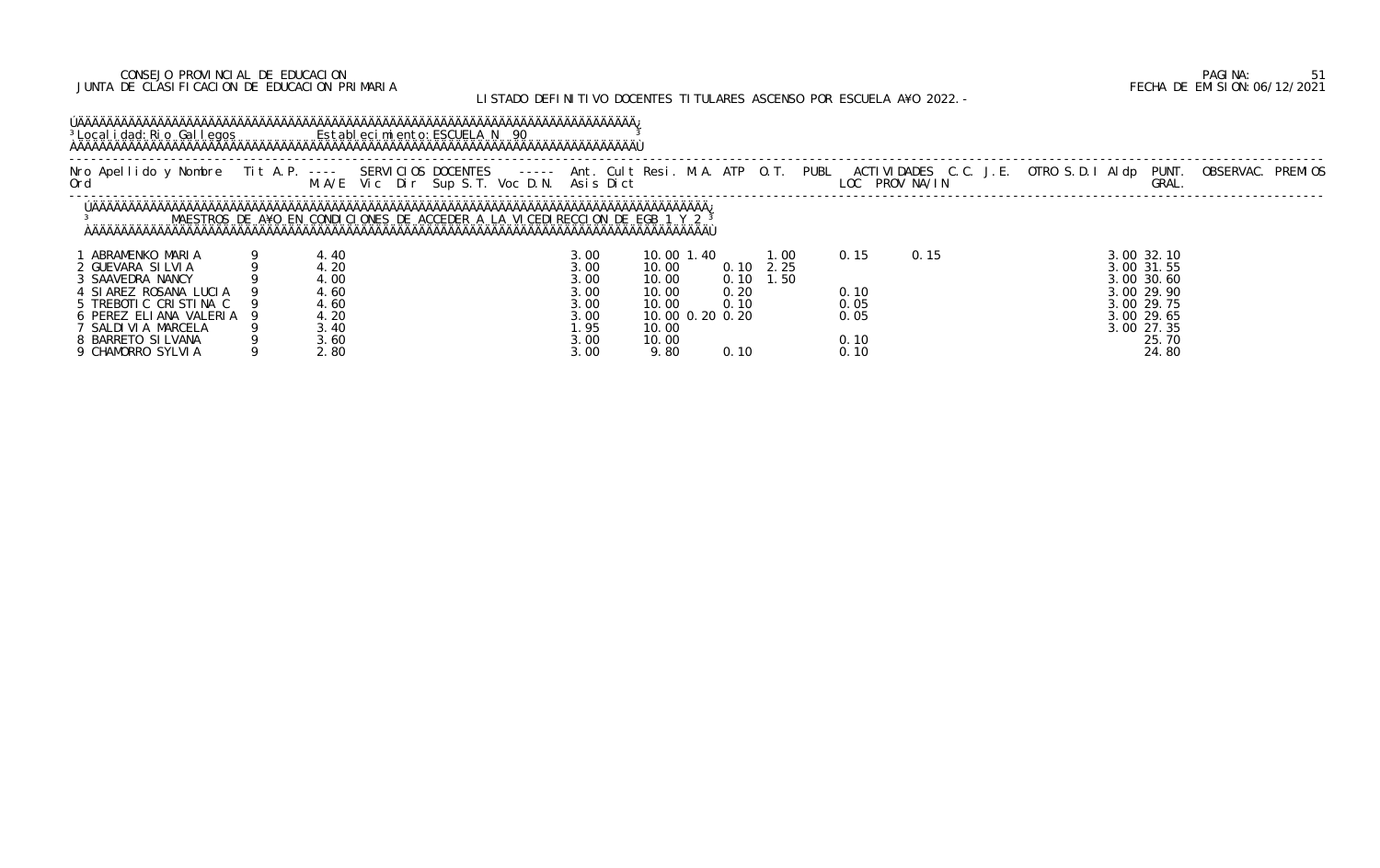CONSEJO PROVINCIAL DE EDUCACION
JUNTA DE CLASIFICACION DE EDUCACION PRIMARIA

LISTADO DEFINITIVO DOCENTES TITULARES ASCENSO POR ESCUELA A¥O 2022.-

Localidad: Rio Gallegos    Establecimiento: ESCUELA N 90

MAESTROS DE A¥O EN CONDICIONES DE ACCEDER A LA VICEDIRECCION DE EGB 1 Y 2

| Nro Ord | Apellido y Nombre | Tit | A.P. M.A/E | SERVICIOS DOCENTES Vic Dir Sup S.T. Voc D.N. | Ant. Asis | Cult Dict | Resi. | M.A. | ATP | O.T. | PUBL | ACTIVIDADES LOC PROV NA/IN | C.C. | J.E. | OTRO S.D.I | Aldp | PUNT. GRAL. | OBSERVAC. | PREMIOS |
|---|---|---|---|---|---|---|---|---|---|---|---|---|---|---|---|---|---|---|---|
| 1 | ABRAMENKO MARIA | 9 | 4.40 | | 3.00 | 10.00 | 1.40 | | | 1.00 | | 0.15 0.15 | | | | 3.00 | 32.10 | | |
| 2 | GUEVARA SILVIA | 9 | 4.20 | | 3.00 | 10.00 | | 0.10 | 2.25 | | | | | | | 3.00 | 31.55 | | |
| 3 | SAAVEDRA NANCY | 9 | 4.00 | | 3.00 | 10.00 | | 0.10 | 1.50 | | | | | | | 3.00 | 30.60 | | |
| 4 | SIAREZ ROSANA LUCIA | 9 | 4.60 | | 3.00 | 10.00 | | 0.20 | | | | 0.10 | | | | 3.00 | 29.90 | | |
| 5 | TREBOTIC CRISTINA C | 9 | 4.60 | | 3.00 | 10.00 | | 0.10 | | | | 0.05 | | | | 3.00 | 29.75 | | |
| 6 | PEREZ ELIANA VALERIA | 9 | 4.20 | | 3.00 | 10.00 | 0.20 | 0.20 | | | | 0.05 | | | | 3.00 | 29.65 | | |
| 7 | SALDIVIA MARCELA | 9 | 3.40 | | 1.95 | 10.00 | | | | | | | | | | 3.00 | 27.35 | | |
| 8 | BARRETO SILVANA | 9 | 3.60 | | 3.00 | 10.00 | | | | | | 0.10 | | | | | 25.70 | | |
| 9 | CHAMORRO SYLVIA | 9 | 2.80 | | 3.00 | 9.80 | | 0.10 | | | | 0.10 | | | | | 24.80 | | |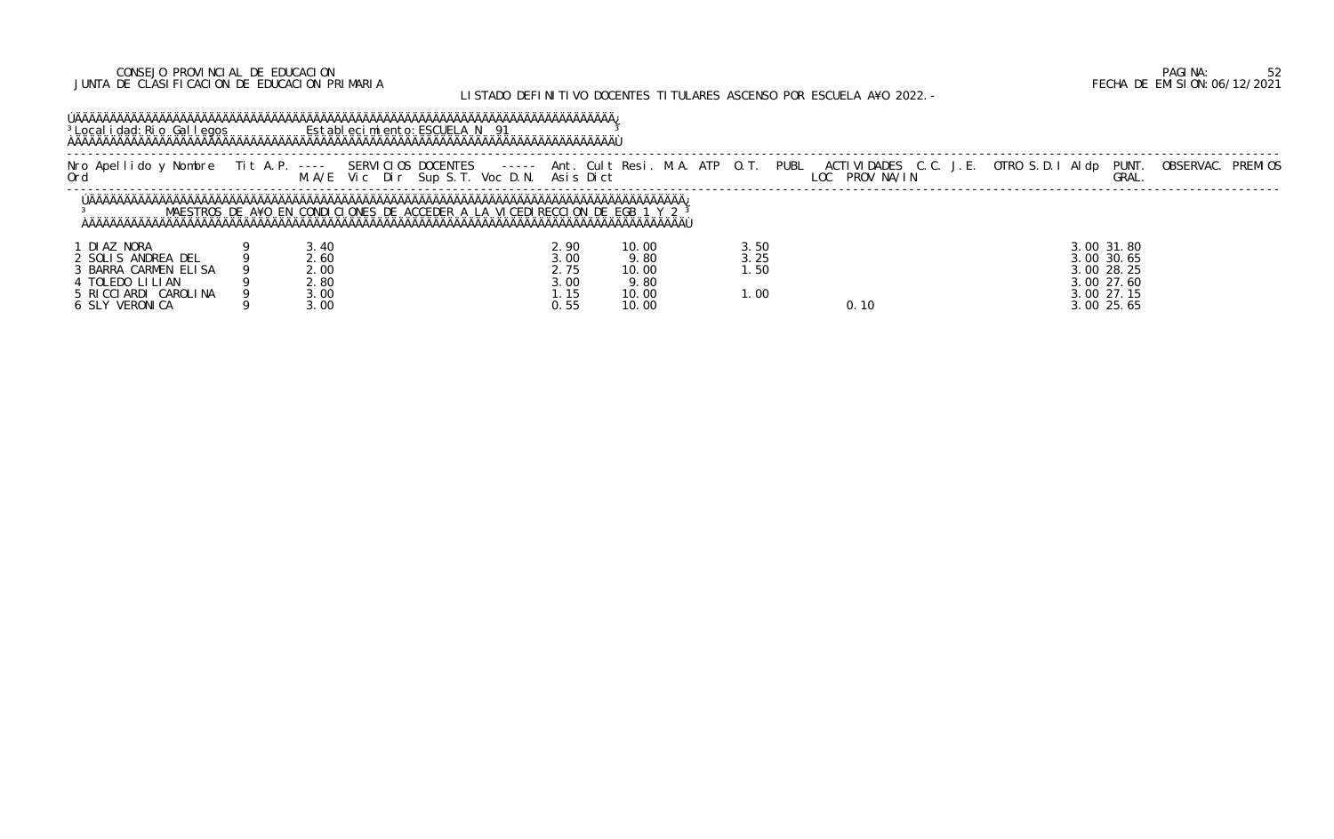CONSEJO PROVINCIAL DE EDUCACION
JUNTA DE CLASIFICACION DE EDUCACION PRIMARIA

FECHA DE EMISION:06/12/2021

LISTADO DEFINITIVO DOCENTES TITULARES ASCENSO POR ESCUELA A¥O 2022.-

Localidad: Rio Gallegos    Establecimiento: ESCUELA N 91

MAESTROS DE A¥O EN CONDICIONES DE ACCEDER A LA VICEDIRECCION DE EGB 1 Y 2

| Nro Ord | Apellido y Nombre | Tit | A.P. M.A/E | SERVICIOS DOCENTES Vic | Dir | Sup S.T. | Voc D.N. | Ant. Asis | Cult Dict | Resi. | M.A. | ATP | O.T. | PUBL | ACTIVIDADES LOC | PROV NA/IN | C.C. | J.E. | OTRO S.D.I | Aldp | PUNT. GRAL. | OBSERVAC. | PREMIOS |
|---|---|---|---|---|---|---|---|---|---|---|---|---|---|---|---|---|---|---|---|---|---|---|---|
| 1 | DIAZ NORA | 9 | 3.40 | | | | | 2.90 | 10.00 | | | | 3.50 | | | | | | | 3.00 | 31.80 | | |
| 2 | SOLIS ANDREA DEL | 9 | 2.60 | | | | | 3.00 | 9.80 | | | | 3.25 | | | | | | | 3.00 | 30.65 | | |
| 3 | BARRA CARMEN ELISA | 9 | 2.00 | | | | | 2.75 | 10.00 | | | | 1.50 | | | | | | | 3.00 | 28.25 | | |
| 4 | TOLEDO LILIAN | 9 | 2.80 | | | | | 3.00 | 9.80 | | | | | | | | | | | 3.00 | 27.60 | | |
| 5 | RICCIARDI CAROLINA | 9 | 3.00 | | | | | 1.15 | 10.00 | | | | 1.00 | | | | | | | 3.00 | 27.15 | | |
| 6 | SLY VERONICA | 9 | 3.00 | | | | | 0.55 | 10.00 | | | | | | | 0.10 | | | | 3.00 | 25.65 | | |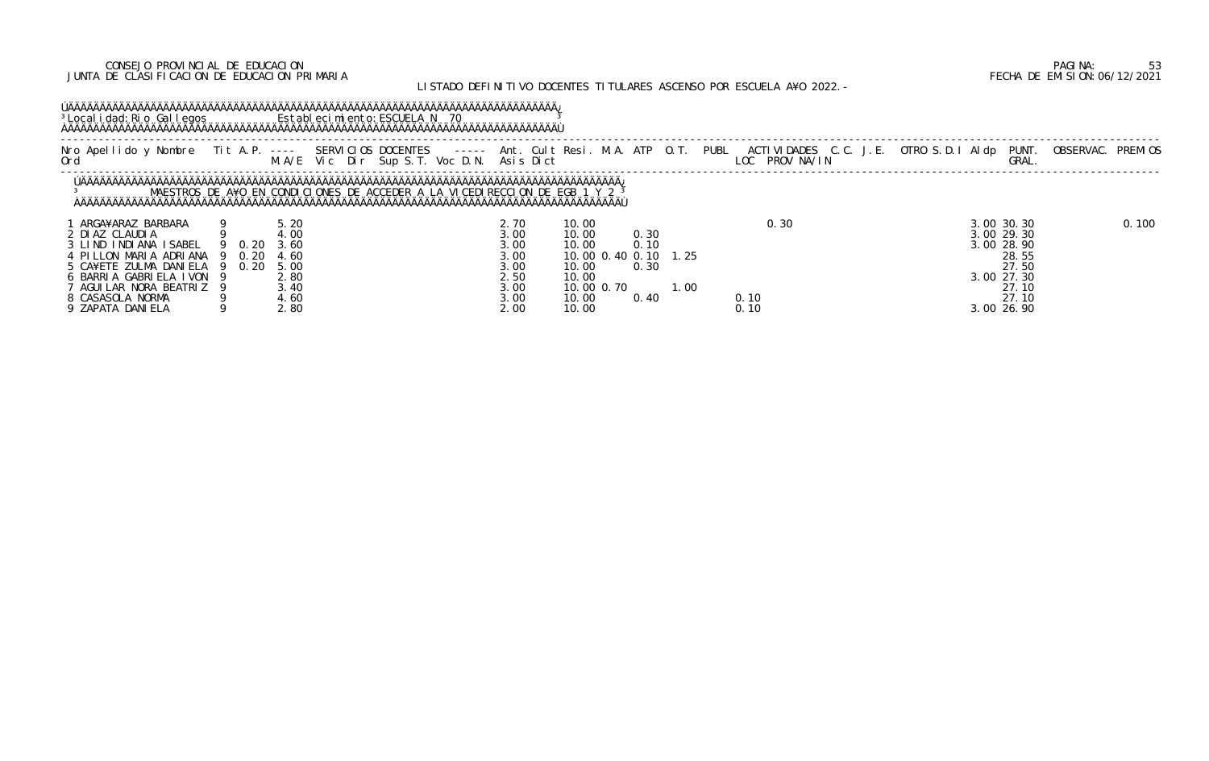CONSEJO PROVINCIAL DE EDUCACION
JUNTA DE CLASIFICACION DE EDUCACION PRIMARIA

LISTADO DEFINITIVO DOCENTES TITULARES ASCENSO POR ESCUELA AÑO 2022.-

Localidad: Rio Gallegos  Establecimiento: ESCUELA N 70

| Nro Ord | Apellido y Nombre | Tit | A.P. | M.A/E | Vic | Dir | Sup | S.T. | Voc | D.N. | Ant. | Cult | Resi. | M.A. | ATP | O.T. | PUBL | ACTIVIDADES LOC | PROV | NA/IN | C.C. | J.E. | OTRO S.D.I | Aldp | PUNT. GRAL. | OBSERVAC. | PREMIOS |
|---|---|---|---|---|---|---|---|---|---|---|---|---|---|---|---|---|---|---|---|---|---|---|---|---|---|---|---|
| | **MAESTROS DE AÑO EN CONDICIONES DE ACCEDER A LA VICEDIRECCION DE EGB 1 Y 2** | | | | | | | | | | | | | | | | | | | | | | | | | | |
| 1 | ARGAÑARAZ BARBARA | 9 | | 5.20 | | | | | | | 2.70 | 10.00 | | | | | | | 0.30 | | | | | 3.00 | 30.30 | | 0.100 |
| 2 | DIAZ CLAUDIA | 9 | | 4.00 | | | | | | | 3.00 | 10.00 | | 0.30 | | | | | | | | | | 3.00 | 29.30 | | |
| 3 | LIND INDIANA ISABEL | 9 | 0.20 | 3.60 | | | | | | | 3.00 | 10.00 | | 0.10 | | | | | | | | | | 3.00 | 28.90 | | |
| 4 | PILLON MARIA ADRIANA | 9 | 0.20 | 4.60 | | | | | | | 3.00 | 10.00 | 0.40 | 0.10 | 1.25 | | | | | | | | | | 28.55 | | |
| 5 | CAÑETE ZULMA DANIELA | 9 | 0.20 | 5.00 | | | | | | | 3.00 | 10.00 | | 0.30 | | | | | | | | | | | 27.50 | | |
| 6 | BARRIA GABRIELA IVON | 9 | | 2.80 | | | | | | | 2.50 | 10.00 | | | | | | | | | | | | 3.00 | 27.30 | | |
| 7 | AGUILAR NORA BEATRIZ | 9 | | 3.40 | | | | | | | 3.00 | 10.00 | 0.70 | | | 1.00 | | | | | | | | | 27.10 | | |
| 8 | CASASOLA NORMA | 9 | | 4.60 | | | | | | | 3.00 | 10.00 | | 0.40 | | | | 0.10 | | | | | | | 27.10 | | |
| 9 | ZAPATA DANIELA | 9 | | 2.80 | | | | | | | 2.00 | 10.00 | | | | | | 0.10 | | | | | | 3.00 | 26.90 | | |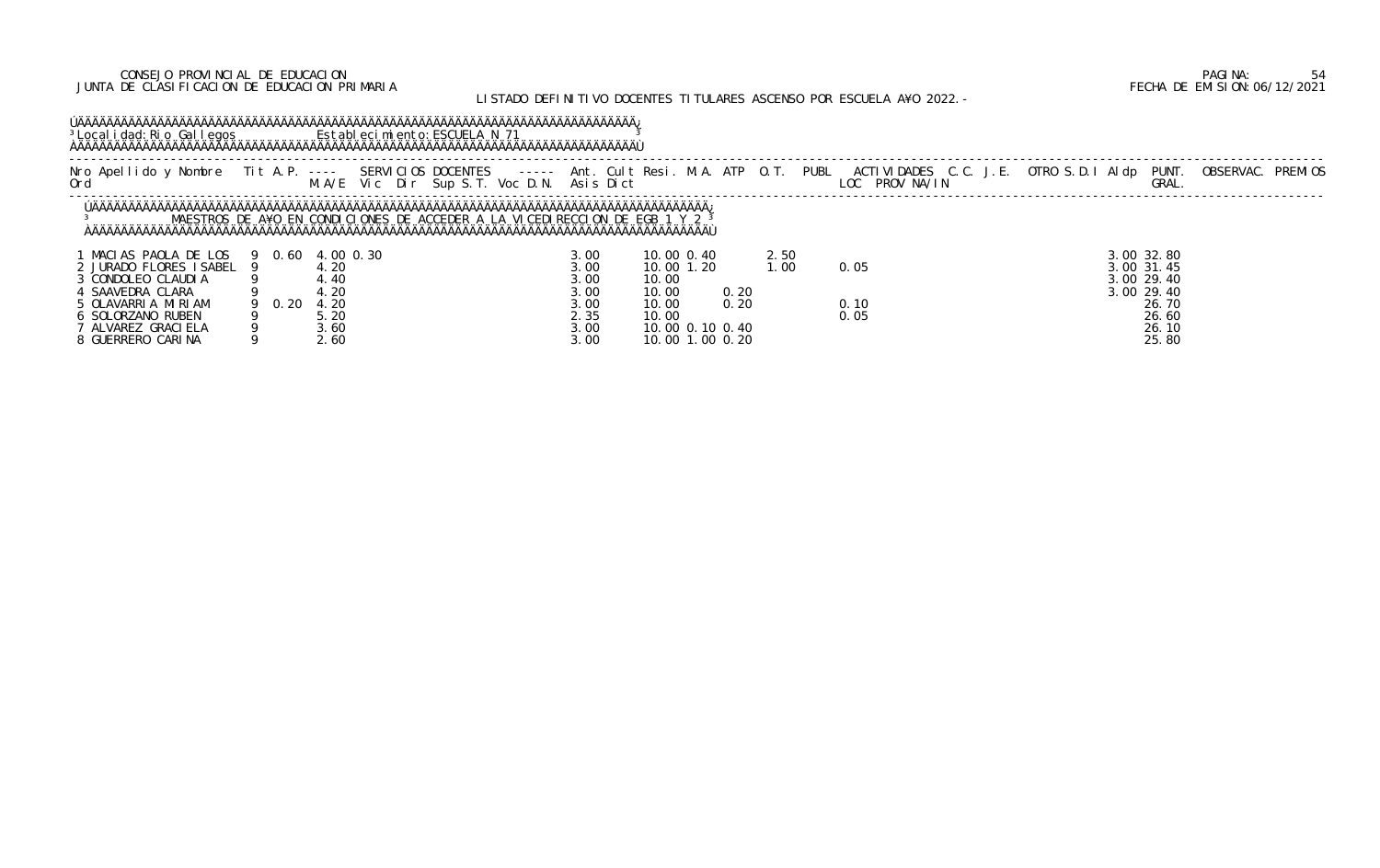CONSEJO PROVINCIAL DE EDUCACION
JUNTA DE CLASIFICACION DE EDUCACION PRIMARIA

LISTADO DEFINITIVO DOCENTES TITULARES ASCENSO POR ESCUELA A¥O 2022.-

Localidad: Rio Gallegos — Establecimiento: ESCUELA N 71

MAESTROS DE A¥O EN CONDICIONES DE ACCEDER A LA VICEDIRECCION DE EGB 1 Y 2

| Nro Ord | Apellido y Nombre | Tit | A.P. | SERVICIOS DOCENTES M.A/E | Vic | Dir | Sup S.T. | Voc D.N. | Ant. Asis | Cult Dict | Resi. | M.A. | ATP | O.T. | PUBL | ACTIVIDADES LOC | PROV NA/IN | C.C. | J.E. | OTRO S.D.I | Aldp | PUNT. GRAL. | OBSERVAC. | PREMIOS |
|---|---|---|---|---|---|---|---|---|---|---|---|---|---|---|---|---|---|---|---|---|---|---|---|---|
| 1 | MACIAS PAOLA DE LOS | 9 | 0.60 | 4.00 | 0.30 | | | | 3.00 | 10.00 | 0.40 | | | 2.50 | | | | | | | 3.00 | 32.80 | | |
| 2 | JURADO FLORES ISABEL | 9 | | 4.20 | | | | | 3.00 | 10.00 | 1.20 | | | 1.00 | | 0.05 | | | | | 3.00 | 31.45 | | |
| 3 | CONDOLEO CLAUDIA | 9 | | 4.40 | | | | | 3.00 | 10.00 | | | | | | | | | | | 3.00 | 29.40 | | |
| 4 | SAAVEDRA CLARA | 9 | | 4.20 | | | | | 3.00 | 10.00 | | 0.20 | | | | | | | | | 3.00 | 29.40 | | |
| 5 | OLAVARRIA MIRIAM | 9 | 0.20 | 4.20 | | | | | 3.00 | 10.00 | | 0.20 | | | | 0.10 | | | | | | 26.70 | | |
| 6 | SOLORZANO RUBEN | 9 | | 5.20 | | | | | 2.35 | 10.00 | | | | | | 0.05 | | | | | | 26.60 | | |
| 7 | ALVAREZ GRACIELA | 9 | | 3.60 | | | | | 3.00 | 10.00 | 0.10 | 0.40 | | | | | | | | | | 26.10 | | |
| 8 | GUERRERO CARINA | 9 | | 2.60 | | | | | 3.00 | 10.00 | 1.00 | 0.20 | | | | | | | | | | 25.80 | | |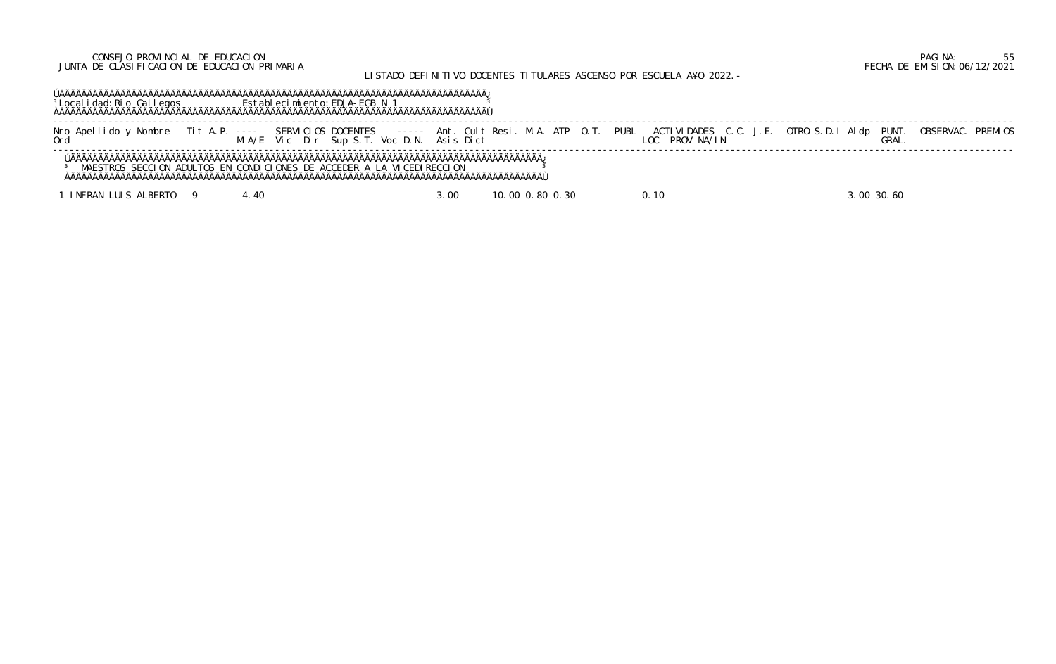CONSEJO PROVINCIAL DE EDUCACION
JUNTA DE CLASIFICACION DE EDUCACION PRIMARIA

LISTADO DEFINITIVO DOCENTES TITULARES ASCENSO POR ESCUELA AÑO 2022.-

FECHA DE EMISION: 06/12/2021

Localidad: Rio Gallegos    Establecimiento: EDJA-EGB N 1

| Nro Ord | Apellido y Nombre | Tit | A.P. | SERVICIOS DOCENTES M.A/E | Vic | Dir | Sup | S.T. | Voc | D.N. | Ant. Asis | Cult Dict | Resi. | M.A. | ATP | O.T. | PUBL | ACTIVIDADES LOC | PROV | NA/IN | C.C. | J.E. | OTRO | S.D.I | Aldp | PUNT. GRAL. | OBSERVAC. | PREMIOS |
|---|---|---|---|---|---|---|---|---|---|---|---|---|---|---|---|---|---|---|---|---|---|---|---|---|---|---|---|---|
| | MAESTROS SECCION ADULTOS EN CONDICIONES DE ACCEDER A LA VICEDIRECCION | | | | | | | | | | | | | | | | | | | | | | | | | | | |
| 1 | INFRAN LUIS ALBERTO | 9 | | 4.40 | | | | | | | 3.00 | | 10.00 | 0.80 | 0.30 | | | 0.10 | | | | | | | 3.00 | 30.60 | | |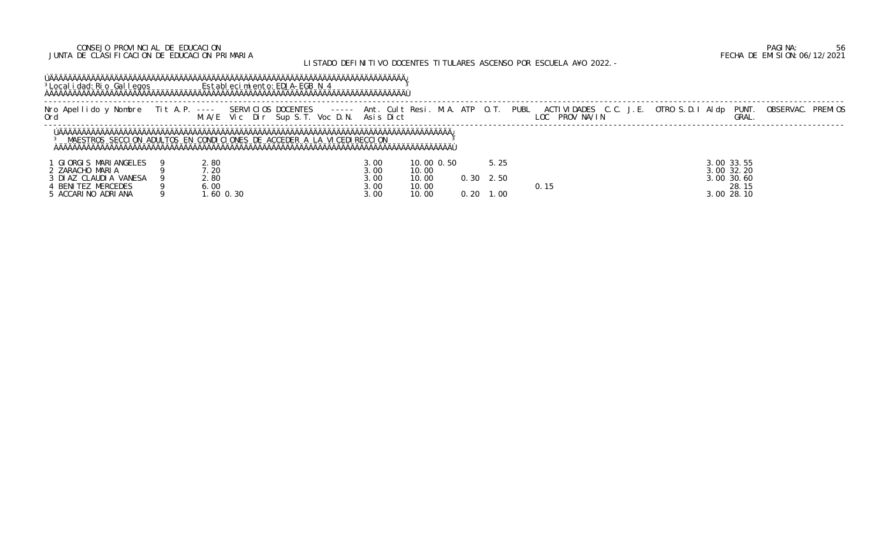CONSEJO PROVINCIAL DE EDUCACION
JUNTA DE CLASIFICACION DE EDUCACION PRIMARIA

LISTADO DEFINITIVO DOCENTES TITULARES ASCENSO POR ESCUELA A¥O 2022.-

FECHA DE EMISION:06/12/2021

Localidad: Rio Gallegos — Establecimiento: EDJA-EGB N 4

MAESTROS SECCION ADULTOS EN CONDICIONES DE ACCEDER A LA VICEDIRECCION

| Nro Ord | Apellido y Nombre | Tit | A.P. | SERVICIOS DOCENTES M.A/E | Vic | Dir | Sup | S.T. | Voc | D.N. | Ant. Asis | Cult Dict | Resi. | M.A. | ATP | O.T. | PUBL | ACTIVIDADES LOC | PROV | NA/IN | C.C. | J.E. | OTRO | S.D.I | Aldp | PUNT. GRAL. | OBSERVAC. | PREMIOS |
|---|---|---|---|---|---|---|---|---|---|---|---|---|---|---|---|---|---|---|---|---|---|---|---|---|---|---|---|---|
| 1 | GIORGIS MARIANGELES | 9 | | 2.80 | | | | | | | 3.00 | 10.00 | 0.50 | | | 5.25 | | | | | | | | | 3.00 | 33.55 | | |
| 2 | ZARACHO MARIA | 9 | | 7.20 | | | | | | | 3.00 | 10.00 | | | | | | | | | | | | | 3.00 | 32.20 | | |
| 3 | DIAZ CLAUDIA VANESA | 9 | | 2.80 | | | | | | | 3.00 | 10.00 | | | 0.30 | 2.50 | | | | | | | | | 3.00 | 30.60 | | |
| 4 | BENITEZ MERCEDES | 9 | | 6.00 | | | | | | | 3.00 | 10.00 | | | | | | 0.15 | | | | | | | | 28.15 | | |
| 5 | ACCARINO ADRIANA | 9 | | 1.60 | 0.30 | | | | | | 3.00 | 10.00 | | | 0.20 | 1.00 | | | | | | | | | 3.00 | 28.10 | | |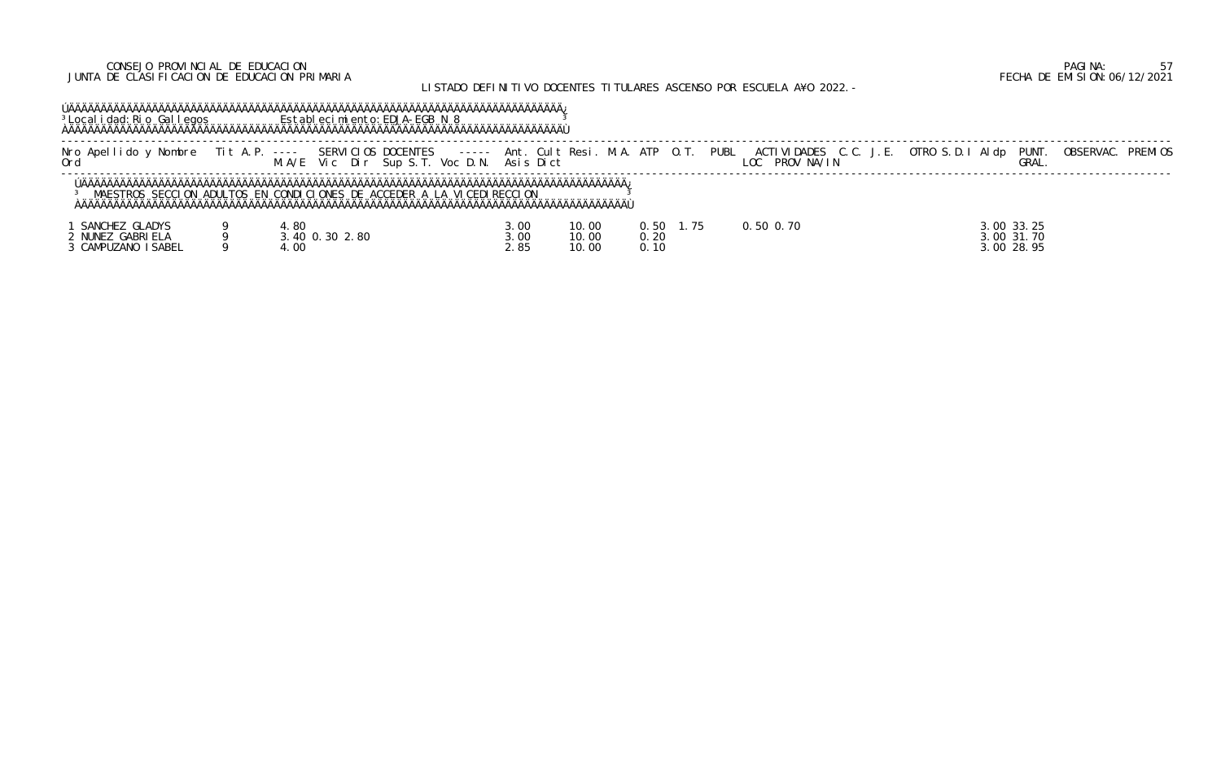CONSEJO PROVINCIAL DE EDUCACION
JUNTA DE CLASIFICACION DE EDUCACION PRIMARIA

FECHA DE EMISION: 06/12/2021

LISTADO DEFINITIVO DOCENTES TITULARES ASCENSO POR ESCUELA AÑO 2022.-

Localidad: Rio Gallegos    Establecimiento: EDJA-EGB N 8

MAESTROS SECCION ADULTOS EN CONDICIONES DE ACCEDER A LA VICEDIRECCION

| Nro Ord | Apellido y Nombre | Tit | A.P. | SERVICIOS DOCENTES M.A/E | Vic | Dir | Sup S.T. | Voc D.N. | Ant. Asis | Cult Dict | Resi. | M.A. | ATP | O.T. | PUBL | ACTIVIDADES LOC | PROV | NA/IN | C.C. | J.E. | OTRO | S.D.I | Aldp | PUNT. GRAL. | OBSERVAC. | PREMIOS |
|---|---|---|---|---|---|---|---|---|---|---|---|---|---|---|---|---|---|---|---|---|---|---|---|---|---|---|
| 1 | SANCHEZ GLADYS | 9 | | 4.80 | | | | | 3.00 | | 10.00 | | | 0.50 | 1.75 | 0.50 | 0.70 | | | | | | 3.00 | 33.25 | | |
| 2 | NUNEZ GABRIELA | 9 | | 3.40 | 0.30 | 2.80 | | | 3.00 | | 10.00 | | | 0.20 | | | | | | | | | 3.00 | 31.70 | | |
| 3 | CAMPUZANO ISABEL | 9 | | 4.00 | | | | | 2.85 | | 10.00 | | | 0.10 | | | | | | | | | 3.00 | 28.95 | | |